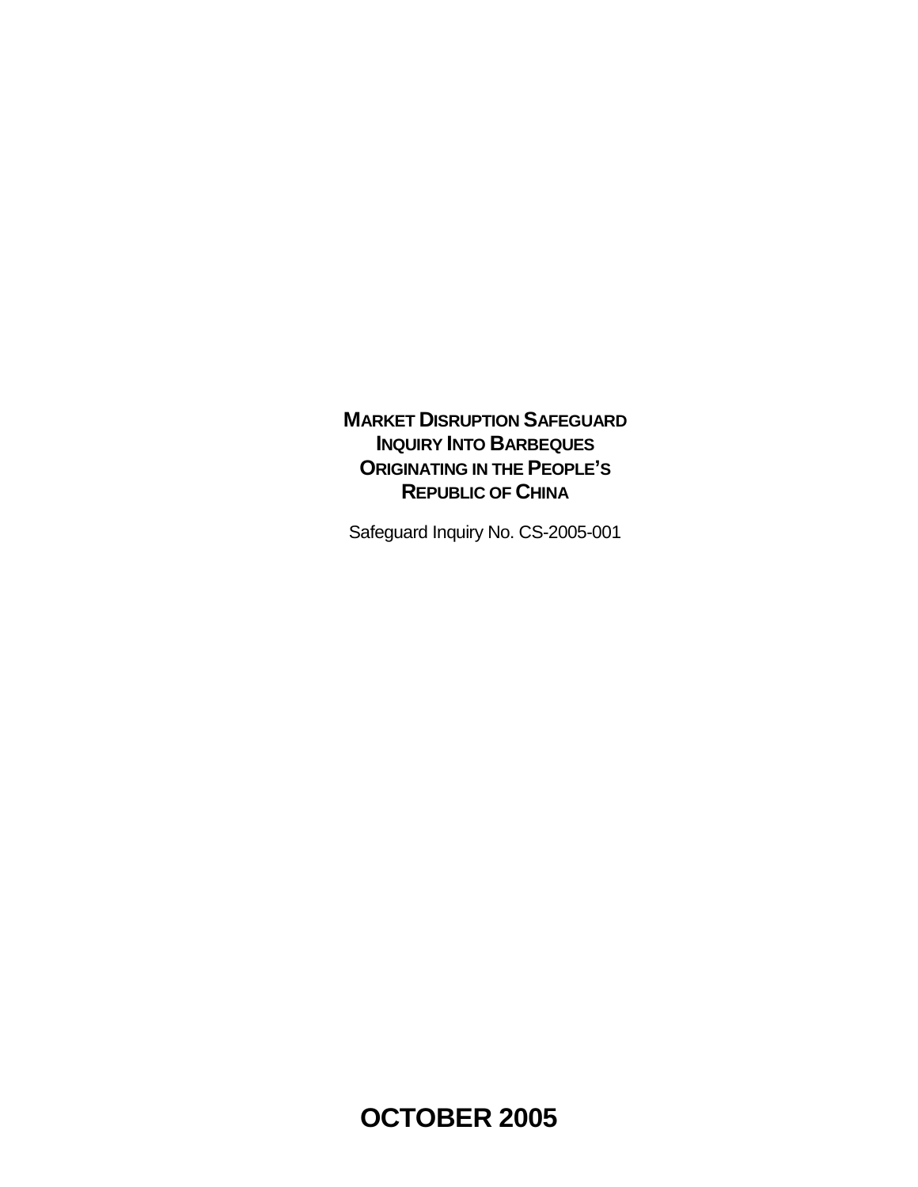# MARKET DISRUPTION SAFEGUARD INQUIRY INTO BARBEQUES ORIGINATING IN THE PEOPLE'S REPUBLIC OF CHINA

Safeguard Inquiry No. CS-2005-001

**OCTOBER 2005**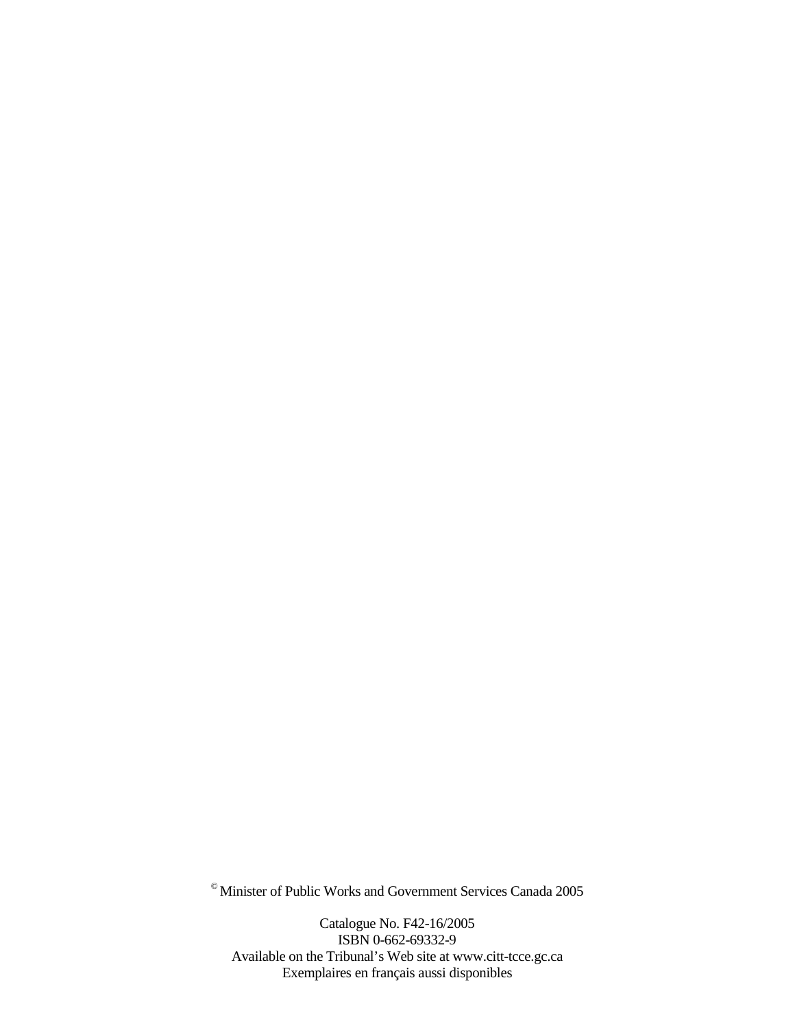© Minister of Public Works and Government Services Canada 2005

Catalogue No. F42-16/2005
ISBN 0-662-69332-9
Available on the Tribunal's Web site at www.citt-tcce.gc.ca
Exemplaires en français aussi disponibles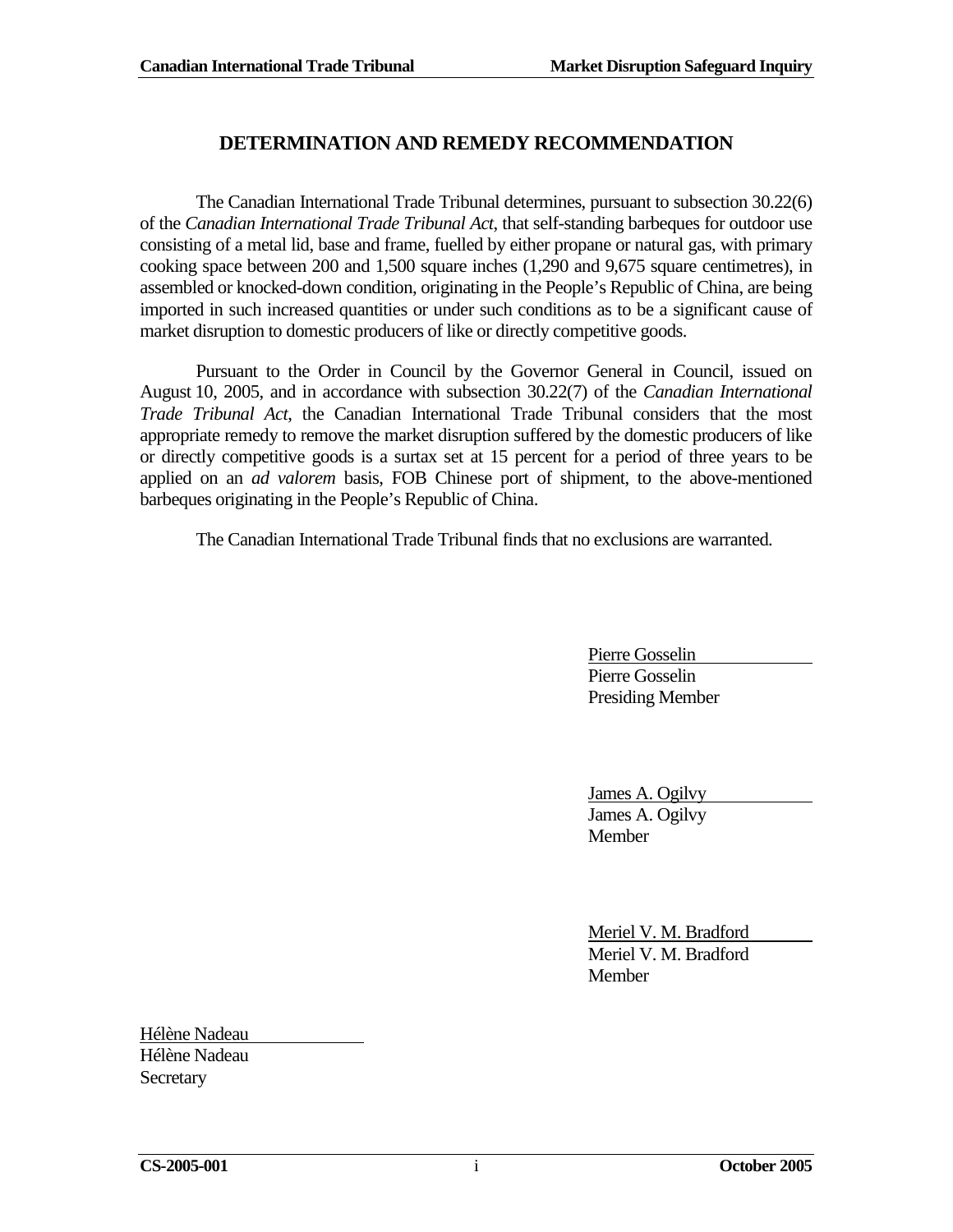## DETERMINATION AND REMEDY RECOMMENDATION

The Canadian International Trade Tribunal determines, pursuant to subsection 30.22(6) of the *Canadian International Trade Tribunal Act*, that self-standing barbeques for outdoor use consisting of a metal lid, base and frame, fuelled by either propane or natural gas, with primary cooking space between 200 and 1,500 square inches (1,290 and 9,675 square centimetres), in assembled or knocked-down condition, originating in the People's Republic of China, are being imported in such increased quantities or under such conditions as to be a significant cause of market disruption to domestic producers of like or directly competitive goods.

Pursuant to the Order in Council by the Governor General in Council, issued on August 10, 2005, and in accordance with subsection 30.22(7) of the *Canadian International Trade Tribunal Act*, the Canadian International Trade Tribunal considers that the most appropriate remedy to remove the market disruption suffered by the domestic producers of like or directly competitive goods is a surtax set at 15 percent for a period of three years to be applied on an *ad valorem* basis, FOB Chinese port of shipment, to the above-mentioned barbeques originating in the People's Republic of China.

The Canadian International Trade Tribunal finds that no exclusions are warranted.

Pierre Gosselin
Pierre Gosselin
Presiding Member

James A. Ogilvy
James A. Ogilvy
Member

Meriel V. M. Bradford
Meriel V. M. Bradford
Member

Hélène Nadeau
Hélène Nadeau
Secretary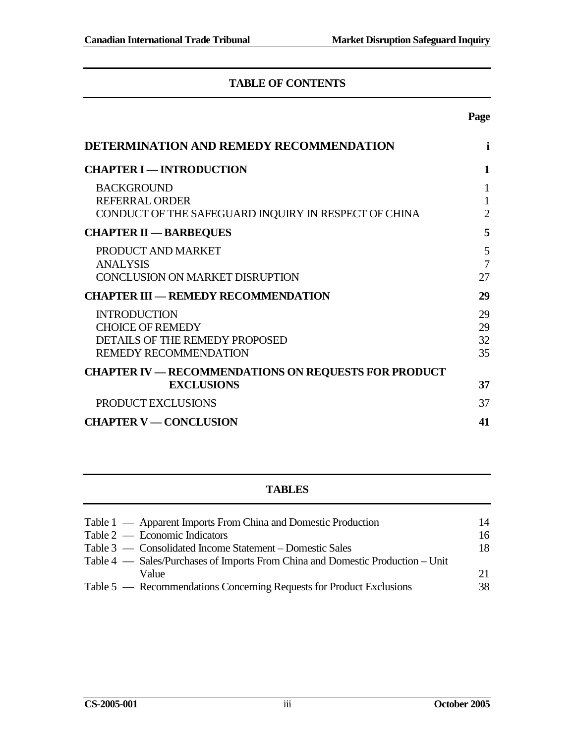## TABLE OF CONTENTS

| | Page |
|---|---|
| **DETERMINATION AND REMEDY RECOMMENDATION** | **i** |
| **CHAPTER I — INTRODUCTION** | **1** |
| BACKGROUND | 1 |
| REFERRAL ORDER | 1 |
| CONDUCT OF THE SAFEGUARD INQUIRY IN RESPECT OF CHINA | 2 |
| **CHAPTER II — BARBEQUES** | **5** |
| PRODUCT AND MARKET | 5 |
| ANALYSIS | 7 |
| CONCLUSION ON MARKET DISRUPTION | 27 |
| **CHAPTER III — REMEDY RECOMMENDATION** | **29** |
| INTRODUCTION | 29 |
| CHOICE OF REMEDY | 29 |
| DETAILS OF THE REMEDY PROPOSED | 32 |
| REMEDY RECOMMENDATION | 35 |
| **CHAPTER IV — RECOMMENDATIONS ON REQUESTS FOR PRODUCT EXCLUSIONS** | **37** |
| PRODUCT EXCLUSIONS | 37 |
| **CHAPTER V — CONCLUSION** | **41** |

## TABLES

| | |
|---|---|
| Table 1 — Apparent Imports From China and Domestic Production | 14 |
| Table 2 — Economic Indicators | 16 |
| Table 3 — Consolidated Income Statement – Domestic Sales | 18 |
| Table 4 — Sales/Purchases of Imports From China and Domestic Production – Unit Value | 21 |
| Table 5 — Recommendations Concerning Requests for Product Exclusions | 38 |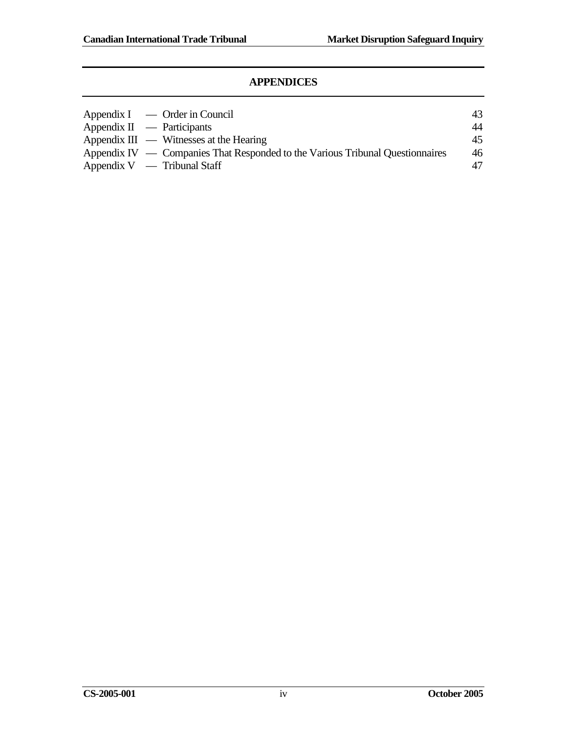## APPENDICES

| | | |
|---|---|---|
| Appendix I | — Order in Council | 43 |
| Appendix II | — Participants | 44 |
| Appendix III | — Witnesses at the Hearing | 45 |
| Appendix IV | — Companies That Responded to the Various Tribunal Questionnaires | 46 |
| Appendix V | — Tribunal Staff | 47 |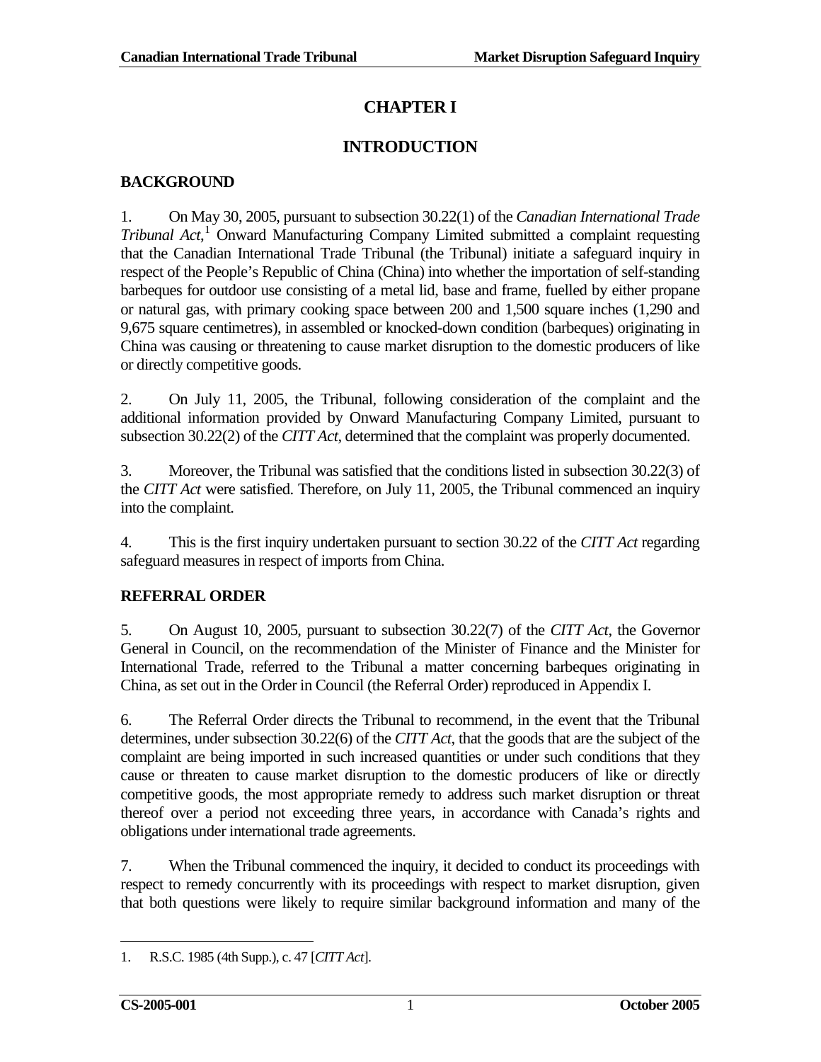# CHAPTER I

# INTRODUCTION

## BACKGROUND

1. On May 30, 2005, pursuant to subsection 30.22(1) of the *Canadian International Trade Tribunal Act*,[1] Onward Manufacturing Company Limited submitted a complaint requesting that the Canadian International Trade Tribunal (the Tribunal) initiate a safeguard inquiry in respect of the People's Republic of China (China) into whether the importation of self-standing barbeques for outdoor use consisting of a metal lid, base and frame, fuelled by either propane or natural gas, with primary cooking space between 200 and 1,500 square inches (1,290 and 9,675 square centimetres), in assembled or knocked-down condition (barbeques) originating in China was causing or threatening to cause market disruption to the domestic producers of like or directly competitive goods.

2. On July 11, 2005, the Tribunal, following consideration of the complaint and the additional information provided by Onward Manufacturing Company Limited, pursuant to subsection 30.22(2) of the *CITT Act*, determined that the complaint was properly documented.

3. Moreover, the Tribunal was satisfied that the conditions listed in subsection 30.22(3) of the *CITT Act* were satisfied. Therefore, on July 11, 2005, the Tribunal commenced an inquiry into the complaint.

4. This is the first inquiry undertaken pursuant to section 30.22 of the *CITT Act* regarding safeguard measures in respect of imports from China.

## REFERRAL ORDER

5. On August 10, 2005, pursuant to subsection 30.22(7) of the *CITT Act*, the Governor General in Council, on the recommendation of the Minister of Finance and the Minister for International Trade, referred to the Tribunal a matter concerning barbeques originating in China, as set out in the Order in Council (the Referral Order) reproduced in Appendix I.

6. The Referral Order directs the Tribunal to recommend, in the event that the Tribunal determines, under subsection 30.22(6) of the *CITT Act*, that the goods that are the subject of the complaint are being imported in such increased quantities or under such conditions that they cause or threaten to cause market disruption to the domestic producers of like or directly competitive goods, the most appropriate remedy to address such market disruption or threat thereof over a period not exceeding three years, in accordance with Canada's rights and obligations under international trade agreements.

7. When the Tribunal commenced the inquiry, it decided to conduct its proceedings with respect to remedy concurrently with its proceedings with respect to market disruption, given that both questions were likely to require similar background information and many of the

---

1. R.S.C. 1985 (4th Supp.), c. 47 [*CITT Act*].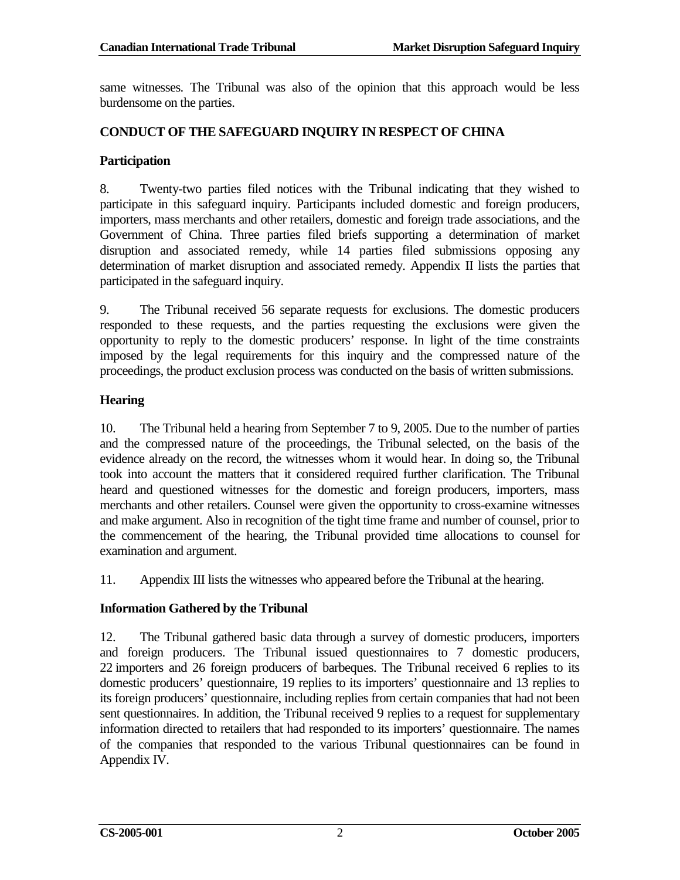same witnesses. The Tribunal was also of the opinion that this approach would be less burdensome on the parties.

## CONDUCT OF THE SAFEGUARD INQUIRY IN RESPECT OF CHINA

### Participation

8. Twenty-two parties filed notices with the Tribunal indicating that they wished to participate in this safeguard inquiry. Participants included domestic and foreign producers, importers, mass merchants and other retailers, domestic and foreign trade associations, and the Government of China. Three parties filed briefs supporting a determination of market disruption and associated remedy, while 14 parties filed submissions opposing any determination of market disruption and associated remedy. Appendix II lists the parties that participated in the safeguard inquiry.

9. The Tribunal received 56 separate requests for exclusions. The domestic producers responded to these requests, and the parties requesting the exclusions were given the opportunity to reply to the domestic producers' response. In light of the time constraints imposed by the legal requirements for this inquiry and the compressed nature of the proceedings, the product exclusion process was conducted on the basis of written submissions.

### Hearing

10. The Tribunal held a hearing from September 7 to 9, 2005. Due to the number of parties and the compressed nature of the proceedings, the Tribunal selected, on the basis of the evidence already on the record, the witnesses whom it would hear. In doing so, the Tribunal took into account the matters that it considered required further clarification. The Tribunal heard and questioned witnesses for the domestic and foreign producers, importers, mass merchants and other retailers. Counsel were given the opportunity to cross-examine witnesses and make argument. Also in recognition of the tight time frame and number of counsel, prior to the commencement of the hearing, the Tribunal provided time allocations to counsel for examination and argument.

11. Appendix III lists the witnesses who appeared before the Tribunal at the hearing.

### Information Gathered by the Tribunal

12. The Tribunal gathered basic data through a survey of domestic producers, importers and foreign producers. The Tribunal issued questionnaires to 7 domestic producers, 22 importers and 26 foreign producers of barbeques. The Tribunal received 6 replies to its domestic producers' questionnaire, 19 replies to its importers' questionnaire and 13 replies to its foreign producers' questionnaire, including replies from certain companies that had not been sent questionnaires. In addition, the Tribunal received 9 replies to a request for supplementary information directed to retailers that had responded to its importers' questionnaire. The names of the companies that responded to the various Tribunal questionnaires can be found in Appendix IV.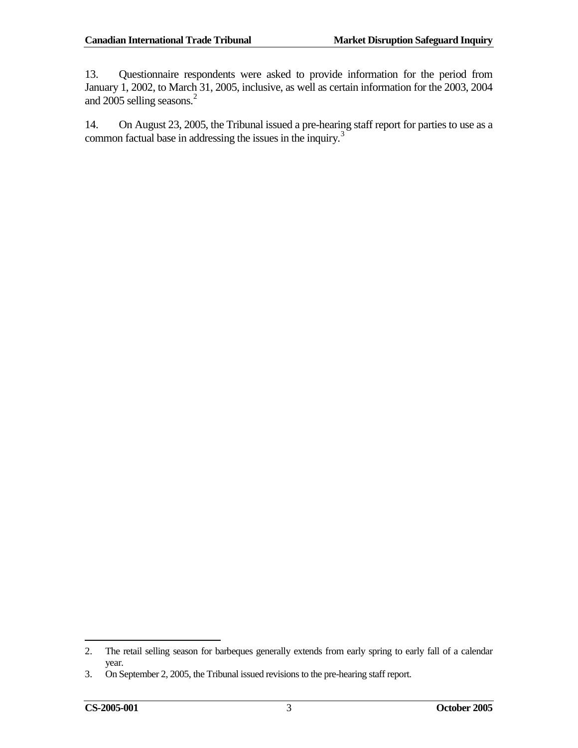13. Questionnaire respondents were asked to provide information for the period from January 1, 2002, to March 31, 2005, inclusive, as well as certain information for the 2003, 2004 and 2005 selling seasons.[2]

14. On August 23, 2005, the Tribunal issued a pre-hearing staff report for parties to use as a common factual base in addressing the issues in the inquiry.[3]

---

2. The retail selling season for barbeques generally extends from early spring to early fall of a calendar year.

3. On September 2, 2005, the Tribunal issued revisions to the pre-hearing staff report.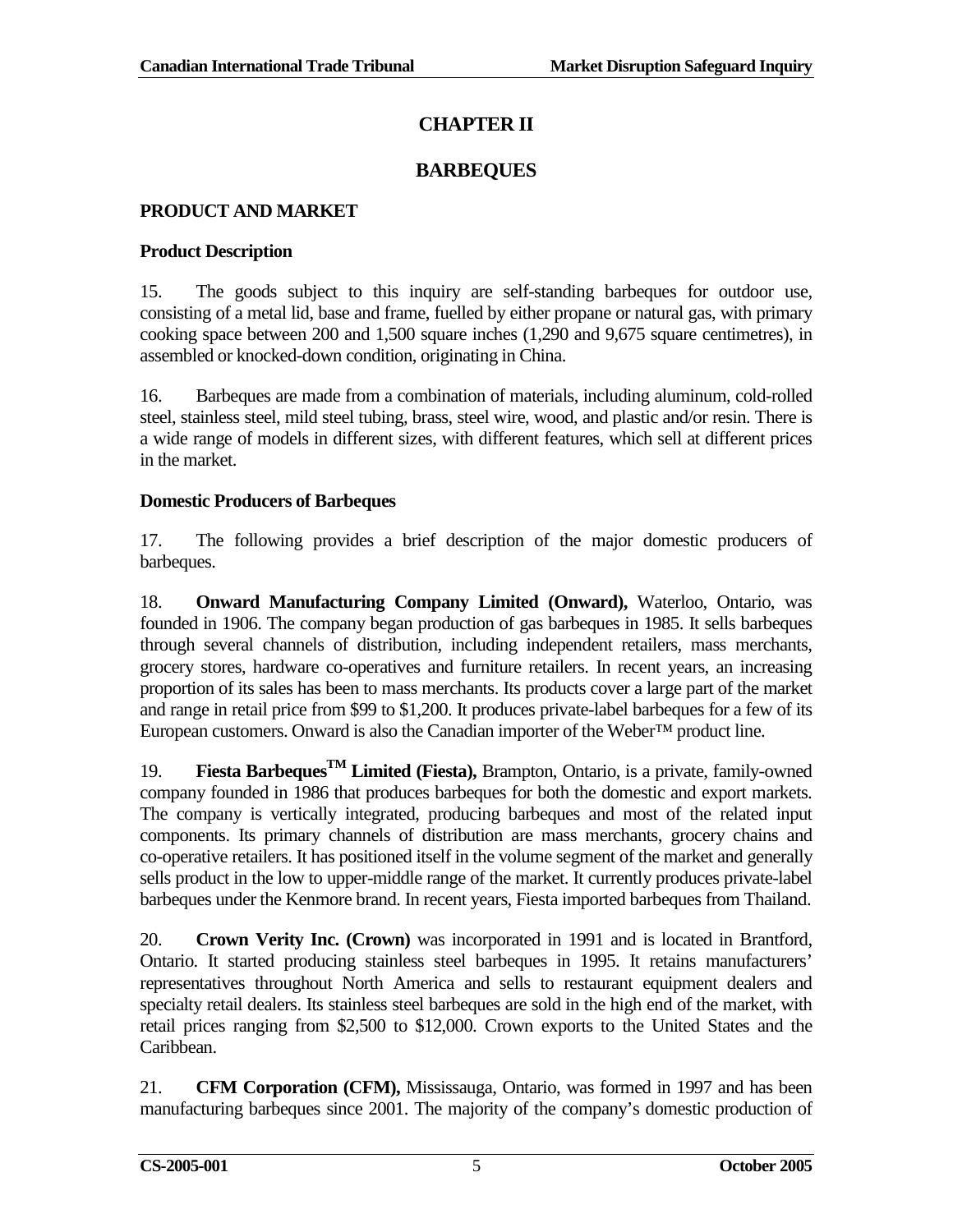# CHAPTER II

# BARBEQUES

## PRODUCT AND MARKET

### Product Description

15. The goods subject to this inquiry are self-standing barbeques for outdoor use, consisting of a metal lid, base and frame, fuelled by either propane or natural gas, with primary cooking space between 200 and 1,500 square inches (1,290 and 9,675 square centimetres), in assembled or knocked-down condition, originating in China.

16. Barbeques are made from a combination of materials, including aluminum, cold-rolled steel, stainless steel, mild steel tubing, brass, steel wire, wood, and plastic and/or resin. There is a wide range of models in different sizes, with different features, which sell at different prices in the market.

### Domestic Producers of Barbeques

17. The following provides a brief description of the major domestic producers of barbeques.

18. **Onward Manufacturing Company Limited (Onward),** Waterloo, Ontario, was founded in 1906. The company began production of gas barbeques in 1985. It sells barbeques through several channels of distribution, including independent retailers, mass merchants, grocery stores, hardware co-operatives and furniture retailers. In recent years, an increasing proportion of its sales has been to mass merchants. Its products cover a large part of the market and range in retail price from $99 to $1,200. It produces private-label barbeques for a few of its European customers. Onward is also the Canadian importer of the Weber™ product line.

19. **Fiesta Barbeques™ Limited (Fiesta),** Brampton, Ontario, is a private, family-owned company founded in 1986 that produces barbeques for both the domestic and export markets. The company is vertically integrated, producing barbeques and most of the related input components. Its primary channels of distribution are mass merchants, grocery chains and co-operative retailers. It has positioned itself in the volume segment of the market and generally sells product in the low to upper-middle range of the market. It currently produces private-label barbeques under the Kenmore brand. In recent years, Fiesta imported barbeques from Thailand.

20. **Crown Verity Inc. (Crown)** was incorporated in 1991 and is located in Brantford, Ontario. It started producing stainless steel barbeques in 1995. It retains manufacturers' representatives throughout North America and sells to restaurant equipment dealers and specialty retail dealers. Its stainless steel barbeques are sold in the high end of the market, with retail prices ranging from $2,500 to $12,000. Crown exports to the United States and the Caribbean.

21. **CFM Corporation (CFM),** Mississauga, Ontario, was formed in 1997 and has been manufacturing barbeques since 2001. The majority of the company's domestic production of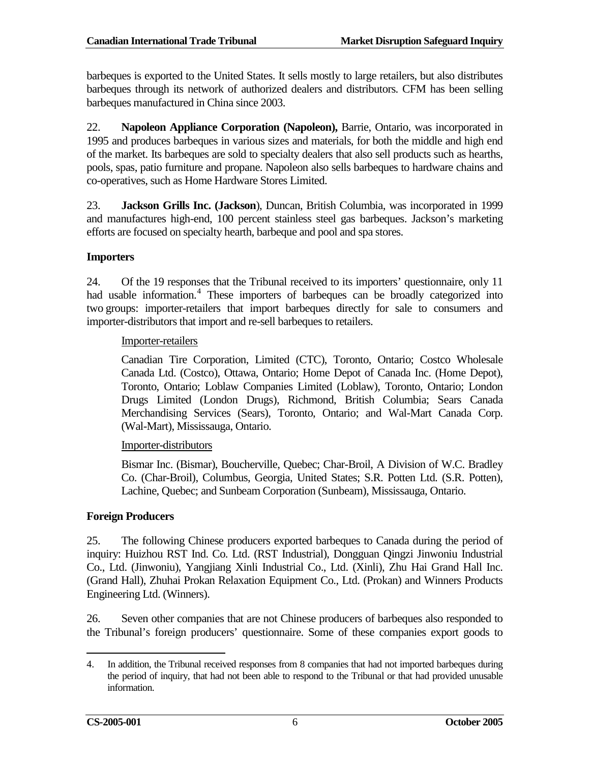barbeques is exported to the United States. It sells mostly to large retailers, but also distributes barbeques through its network of authorized dealers and distributors. CFM has been selling barbeques manufactured in China since 2003.

22. **Napoleon Appliance Corporation (Napoleon),** Barrie, Ontario, was incorporated in 1995 and produces barbeques in various sizes and materials, for both the middle and high end of the market. Its barbeques are sold to specialty dealers that also sell products such as hearths, pools, spas, patio furniture and propane. Napoleon also sells barbeques to hardware chains and co-operatives, such as Home Hardware Stores Limited.

23. **Jackson Grills Inc. (Jackson**), Duncan, British Columbia, was incorporated in 1999 and manufactures high-end, 100 percent stainless steel gas barbeques. Jackson's marketing efforts are focused on specialty hearth, barbeque and pool and spa stores.

**Importers**

24. Of the 19 responses that the Tribunal received to its importers' questionnaire, only 11 had usable information.[4] These importers of barbeques can be broadly categorized into two groups: importer-retailers that import barbeques directly for sale to consumers and importer-distributors that import and re-sell barbeques to retailers.

> Importer-retailers
>
> Canadian Tire Corporation, Limited (CTC), Toronto, Ontario; Costco Wholesale Canada Ltd. (Costco), Ottawa, Ontario; Home Depot of Canada Inc. (Home Depot), Toronto, Ontario; Loblaw Companies Limited (Loblaw), Toronto, Ontario; London Drugs Limited (London Drugs), Richmond, British Columbia; Sears Canada Merchandising Services (Sears), Toronto, Ontario; and Wal-Mart Canada Corp. (Wal-Mart), Mississauga, Ontario.
>
> Importer-distributors
>
> Bismar Inc. (Bismar), Boucherville, Quebec; Char-Broil, A Division of W.C. Bradley Co. (Char-Broil), Columbus, Georgia, United States; S.R. Potten Ltd. (S.R. Potten), Lachine, Quebec; and Sunbeam Corporation (Sunbeam), Mississauga, Ontario.

**Foreign Producers**

25. The following Chinese producers exported barbeques to Canada during the period of inquiry: Huizhou RST Ind. Co. Ltd. (RST Industrial), Dongguan Qingzi Jinwoniu Industrial Co., Ltd. (Jinwoniu), Yangjiang Xinli Industrial Co., Ltd. (Xinli), Zhu Hai Grand Hall Inc. (Grand Hall), Zhuhai Prokan Relaxation Equipment Co., Ltd. (Prokan) and Winners Products Engineering Ltd. (Winners).

26. Seven other companies that are not Chinese producers of barbeques also responded to the Tribunal's foreign producers' questionnaire. Some of these companies export goods to

---

4. In addition, the Tribunal received responses from 8 companies that had not imported barbeques during the period of inquiry, that had not been able to respond to the Tribunal or that had provided unusable information.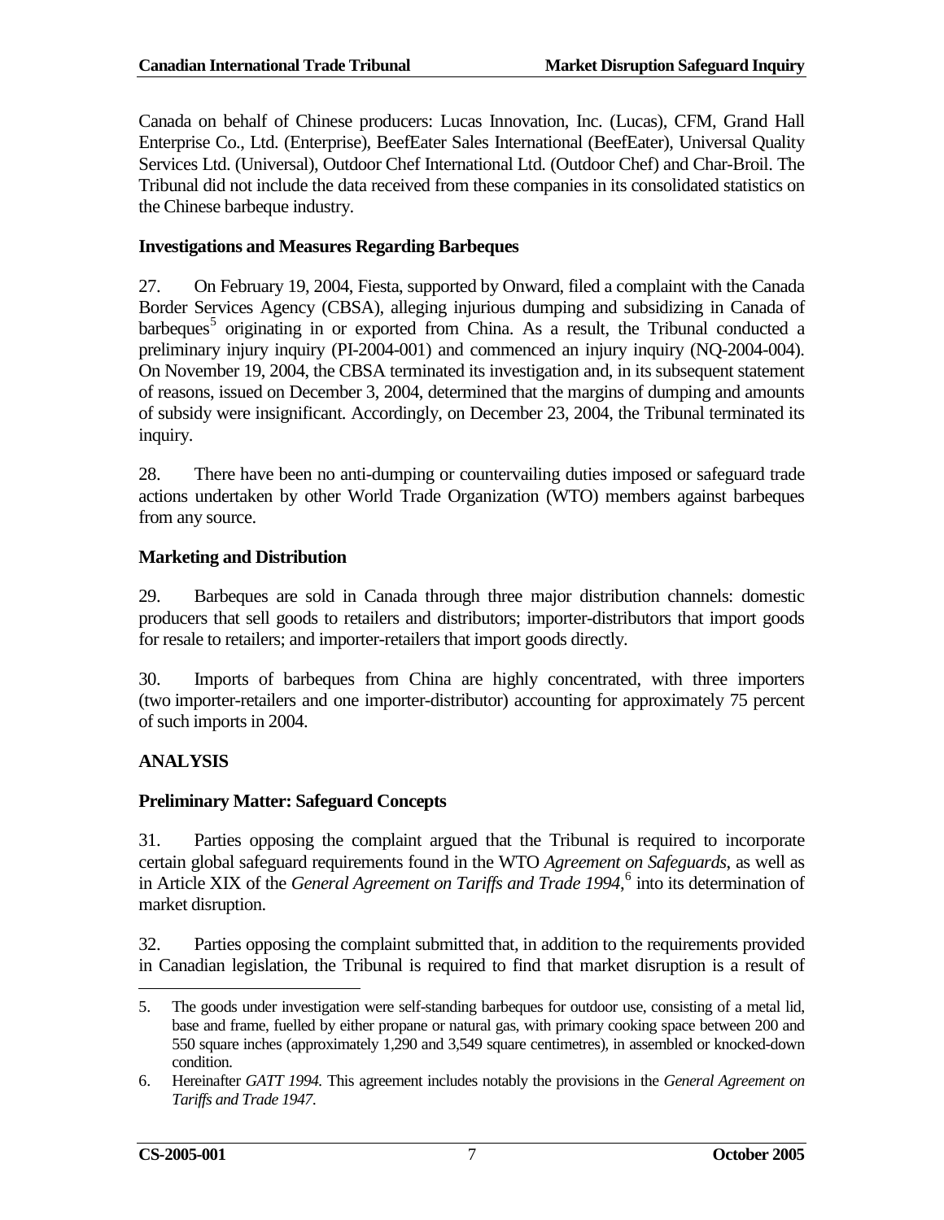Canada on behalf of Chinese producers: Lucas Innovation, Inc. (Lucas), CFM, Grand Hall Enterprise Co., Ltd. (Enterprise), BeefEater Sales International (BeefEater), Universal Quality Services Ltd. (Universal), Outdoor Chef International Ltd. (Outdoor Chef) and Char-Broil. The Tribunal did not include the data received from these companies in its consolidated statistics on the Chinese barbeque industry.

### Investigations and Measures Regarding Barbeques

27. On February 19, 2004, Fiesta, supported by Onward, filed a complaint with the Canada Border Services Agency (CBSA), alleging injurious dumping and subsidizing in Canada of barbeques[5] originating in or exported from China. As a result, the Tribunal conducted a preliminary injury inquiry (PI-2004-001) and commenced an injury inquiry (NQ-2004-004). On November 19, 2004, the CBSA terminated its investigation and, in its subsequent statement of reasons, issued on December 3, 2004, determined that the margins of dumping and amounts of subsidy were insignificant. Accordingly, on December 23, 2004, the Tribunal terminated its inquiry.

28. There have been no anti-dumping or countervailing duties imposed or safeguard trade actions undertaken by other World Trade Organization (WTO) members against barbeques from any source.

### Marketing and Distribution

29. Barbeques are sold in Canada through three major distribution channels: domestic producers that sell goods to retailers and distributors; importer-distributors that import goods for resale to retailers; and importer-retailers that import goods directly.

30. Imports of barbeques from China are highly concentrated, with three importers (two importer-retailers and one importer-distributor) accounting for approximately 75 percent of such imports in 2004.

## ANALYSIS

### Preliminary Matter: Safeguard Concepts

31. Parties opposing the complaint argued that the Tribunal is required to incorporate certain global safeguard requirements found in the WTO *Agreement on Safeguards*, as well as in Article XIX of the *General Agreement on Tariffs and Trade 1994*,[6] into its determination of market disruption.

32. Parties opposing the complaint submitted that, in addition to the requirements provided in Canadian legislation, the Tribunal is required to find that market disruption is a result of

---

5. The goods under investigation were self-standing barbeques for outdoor use, consisting of a metal lid, base and frame, fuelled by either propane or natural gas, with primary cooking space between 200 and 550 square inches (approximately 1,290 and 3,549 square centimetres), in assembled or knocked-down condition.

6. Hereinafter *GATT 1994*. This agreement includes notably the provisions in the *General Agreement on Tariffs and Trade 1947*.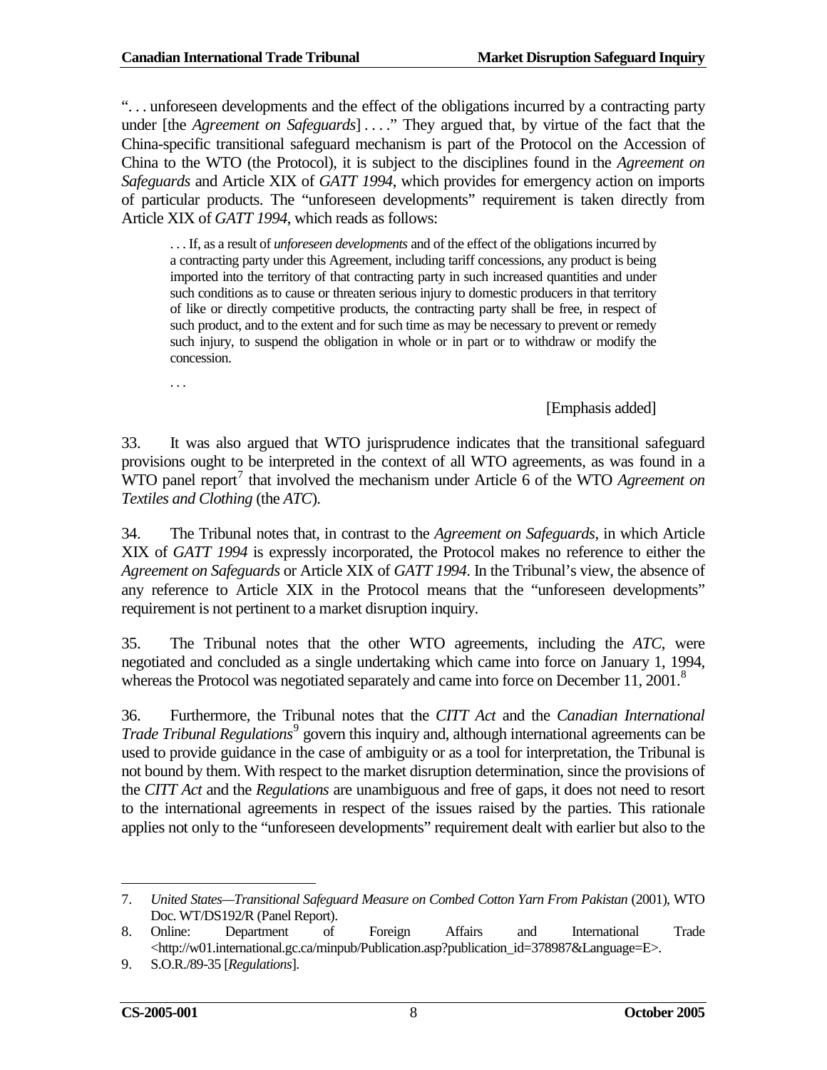". . . unforeseen developments and the effect of the obligations incurred by a contracting party under [the *Agreement on Safeguards*] . . . ." They argued that, by virtue of the fact that the China-specific transitional safeguard mechanism is part of the Protocol on the Accession of China to the WTO (the Protocol), it is subject to the disciplines found in the *Agreement on Safeguards* and Article XIX of *GATT 1994*, which provides for emergency action on imports of particular products. The "unforeseen developments" requirement is taken directly from Article XIX of *GATT 1994*, which reads as follows:

> . . . If, as a result of *unforeseen developments* and of the effect of the obligations incurred by a contracting party under this Agreement, including tariff concessions, any product is being imported into the territory of that contracting party in such increased quantities and under such conditions as to cause or threaten serious injury to domestic producers in that territory of like or directly competitive products, the contracting party shall be free, in respect of such product, and to the extent and for such time as may be necessary to prevent or remedy such injury, to suspend the obligation in whole or in part or to withdraw or modify the concession.
>
> . . .
>
> [Emphasis added]

33. It was also argued that WTO jurisprudence indicates that the transitional safeguard provisions ought to be interpreted in the context of all WTO agreements, as was found in a WTO panel report[7] that involved the mechanism under Article 6 of the WTO *Agreement on Textiles and Clothing* (the *ATC*).

34. The Tribunal notes that, in contrast to the *Agreement on Safeguards*, in which Article XIX of *GATT 1994* is expressly incorporated, the Protocol makes no reference to either the *Agreement on Safeguards* or Article XIX of *GATT 1994*. In the Tribunal's view, the absence of any reference to Article XIX in the Protocol means that the "unforeseen developments" requirement is not pertinent to a market disruption inquiry.

35. The Tribunal notes that the other WTO agreements, including the *ATC*, were negotiated and concluded as a single undertaking which came into force on January 1, 1994, whereas the Protocol was negotiated separately and came into force on December 11, 2001.[8]

36. Furthermore, the Tribunal notes that the *CITT Act* and the *Canadian International Trade Tribunal Regulations*[9] govern this inquiry and, although international agreements can be used to provide guidance in the case of ambiguity or as a tool for interpretation, the Tribunal is not bound by them. With respect to the market disruption determination, since the provisions of the *CITT Act* and the *Regulations* are unambiguous and free of gaps, it does not need to resort to the international agreements in respect of the issues raised by the parties. This rationale applies not only to the "unforeseen developments" requirement dealt with earlier but also to the

---

7. *United States—Transitional Safeguard Measure on Combed Cotton Yarn From Pakistan* (2001), WTO Doc. WT/DS192/R (Panel Report).
8. Online: Department of Foreign Affairs and International Trade <http://w01.international.gc.ca/minpub/Publication.asp?publication_id=378987&Language=E>.
9. S.O.R./89-35 [*Regulations*].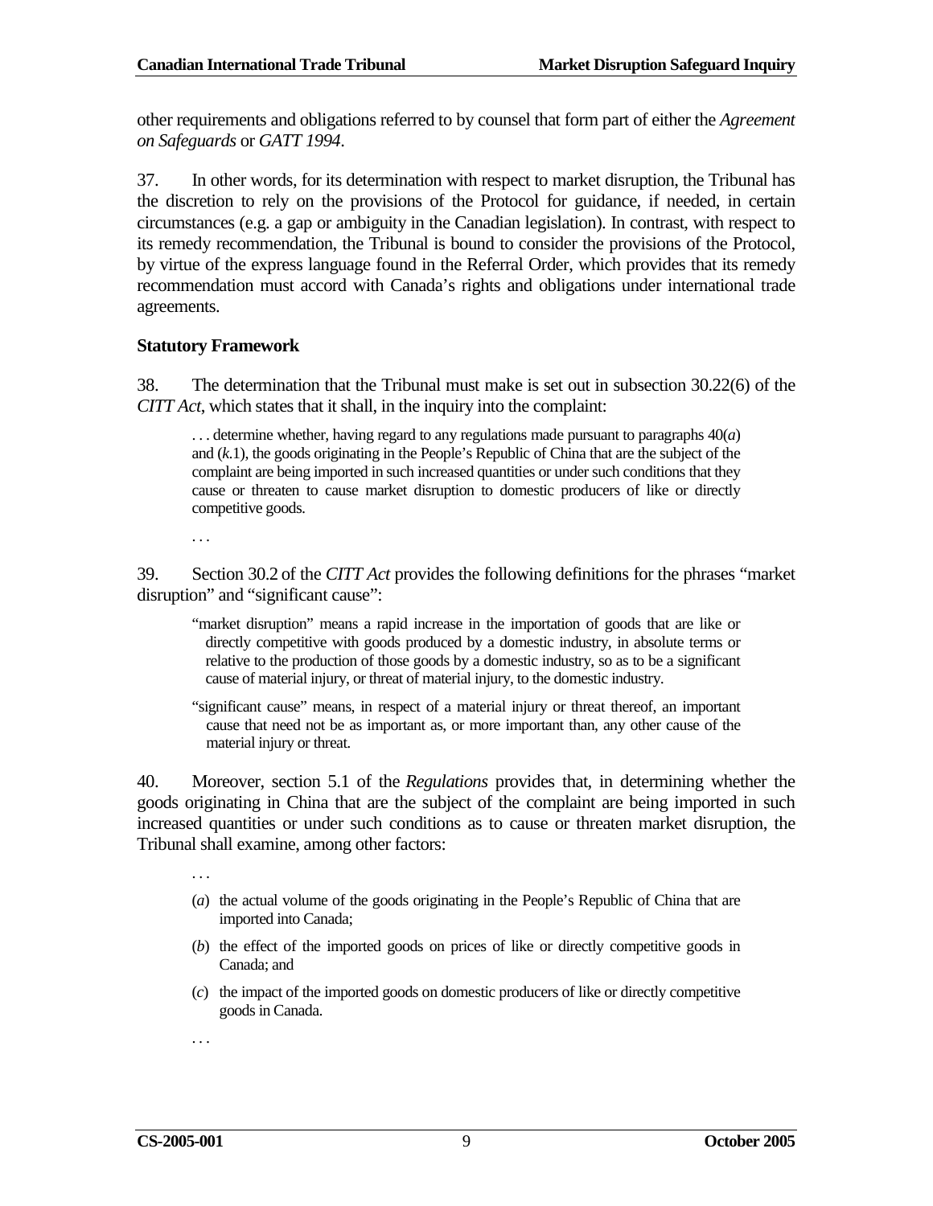other requirements and obligations referred to by counsel that form part of either the *Agreement on Safeguards* or *GATT 1994*.

37. In other words, for its determination with respect to market disruption, the Tribunal has the discretion to rely on the provisions of the Protocol for guidance, if needed, in certain circumstances (e.g. a gap or ambiguity in the Canadian legislation). In contrast, with respect to its remedy recommendation, the Tribunal is bound to consider the provisions of the Protocol, by virtue of the express language found in the Referral Order, which provides that its remedy recommendation must accord with Canada's rights and obligations under international trade agreements.

**Statutory Framework**

38. The determination that the Tribunal must make is set out in subsection 30.22(6) of the *CITT Act*, which states that it shall, in the inquiry into the complaint:

> . . . determine whether, having regard to any regulations made pursuant to paragraphs 40(*a*) and (*k*.1), the goods originating in the People's Republic of China that are the subject of the complaint are being imported in such increased quantities or under such conditions that they cause or threaten to cause market disruption to domestic producers of like or directly competitive goods.
>
> . . .

39. Section 30.2 of the *CITT Act* provides the following definitions for the phrases "market disruption" and "significant cause":

> "market disruption" means a rapid increase in the importation of goods that are like or directly competitive with goods produced by a domestic industry, in absolute terms or relative to the production of those goods by a domestic industry, so as to be a significant cause of material injury, or threat of material injury, to the domestic industry.
>
> "significant cause" means, in respect of a material injury or threat thereof, an important cause that need not be as important as, or more important than, any other cause of the material injury or threat.

40. Moreover, section 5.1 of the *Regulations* provides that, in determining whether the goods originating in China that are the subject of the complaint are being imported in such increased quantities or under such conditions as to cause or threaten market disruption, the Tribunal shall examine, among other factors:

> . . .
>
> (*a*) the actual volume of the goods originating in the People's Republic of China that are imported into Canada;
>
> (*b*) the effect of the imported goods on prices of like or directly competitive goods in Canada; and
>
> (*c*) the impact of the imported goods on domestic producers of like or directly competitive goods in Canada.
>
> . . .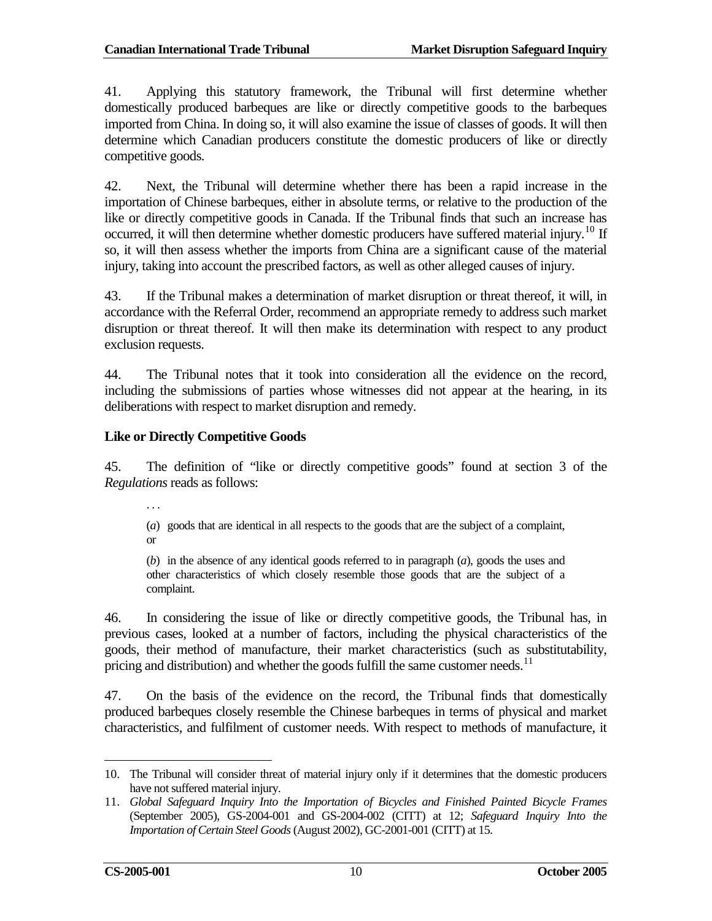41. Applying this statutory framework, the Tribunal will first determine whether domestically produced barbeques are like or directly competitive goods to the barbeques imported from China. In doing so, it will also examine the issue of classes of goods. It will then determine which Canadian producers constitute the domestic producers of like or directly competitive goods.

42. Next, the Tribunal will determine whether there has been a rapid increase in the importation of Chinese barbeques, either in absolute terms, or relative to the production of the like or directly competitive goods in Canada. If the Tribunal finds that such an increase has occurred, it will then determine whether domestic producers have suffered material injury.[10] If so, it will then assess whether the imports from China are a significant cause of the material injury, taking into account the prescribed factors, as well as other alleged causes of injury.

43. If the Tribunal makes a determination of market disruption or threat thereof, it will, in accordance with the Referral Order, recommend an appropriate remedy to address such market disruption or threat thereof. It will then make its determination with respect to any product exclusion requests.

44. The Tribunal notes that it took into consideration all the evidence on the record, including the submissions of parties whose witnesses did not appear at the hearing, in its deliberations with respect to market disruption and remedy.

**Like or Directly Competitive Goods**

45. The definition of "like or directly competitive goods" found at section 3 of the *Regulations* reads as follows:

> . . .
>
> (*a*) goods that are identical in all respects to the goods that are the subject of a complaint, or
>
> (*b*) in the absence of any identical goods referred to in paragraph (*a*), goods the uses and other characteristics of which closely resemble those goods that are the subject of a complaint.

46. In considering the issue of like or directly competitive goods, the Tribunal has, in previous cases, looked at a number of factors, including the physical characteristics of the goods, their method of manufacture, their market characteristics (such as substitutability, pricing and distribution) and whether the goods fulfill the same customer needs.[11]

47. On the basis of the evidence on the record, the Tribunal finds that domestically produced barbeques closely resemble the Chinese barbeques in terms of physical and market characteristics, and fulfilment of customer needs. With respect to methods of manufacture, it

---

10. The Tribunal will consider threat of material injury only if it determines that the domestic producers have not suffered material injury.

11. *Global Safeguard Inquiry Into the Importation of Bicycles and Finished Painted Bicycle Frames* (September 2005), GS-2004-001 and GS-2004-002 (CITT) at 12; *Safeguard Inquiry Into the Importation of Certain Steel Goods* (August 2002), GC-2001-001 (CITT) at 15.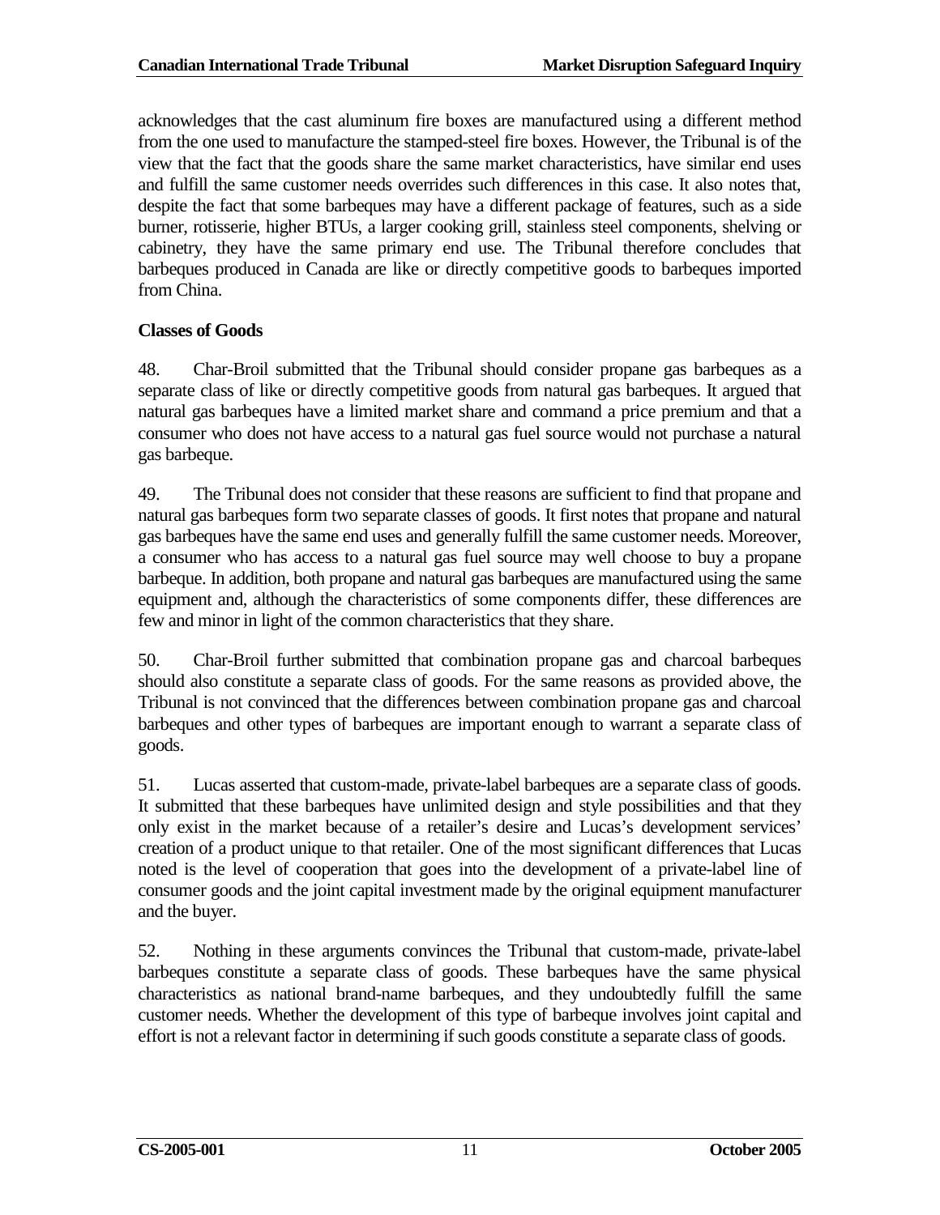acknowledges that the cast aluminum fire boxes are manufactured using a different method from the one used to manufacture the stamped-steel fire boxes. However, the Tribunal is of the view that the fact that the goods share the same market characteristics, have similar end uses and fulfill the same customer needs overrides such differences in this case. It also notes that, despite the fact that some barbeques may have a different package of features, such as a side burner, rotisserie, higher BTUs, a larger cooking grill, stainless steel components, shelving or cabinetry, they have the same primary end use. The Tribunal therefore concludes that barbeques produced in Canada are like or directly competitive goods to barbeques imported from China.

**Classes of Goods**

48. Char-Broil submitted that the Tribunal should consider propane gas barbeques as a separate class of like or directly competitive goods from natural gas barbeques. It argued that natural gas barbeques have a limited market share and command a price premium and that a consumer who does not have access to a natural gas fuel source would not purchase a natural gas barbeque.

49. The Tribunal does not consider that these reasons are sufficient to find that propane and natural gas barbeques form two separate classes of goods. It first notes that propane and natural gas barbeques have the same end uses and generally fulfill the same customer needs. Moreover, a consumer who has access to a natural gas fuel source may well choose to buy a propane barbeque. In addition, both propane and natural gas barbeques are manufactured using the same equipment and, although the characteristics of some components differ, these differences are few and minor in light of the common characteristics that they share.

50. Char-Broil further submitted that combination propane gas and charcoal barbeques should also constitute a separate class of goods. For the same reasons as provided above, the Tribunal is not convinced that the differences between combination propane gas and charcoal barbeques and other types of barbeques are important enough to warrant a separate class of goods.

51. Lucas asserted that custom-made, private-label barbeques are a separate class of goods. It submitted that these barbeques have unlimited design and style possibilities and that they only exist in the market because of a retailer's desire and Lucas's development services' creation of a product unique to that retailer. One of the most significant differences that Lucas noted is the level of cooperation that goes into the development of a private-label line of consumer goods and the joint capital investment made by the original equipment manufacturer and the buyer.

52. Nothing in these arguments convinces the Tribunal that custom-made, private-label barbeques constitute a separate class of goods. These barbeques have the same physical characteristics as national brand-name barbeques, and they undoubtedly fulfill the same customer needs. Whether the development of this type of barbeque involves joint capital and effort is not a relevant factor in determining if such goods constitute a separate class of goods.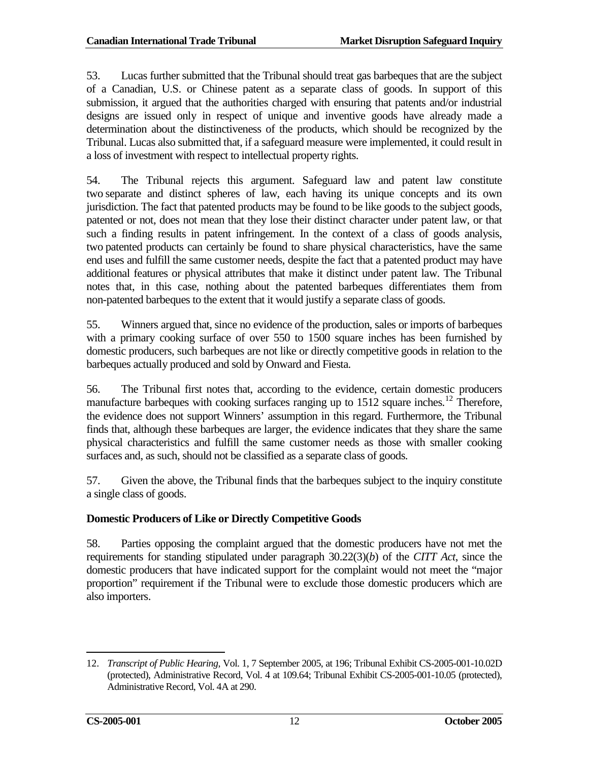53. Lucas further submitted that the Tribunal should treat gas barbeques that are the subject of a Canadian, U.S. or Chinese patent as a separate class of goods. In support of this submission, it argued that the authorities charged with ensuring that patents and/or industrial designs are issued only in respect of unique and inventive goods have already made a determination about the distinctiveness of the products, which should be recognized by the Tribunal. Lucas also submitted that, if a safeguard measure were implemented, it could result in a loss of investment with respect to intellectual property rights.

54. The Tribunal rejects this argument. Safeguard law and patent law constitute two separate and distinct spheres of law, each having its unique concepts and its own jurisdiction. The fact that patented products may be found to be like goods to the subject goods, patented or not, does not mean that they lose their distinct character under patent law, or that such a finding results in patent infringement. In the context of a class of goods analysis, two patented products can certainly be found to share physical characteristics, have the same end uses and fulfill the same customer needs, despite the fact that a patented product may have additional features or physical attributes that make it distinct under patent law. The Tribunal notes that, in this case, nothing about the patented barbeques differentiates them from non-patented barbeques to the extent that it would justify a separate class of goods.

55. Winners argued that, since no evidence of the production, sales or imports of barbeques with a primary cooking surface of over 550 to 1500 square inches has been furnished by domestic producers, such barbeques are not like or directly competitive goods in relation to the barbeques actually produced and sold by Onward and Fiesta.

56. The Tribunal first notes that, according to the evidence, certain domestic producers manufacture barbeques with cooking surfaces ranging up to 1512 square inches.[12] Therefore, the evidence does not support Winners' assumption in this regard. Furthermore, the Tribunal finds that, although these barbeques are larger, the evidence indicates that they share the same physical characteristics and fulfill the same customer needs as those with smaller cooking surfaces and, as such, should not be classified as a separate class of goods.

57. Given the above, the Tribunal finds that the barbeques subject to the inquiry constitute a single class of goods.

**Domestic Producers of Like or Directly Competitive Goods**

58. Parties opposing the complaint argued that the domestic producers have not met the requirements for standing stipulated under paragraph 30.22(3)(*b*) of the *CITT Act*, since the domestic producers that have indicated support for the complaint would not meet the "major proportion" requirement if the Tribunal were to exclude those domestic producers which are also importers.

---

12. *Transcript of Public Hearing*, Vol. 1, 7 September 2005, at 196; Tribunal Exhibit CS-2005-001-10.02D (protected), Administrative Record, Vol. 4 at 109.64; Tribunal Exhibit CS-2005-001-10.05 (protected), Administrative Record, Vol. 4A at 290.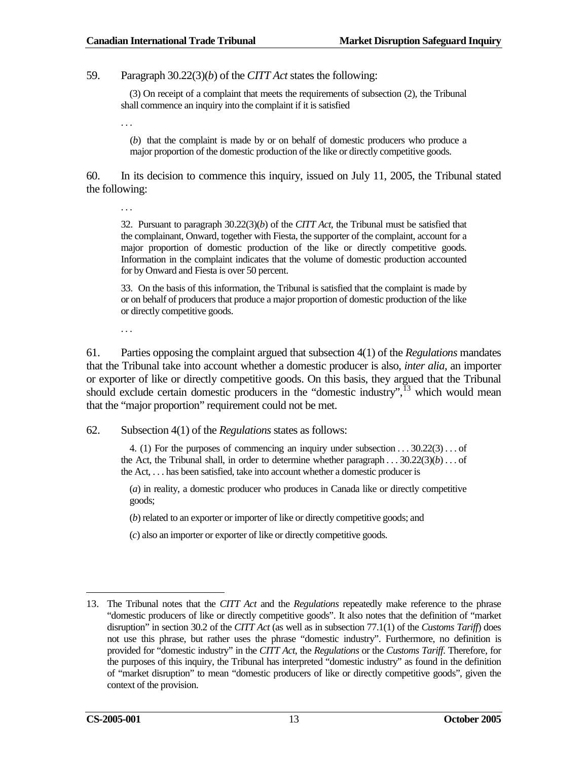59. Paragraph 30.22(3)(*b*) of the *CITT Act* states the following:

> (3) On receipt of a complaint that meets the requirements of subsection (2), the Tribunal shall commence an inquiry into the complaint if it is satisfied
>
> . . .
>
> (*b*) that the complaint is made by or on behalf of domestic producers who produce a major proportion of the domestic production of the like or directly competitive goods.

60. In its decision to commence this inquiry, issued on July 11, 2005, the Tribunal stated the following:

> . . .
>
> 32. Pursuant to paragraph 30.22(3)(*b*) of the *CITT Act*, the Tribunal must be satisfied that the complainant, Onward, together with Fiesta, the supporter of the complaint, account for a major proportion of domestic production of the like or directly competitive goods. Information in the complaint indicates that the volume of domestic production accounted for by Onward and Fiesta is over 50 percent.
>
> 33. On the basis of this information, the Tribunal is satisfied that the complaint is made by or on behalf of producers that produce a major proportion of domestic production of the like or directly competitive goods.
>
> . . .

61. Parties opposing the complaint argued that subsection 4(1) of the *Regulations* mandates that the Tribunal take into account whether a domestic producer is also, *inter alia*, an importer or exporter of like or directly competitive goods. On this basis, they argued that the Tribunal should exclude certain domestic producers in the "domestic industry",[13] which would mean that the "major proportion" requirement could not be met.

62. Subsection 4(1) of the *Regulations* states as follows:

> 4. (1) For the purposes of commencing an inquiry under subsection . . . 30.22(3) . . . of the Act, the Tribunal shall, in order to determine whether paragraph . . . 30.22(3)(*b*) . . . of the Act, . . . has been satisfied, take into account whether a domestic producer is
>
> (*a*) in reality, a domestic producer who produces in Canada like or directly competitive goods;
>
> (*b*) related to an exporter or importer of like or directly competitive goods; and
>
> (*c*) also an importer or exporter of like or directly competitive goods.

---

13. The Tribunal notes that the *CITT Act* and the *Regulations* repeatedly make reference to the phrase "domestic producers of like or directly competitive goods". It also notes that the definition of "market disruption" in section 30.2 of the *CITT Act* (as well as in subsection 77.1(1) of the *Customs Tariff*) does not use this phrase, but rather uses the phrase "domestic industry". Furthermore, no definition is provided for "domestic industry" in the *CITT Act*, the *Regulations* or the *Customs Tariff*. Therefore, for the purposes of this inquiry, the Tribunal has interpreted "domestic industry" as found in the definition of "market disruption" to mean "domestic producers of like or directly competitive goods", given the context of the provision.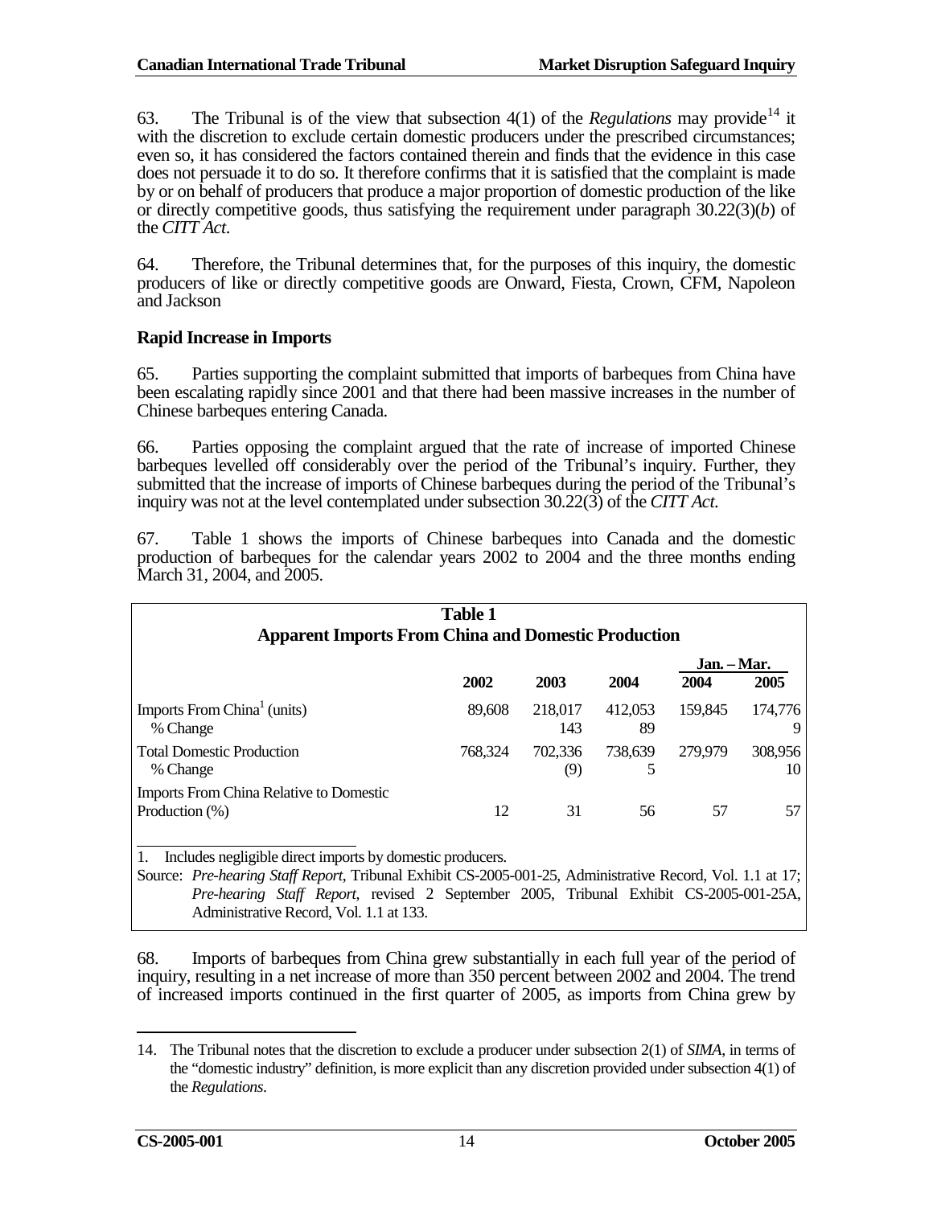63. The Tribunal is of the view that subsection 4(1) of the *Regulations* may provide[14] it with the discretion to exclude certain domestic producers under the prescribed circumstances; even so, it has considered the factors contained therein and finds that the evidence in this case does not persuade it to do so. It therefore confirms that it is satisfied that the complaint is made by or on behalf of producers that produce a major proportion of domestic production of the like or directly competitive goods, thus satisfying the requirement under paragraph 30.22(3)(*b*) of the *CITT Act*.

64. Therefore, the Tribunal determines that, for the purposes of this inquiry, the domestic producers of like or directly competitive goods are Onward, Fiesta, Crown, CFM, Napoleon and Jackson

### Rapid Increase in Imports

65. Parties supporting the complaint submitted that imports of barbeques from China have been escalating rapidly since 2001 and that there had been massive increases in the number of Chinese barbeques entering Canada.

66. Parties opposing the complaint argued that the rate of increase of imported Chinese barbeques levelled off considerably over the period of the Tribunal's inquiry. Further, they submitted that the increase of imports of Chinese barbeques during the period of the Tribunal's inquiry was not at the level contemplated under subsection 30.22(3) of the *CITT Act*.

67. Table 1 shows the imports of Chinese barbeques into Canada and the domestic production of barbeques for the calendar years 2002 to 2004 and the three months ending March 31, 2004, and 2005.

**Table 1**
**Apparent Imports From China and Domestic Production**

| | | | | Jan. – Mar. | |
|---|---|---|---|---|---|
| | 2002 | 2003 | 2004 | 2004 | 2005 |
| Imports From China[1] (units) | 89,608 | 218,017 | 412,053 | 159,845 | 174,776 |
| % Change | | 143 | 89 | | 9 |
| Total Domestic Production | 768,324 | 702,336 | 738,639 | 279,979 | 308,956 |
| % Change | | (9) | 5 | | 10 |
| Imports From China Relative to Domestic Production (%) | 12 | 31 | 56 | 57 | 57 |

1. Includes negligible direct imports by domestic producers.

Source: *Pre-hearing Staff Report*, Tribunal Exhibit CS-2005-001-25, Administrative Record, Vol. 1.1 at 17; *Pre-hearing Staff Report*, revised 2 September 2005, Tribunal Exhibit CS-2005-001-25A, Administrative Record, Vol. 1.1 at 133.

68. Imports of barbeques from China grew substantially in each full year of the period of inquiry, resulting in a net increase of more than 350 percent between 2002 and 2004. The trend of increased imports continued in the first quarter of 2005, as imports from China grew by

14. The Tribunal notes that the discretion to exclude a producer under subsection 2(1) of *SIMA*, in terms of the "domestic industry" definition, is more explicit than any discretion provided under subsection 4(1) of the *Regulations*.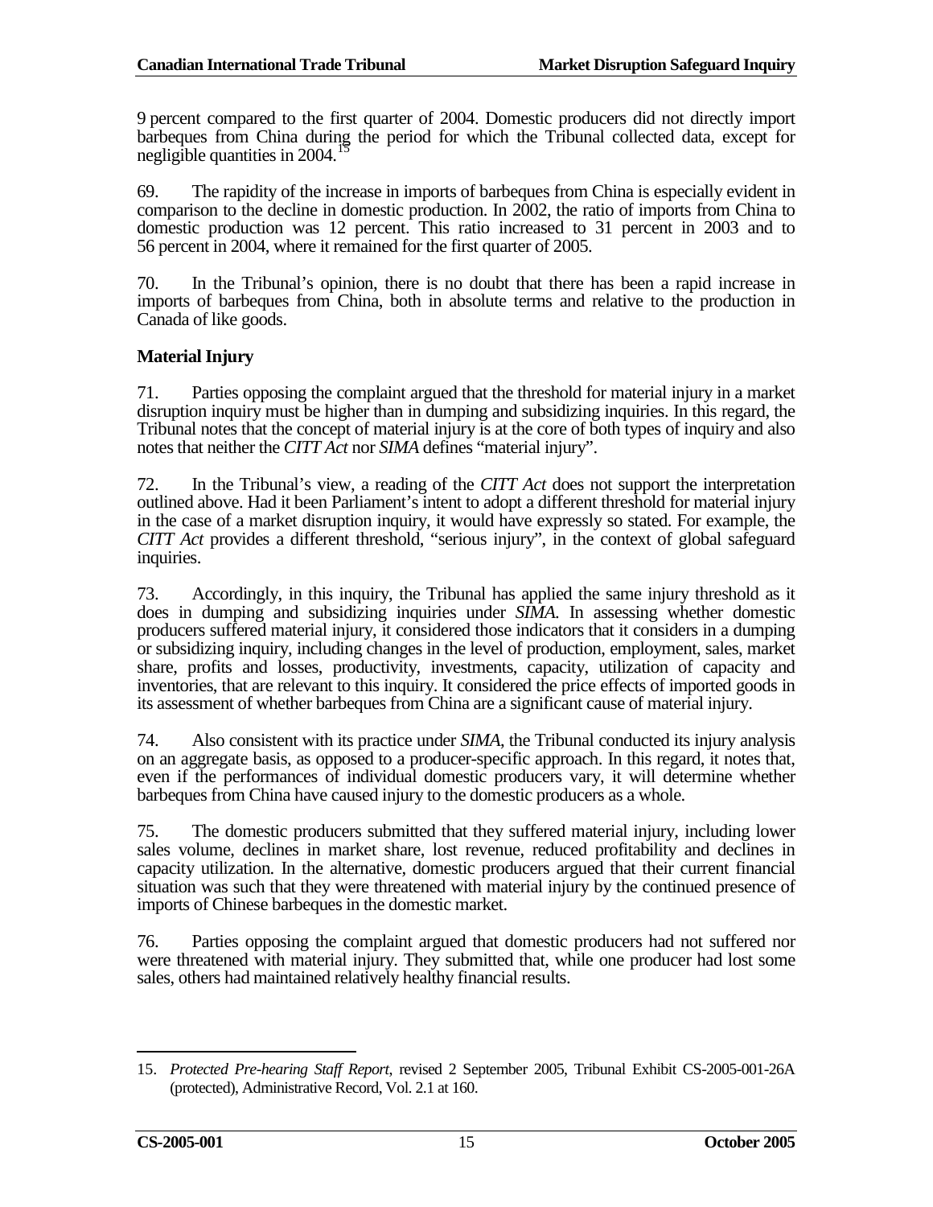9 percent compared to the first quarter of 2004. Domestic producers did not directly import barbeques from China during the period for which the Tribunal collected data, except for negligible quantities in 2004.[15]

69. The rapidity of the increase in imports of barbeques from China is especially evident in comparison to the decline in domestic production. In 2002, the ratio of imports from China to domestic production was 12 percent. This ratio increased to 31 percent in 2003 and to 56 percent in 2004, where it remained for the first quarter of 2005.

70. In the Tribunal's opinion, there is no doubt that there has been a rapid increase in imports of barbeques from China, both in absolute terms and relative to the production in Canada of like goods.

**Material Injury**

71. Parties opposing the complaint argued that the threshold for material injury in a market disruption inquiry must be higher than in dumping and subsidizing inquiries. In this regard, the Tribunal notes that the concept of material injury is at the core of both types of inquiry and also notes that neither the *CITT Act* nor *SIMA* defines "material injury".

72. In the Tribunal's view, a reading of the *CITT Act* does not support the interpretation outlined above. Had it been Parliament's intent to adopt a different threshold for material injury in the case of a market disruption inquiry, it would have expressly so stated. For example, the *CITT Act* provides a different threshold, "serious injury", in the context of global safeguard inquiries.

73. Accordingly, in this inquiry, the Tribunal has applied the same injury threshold as it does in dumping and subsidizing inquiries under *SIMA*. In assessing whether domestic producers suffered material injury, it considered those indicators that it considers in a dumping or subsidizing inquiry, including changes in the level of production, employment, sales, market share, profits and losses, productivity, investments, capacity, utilization of capacity and inventories, that are relevant to this inquiry. It considered the price effects of imported goods in its assessment of whether barbeques from China are a significant cause of material injury.

74. Also consistent with its practice under *SIMA*, the Tribunal conducted its injury analysis on an aggregate basis, as opposed to a producer-specific approach. In this regard, it notes that, even if the performances of individual domestic producers vary, it will determine whether barbeques from China have caused injury to the domestic producers as a whole.

75. The domestic producers submitted that they suffered material injury, including lower sales volume, declines in market share, lost revenue, reduced profitability and declines in capacity utilization. In the alternative, domestic producers argued that their current financial situation was such that they were threatened with material injury by the continued presence of imports of Chinese barbeques in the domestic market.

76. Parties opposing the complaint argued that domestic producers had not suffered nor were threatened with material injury. They submitted that, while one producer had lost some sales, others had maintained relatively healthy financial results.

---

15. *Protected Pre-hearing Staff Report*, revised 2 September 2005, Tribunal Exhibit CS-2005-001-26A (protected), Administrative Record, Vol. 2.1 at 160.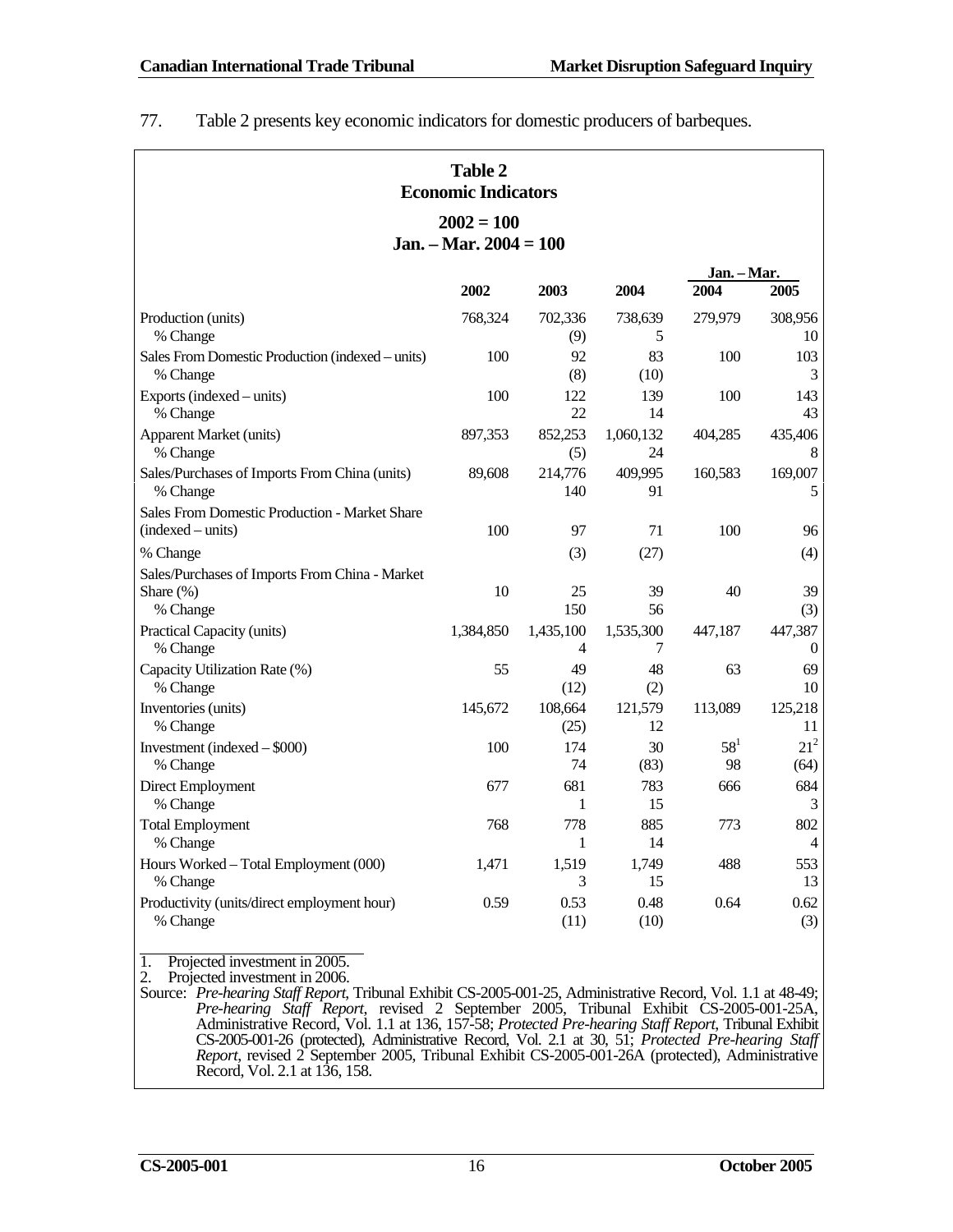77. Table 2 presents key economic indicators for domestic producers of barbeques.

**Table 2**
**Economic Indicators**

**2002 = 100**
**Jan. – Mar. 2004 = 100**

| | 2002 | 2003 | 2004 | Jan. – Mar. 2004 | Jan. – Mar. 2005 |
|---|---|---|---|---|---|
| Production (units) | 768,324 | 702,336 | 738,639 | 279,979 | 308,956 |
| % Change | | (9) | 5 | | 10 |
| Sales From Domestic Production (indexed – units) | 100 | 92 | 83 | 100 | 103 |
| % Change | | (8) | (10) | | 3 |
| Exports (indexed – units) | 100 | 122 | 139 | 100 | 143 |
| % Change | | 22 | 14 | | 43 |
| Apparent Market (units) | 897,353 | 852,253 | 1,060,132 | 404,285 | 435,406 |
| % Change | | (5) | 24 | | 8 |
| Sales/Purchases of Imports From China (units) | 89,608 | 214,776 | 409,995 | 160,583 | 169,007 |
| % Change | | 140 | 91 | | 5 |
| Sales From Domestic Production - Market Share (indexed – units) | 100 | 97 | 71 | 100 | 96 |
| % Change | | (3) | (27) | | (4) |
| Sales/Purchases of Imports From China - Market Share (%) | 10 | 25 | 39 | 40 | 39 |
| % Change | | 150 | 56 | | (3) |
| Practical Capacity (units) | 1,384,850 | 1,435,100 | 1,535,300 | 447,187 | 447,387 |
| % Change | | 4 | 7 | | 0 |
| Capacity Utilization Rate (%) | 55 | 49 | 48 | 63 | 69 |
| % Change | | (12) | (2) | | 10 |
| Inventories (units) | 145,672 | 108,664 | 121,579 | 113,089 | 125,218 |
| % Change | | (25) | 12 | | 11 |
| Investment (indexed – $000) | 100 | 174 | 30 | 58[1] | 21[2] |
| % Change | | 74 | (83) | 98 | (64) |
| Direct Employment | 677 | 681 | 783 | 666 | 684 |
| % Change | | 1 | 15 | | 3 |
| Total Employment | 768 | 778 | 885 | 773 | 802 |
| % Change | | 1 | 14 | | 4 |
| Hours Worked – Total Employment (000) | 1,471 | 1,519 | 1,749 | 488 | 553 |
| % Change | | 3 | 15 | | 13 |
| Productivity (units/direct employment hour) | 0.59 | 0.53 | 0.48 | 0.64 | 0.62 |
| % Change | | (11) | (10) | | (3) |

1. Projected investment in 2005.
2. Projected investment in 2006.

Source: *Pre-hearing Staff Report*, Tribunal Exhibit CS-2005-001-25, Administrative Record, Vol. 1.1 at 48-49; *Pre-hearing Staff Report*, revised 2 September 2005, Tribunal Exhibit CS-2005-001-25A, Administrative Record, Vol. 1.1 at 136, 157-58; *Protected Pre-hearing Staff Report*, Tribunal Exhibit CS-2005-001-26 (protected), Administrative Record, Vol. 2.1 at 30, 51; *Protected Pre-hearing Staff Report*, revised 2 September 2005, Tribunal Exhibit CS-2005-001-26A (protected), Administrative Record, Vol. 2.1 at 136, 158.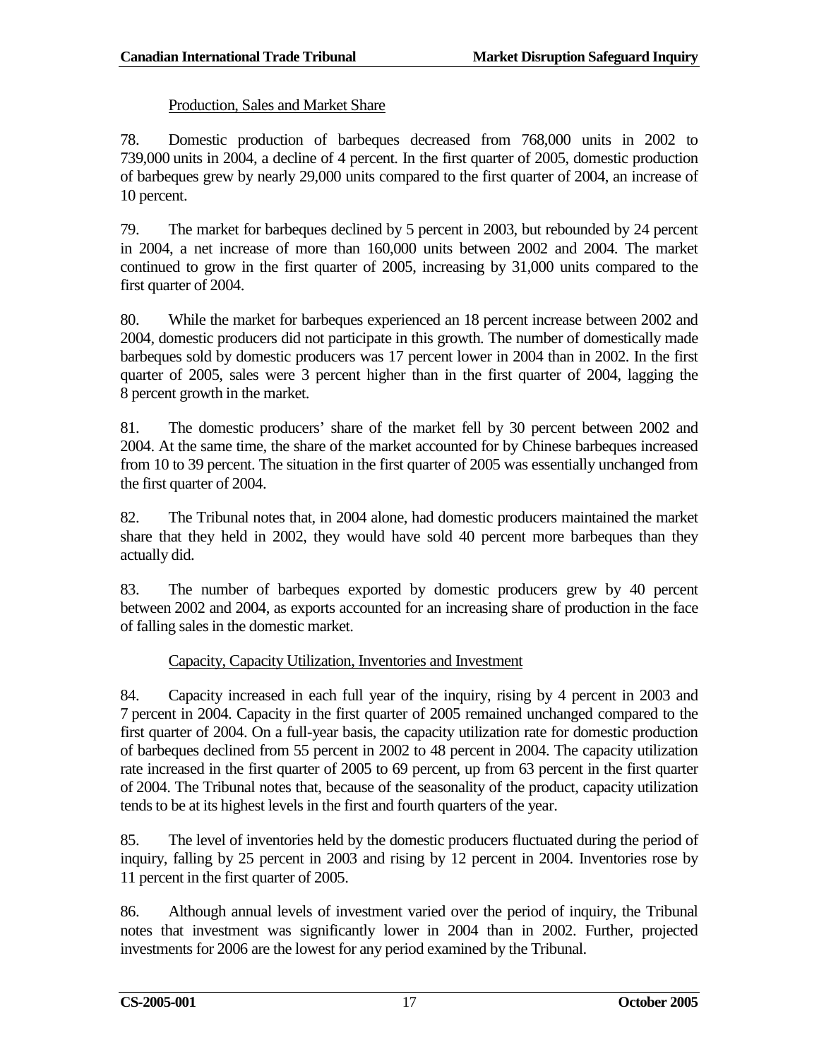### Production, Sales and Market Share

78. Domestic production of barbeques decreased from 768,000 units in 2002 to 739,000 units in 2004, a decline of 4 percent. In the first quarter of 2005, domestic production of barbeques grew by nearly 29,000 units compared to the first quarter of 2004, an increase of 10 percent.

79. The market for barbeques declined by 5 percent in 2003, but rebounded by 24 percent in 2004, a net increase of more than 160,000 units between 2002 and 2004. The market continued to grow in the first quarter of 2005, increasing by 31,000 units compared to the first quarter of 2004.

80. While the market for barbeques experienced an 18 percent increase between 2002 and 2004, domestic producers did not participate in this growth. The number of domestically made barbeques sold by domestic producers was 17 percent lower in 2004 than in 2002. In the first quarter of 2005, sales were 3 percent higher than in the first quarter of 2004, lagging the 8 percent growth in the market.

81. The domestic producers' share of the market fell by 30 percent between 2002 and 2004. At the same time, the share of the market accounted for by Chinese barbeques increased from 10 to 39 percent. The situation in the first quarter of 2005 was essentially unchanged from the first quarter of 2004.

82. The Tribunal notes that, in 2004 alone, had domestic producers maintained the market share that they held in 2002, they would have sold 40 percent more barbeques than they actually did.

83. The number of barbeques exported by domestic producers grew by 40 percent between 2002 and 2004, as exports accounted for an increasing share of production in the face of falling sales in the domestic market.

### Capacity, Capacity Utilization, Inventories and Investment

84. Capacity increased in each full year of the inquiry, rising by 4 percent in 2003 and 7 percent in 2004. Capacity in the first quarter of 2005 remained unchanged compared to the first quarter of 2004. On a full-year basis, the capacity utilization rate for domestic production of barbeques declined from 55 percent in 2002 to 48 percent in 2004. The capacity utilization rate increased in the first quarter of 2005 to 69 percent, up from 63 percent in the first quarter of 2004. The Tribunal notes that, because of the seasonality of the product, capacity utilization tends to be at its highest levels in the first and fourth quarters of the year.

85. The level of inventories held by the domestic producers fluctuated during the period of inquiry, falling by 25 percent in 2003 and rising by 12 percent in 2004. Inventories rose by 11 percent in the first quarter of 2005.

86. Although annual levels of investment varied over the period of inquiry, the Tribunal notes that investment was significantly lower in 2004 than in 2002. Further, projected investments for 2006 are the lowest for any period examined by the Tribunal.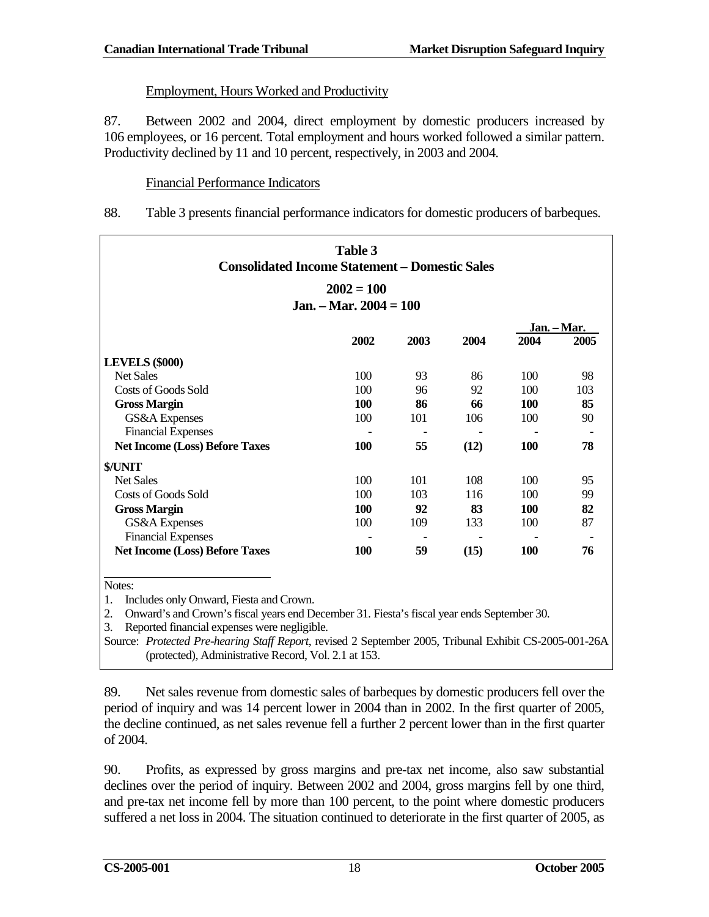Employment, Hours Worked and Productivity

87. Between 2002 and 2004, direct employment by domestic producers increased by 106 employees, or 16 percent. Total employment and hours worked followed a similar pattern. Productivity declined by 11 and 10 percent, respectively, in 2003 and 2004.

Financial Performance Indicators

88. Table 3 presents financial performance indicators for domestic producers of barbeques.

**Table 3**
**Consolidated Income Statement – Domestic Sales**

**2002 = 100**
**Jan. – Mar. 2004 = 100**

| | 2002 | 2003 | 2004 | Jan. – Mar. 2004 | Jan. – Mar. 2005 |
|---|---|---|---|---|---|
| **LEVELS ($000)** | | | | | |
| Net Sales | 100 | 93 | 86 | 100 | 98 |
| Costs of Goods Sold | 100 | 96 | 92 | 100 | 103 |
| **Gross Margin** | **100** | **86** | **66** | **100** | **85** |
| GS&A Expenses | 100 | 101 | 106 | 100 | 90 |
| Financial Expenses | - | - | - | - | - |
| **Net Income (Loss) Before Taxes** | **100** | **55** | **(12)** | **100** | **78** |
| **$/UNIT** | | | | | |
| Net Sales | 100 | 101 | 108 | 100 | 95 |
| Costs of Goods Sold | 100 | 103 | 116 | 100 | 99 |
| **Gross Margin** | **100** | **92** | **83** | **100** | **82** |
| GS&A Expenses | 100 | 109 | 133 | 100 | 87 |
| Financial Expenses | - | - | - | - | - |
| **Net Income (Loss) Before Taxes** | **100** | **59** | **(15)** | **100** | **76** |

Notes:

1. Includes only Onward, Fiesta and Crown.
2. Onward's and Crown's fiscal years end December 31. Fiesta's fiscal year ends September 30.
3. Reported financial expenses were negligible.

Source: *Protected Pre-hearing Staff Report*, revised 2 September 2005, Tribunal Exhibit CS-2005-001-26A (protected), Administrative Record, Vol. 2.1 at 153.

89. Net sales revenue from domestic sales of barbeques by domestic producers fell over the period of inquiry and was 14 percent lower in 2004 than in 2002. In the first quarter of 2005, the decline continued, as net sales revenue fell a further 2 percent lower than in the first quarter of 2004.

90. Profits, as expressed by gross margins and pre-tax net income, also saw substantial declines over the period of inquiry. Between 2002 and 2004, gross margins fell by one third, and pre-tax net income fell by more than 100 percent, to the point where domestic producers suffered a net loss in 2004. The situation continued to deteriorate in the first quarter of 2005, as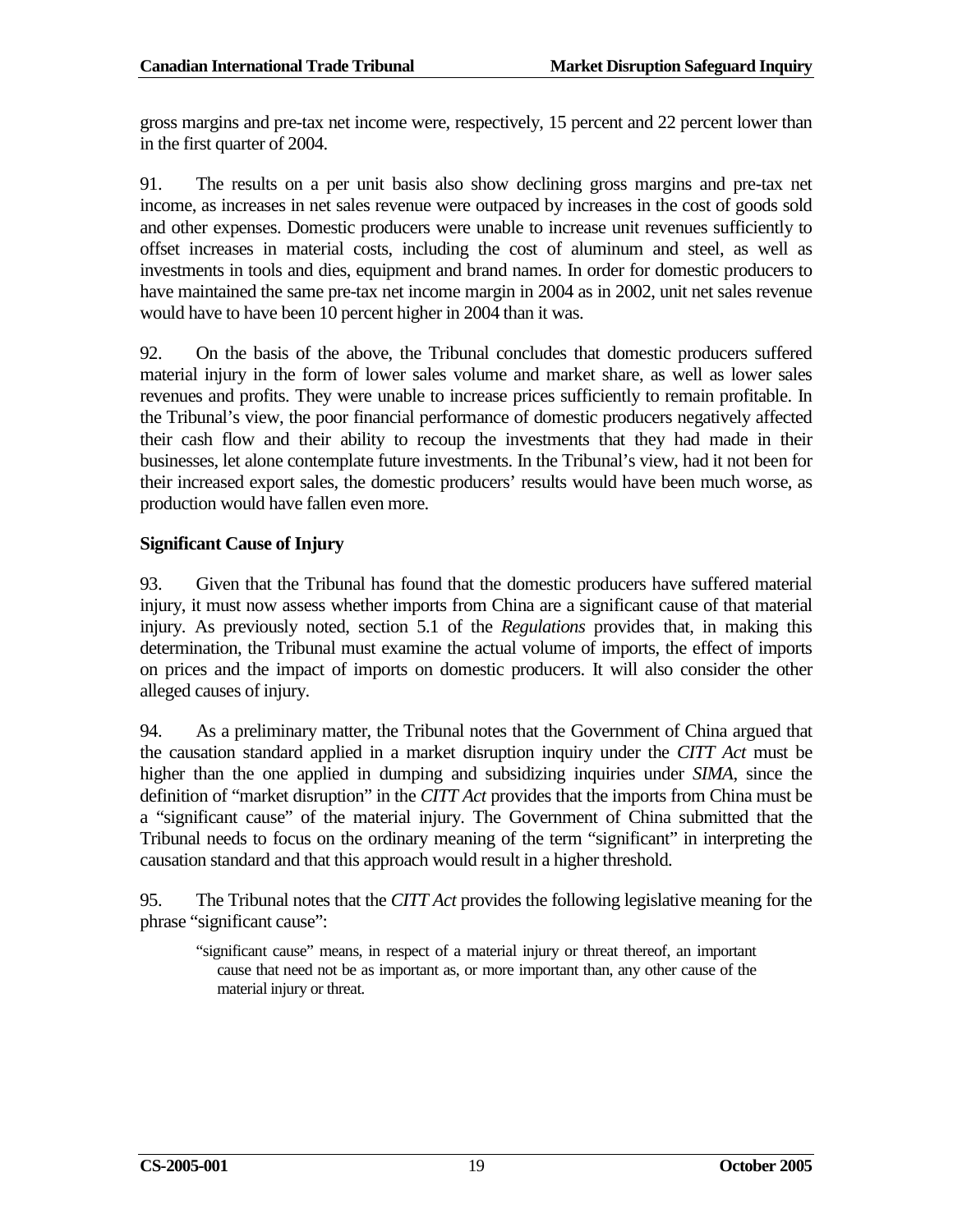gross margins and pre-tax net income were, respectively, 15 percent and 22 percent lower than in the first quarter of 2004.

91. The results on a per unit basis also show declining gross margins and pre-tax net income, as increases in net sales revenue were outpaced by increases in the cost of goods sold and other expenses. Domestic producers were unable to increase unit revenues sufficiently to offset increases in material costs, including the cost of aluminum and steel, as well as investments in tools and dies, equipment and brand names. In order for domestic producers to have maintained the same pre-tax net income margin in 2004 as in 2002, unit net sales revenue would have to have been 10 percent higher in 2004 than it was.

92. On the basis of the above, the Tribunal concludes that domestic producers suffered material injury in the form of lower sales volume and market share, as well as lower sales revenues and profits. They were unable to increase prices sufficiently to remain profitable. In the Tribunal's view, the poor financial performance of domestic producers negatively affected their cash flow and their ability to recoup the investments that they had made in their businesses, let alone contemplate future investments. In the Tribunal's view, had it not been for their increased export sales, the domestic producers' results would have been much worse, as production would have fallen even more.

**Significant Cause of Injury**

93. Given that the Tribunal has found that the domestic producers have suffered material injury, it must now assess whether imports from China are a significant cause of that material injury. As previously noted, section 5.1 of the *Regulations* provides that, in making this determination, the Tribunal must examine the actual volume of imports, the effect of imports on prices and the impact of imports on domestic producers. It will also consider the other alleged causes of injury.

94. As a preliminary matter, the Tribunal notes that the Government of China argued that the causation standard applied in a market disruption inquiry under the *CITT Act* must be higher than the one applied in dumping and subsidizing inquiries under *SIMA*, since the definition of "market disruption" in the *CITT Act* provides that the imports from China must be a "significant cause" of the material injury. The Government of China submitted that the Tribunal needs to focus on the ordinary meaning of the term "significant" in interpreting the causation standard and that this approach would result in a higher threshold.

95. The Tribunal notes that the *CITT Act* provides the following legislative meaning for the phrase "significant cause":

> "significant cause" means, in respect of a material injury or threat thereof, an important cause that need not be as important as, or more important than, any other cause of the material injury or threat.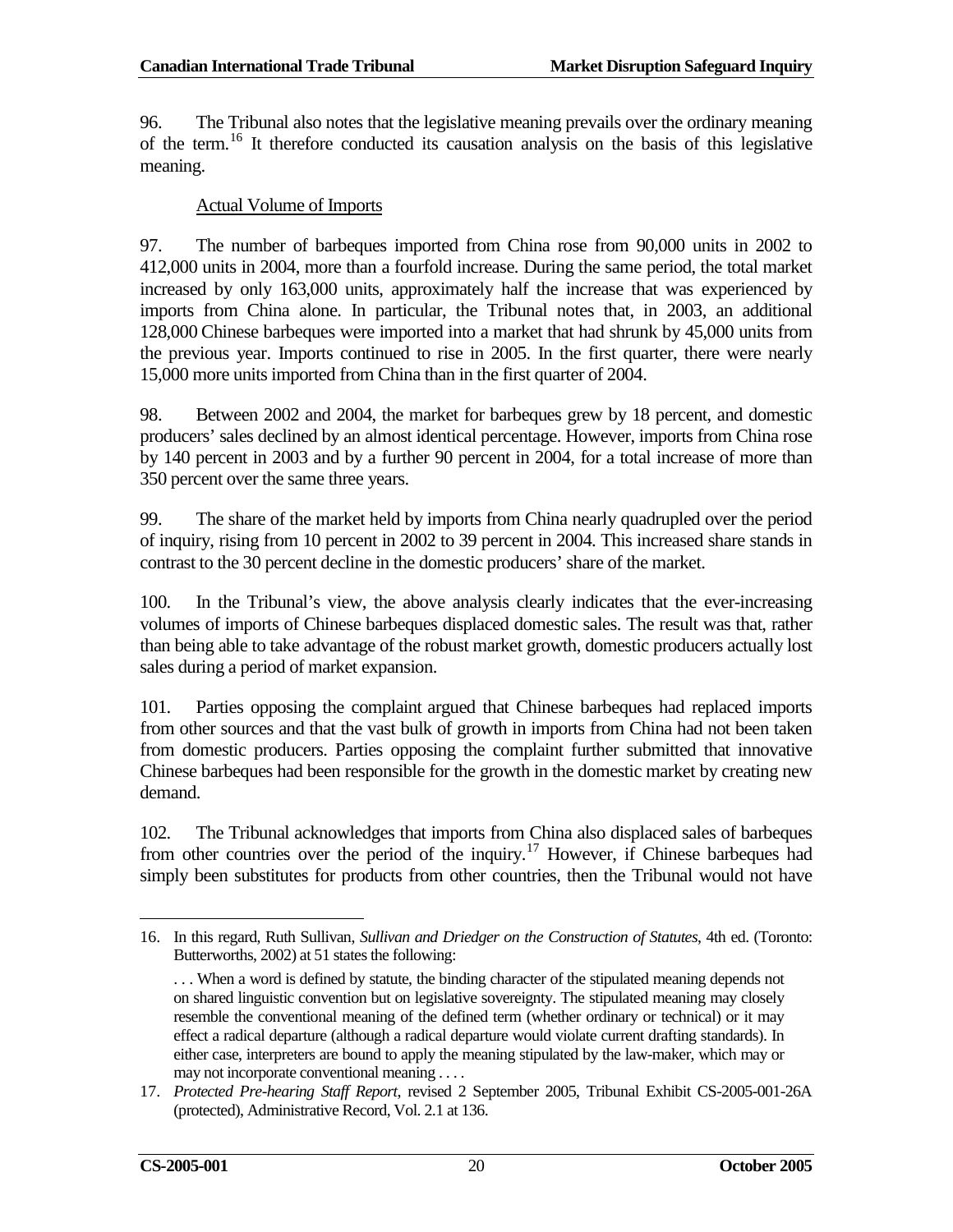96. The Tribunal also notes that the legislative meaning prevails over the ordinary meaning of the term.[16] It therefore conducted its causation analysis on the basis of this legislative meaning.

Actual Volume of Imports

97. The number of barbeques imported from China rose from 90,000 units in 2002 to 412,000 units in 2004, more than a fourfold increase. During the same period, the total market increased by only 163,000 units, approximately half the increase that was experienced by imports from China alone. In particular, the Tribunal notes that, in 2003, an additional 128,000 Chinese barbeques were imported into a market that had shrunk by 45,000 units from the previous year. Imports continued to rise in 2005. In the first quarter, there were nearly 15,000 more units imported from China than in the first quarter of 2004.

98. Between 2002 and 2004, the market for barbeques grew by 18 percent, and domestic producers' sales declined by an almost identical percentage. However, imports from China rose by 140 percent in 2003 and by a further 90 percent in 2004, for a total increase of more than 350 percent over the same three years.

99. The share of the market held by imports from China nearly quadrupled over the period of inquiry, rising from 10 percent in 2002 to 39 percent in 2004. This increased share stands in contrast to the 30 percent decline in the domestic producers' share of the market.

100. In the Tribunal's view, the above analysis clearly indicates that the ever-increasing volumes of imports of Chinese barbeques displaced domestic sales. The result was that, rather than being able to take advantage of the robust market growth, domestic producers actually lost sales during a period of market expansion.

101. Parties opposing the complaint argued that Chinese barbeques had replaced imports from other sources and that the vast bulk of growth in imports from China had not been taken from domestic producers. Parties opposing the complaint further submitted that innovative Chinese barbeques had been responsible for the growth in the domestic market by creating new demand.

102. The Tribunal acknowledges that imports from China also displaced sales of barbeques from other countries over the period of the inquiry.[17] However, if Chinese barbeques had simply been substitutes for products from other countries, then the Tribunal would not have

---

16. In this regard, Ruth Sullivan, *Sullivan and Driedger on the Construction of Statutes*, 4th ed. (Toronto: Butterworths, 2002) at 51 states the following:

> . . . When a word is defined by statute, the binding character of the stipulated meaning depends not on shared linguistic convention but on legislative sovereignty. The stipulated meaning may closely resemble the conventional meaning of the defined term (whether ordinary or technical) or it may effect a radical departure (although a radical departure would violate current drafting standards). In either case, interpreters are bound to apply the meaning stipulated by the law-maker, which may or may not incorporate conventional meaning . . . .

17. *Protected Pre-hearing Staff Report*, revised 2 September 2005, Tribunal Exhibit CS-2005-001-26A (protected), Administrative Record, Vol. 2.1 at 136.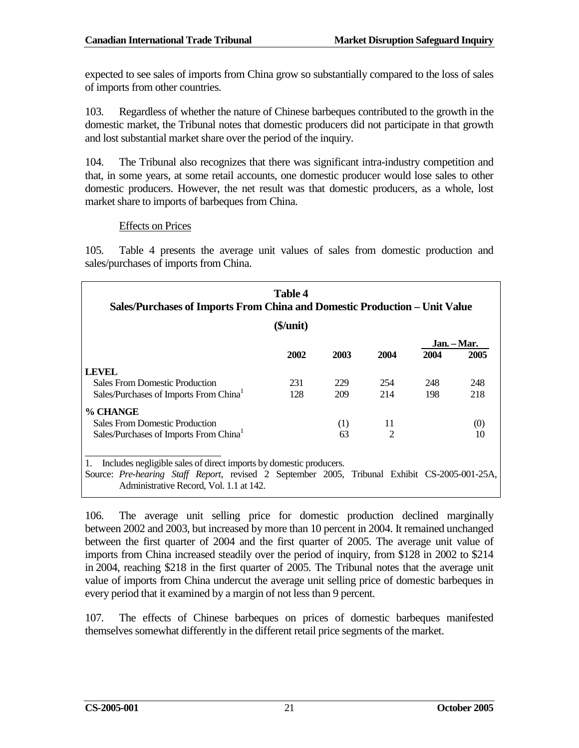expected to see sales of imports from China grow so substantially compared to the loss of sales of imports from other countries.

103. Regardless of whether the nature of Chinese barbeques contributed to the growth in the domestic market, the Tribunal notes that domestic producers did not participate in that growth and lost substantial market share over the period of the inquiry.

104. The Tribunal also recognizes that there was significant intra-industry competition and that, in some years, at some retail accounts, one domestic producer would lose sales to other domestic producers. However, the net result was that domestic producers, as a whole, lost market share to imports of barbeques from China.

Effects on Prices

105. Table 4 presents the average unit values of sales from domestic production and sales/purchases of imports from China.

**Table 4**
**Sales/Purchases of Imports From China and Domestic Production – Unit Value**
**($/unit)**

| | 2002 | 2003 | 2004 | Jan. – Mar. 2004 | Jan. – Mar. 2005 |
|---|---|---|---|---|---|
| **LEVEL** | | | | | |
| Sales From Domestic Production | 231 | 229 | 254 | 248 | 248 |
| Sales/Purchases of Imports From China[1] | 128 | 209 | 214 | 198 | 218 |
| **% CHANGE** | | | | | |
| Sales From Domestic Production | | (1) | 11 | | (0) |
| Sales/Purchases of Imports From China[1] | | 63 | 2 | | 10 |

1. Includes negligible sales of direct imports by domestic producers.

Source: *Pre-hearing Staff Report*, revised 2 September 2005, Tribunal Exhibit CS-2005-001-25A, Administrative Record, Vol. 1.1 at 142.

106. The average unit selling price for domestic production declined marginally between 2002 and 2003, but increased by more than 10 percent in 2004. It remained unchanged between the first quarter of 2004 and the first quarter of 2005. The average unit value of imports from China increased steadily over the period of inquiry, from $128 in 2002 to $214 in 2004, reaching $218 in the first quarter of 2005. The Tribunal notes that the average unit value of imports from China undercut the average unit selling price of domestic barbeques in every period that it examined by a margin of not less than 9 percent.

107. The effects of Chinese barbeques on prices of domestic barbeques manifested themselves somewhat differently in the different retail price segments of the market.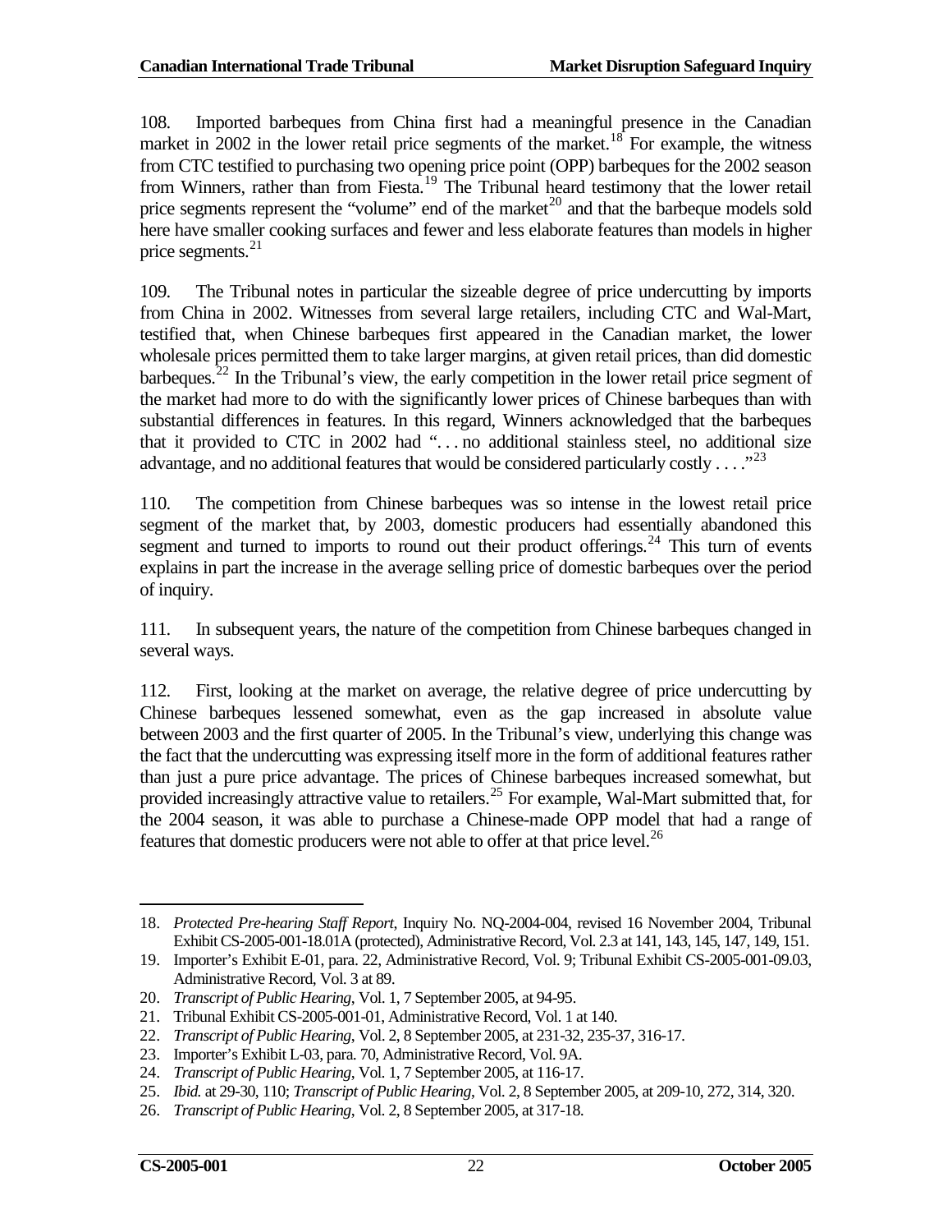108. Imported barbeques from China first had a meaningful presence in the Canadian market in 2002 in the lower retail price segments of the market.[18] For example, the witness from CTC testified to purchasing two opening price point (OPP) barbeques for the 2002 season from Winners, rather than from Fiesta.[19] The Tribunal heard testimony that the lower retail price segments represent the "volume" end of the market[20] and that the barbeque models sold here have smaller cooking surfaces and fewer and less elaborate features than models in higher price segments.[21]

109. The Tribunal notes in particular the sizeable degree of price undercutting by imports from China in 2002. Witnesses from several large retailers, including CTC and Wal-Mart, testified that, when Chinese barbeques first appeared in the Canadian market, the lower wholesale prices permitted them to take larger margins, at given retail prices, than did domestic barbeques.[22] In the Tribunal's view, the early competition in the lower retail price segment of the market had more to do with the significantly lower prices of Chinese barbeques than with substantial differences in features. In this regard, Winners acknowledged that the barbeques that it provided to CTC in 2002 had ". . . no additional stainless steel, no additional size advantage, and no additional features that would be considered particularly costly . . . ."[23]

110. The competition from Chinese barbeques was so intense in the lowest retail price segment of the market that, by 2003, domestic producers had essentially abandoned this segment and turned to imports to round out their product offerings.[24] This turn of events explains in part the increase in the average selling price of domestic barbeques over the period of inquiry.

111. In subsequent years, the nature of the competition from Chinese barbeques changed in several ways.

112. First, looking at the market on average, the relative degree of price undercutting by Chinese barbeques lessened somewhat, even as the gap increased in absolute value between 2003 and the first quarter of 2005. In the Tribunal's view, underlying this change was the fact that the undercutting was expressing itself more in the form of additional features rather than just a pure price advantage. The prices of Chinese barbeques increased somewhat, but provided increasingly attractive value to retailers.[25] For example, Wal-Mart submitted that, for the 2004 season, it was able to purchase a Chinese-made OPP model that had a range of features that domestic producers were not able to offer at that price level.[26]

---

18. *Protected Pre-hearing Staff Report*, Inquiry No. NQ-2004-004, revised 16 November 2004, Tribunal Exhibit CS-2005-001-18.01A (protected), Administrative Record, Vol. 2.3 at 141, 143, 145, 147, 149, 151.
19. Importer's Exhibit E-01, para. 22, Administrative Record, Vol. 9; Tribunal Exhibit CS-2005-001-09.03, Administrative Record, Vol. 3 at 89.
20. *Transcript of Public Hearing*, Vol. 1, 7 September 2005, at 94-95.
21. Tribunal Exhibit CS-2005-001-01, Administrative Record, Vol. 1 at 140.
22. *Transcript of Public Hearing*, Vol. 2, 8 September 2005, at 231-32, 235-37, 316-17.
23. Importer's Exhibit L-03, para. 70, Administrative Record, Vol. 9A.
24. *Transcript of Public Hearing*, Vol. 1, 7 September 2005, at 116-17.
25. *Ibid.* at 29-30, 110; *Transcript of Public Hearing*, Vol. 2, 8 September 2005, at 209-10, 272, 314, 320.
26. *Transcript of Public Hearing*, Vol. 2, 8 September 2005, at 317-18.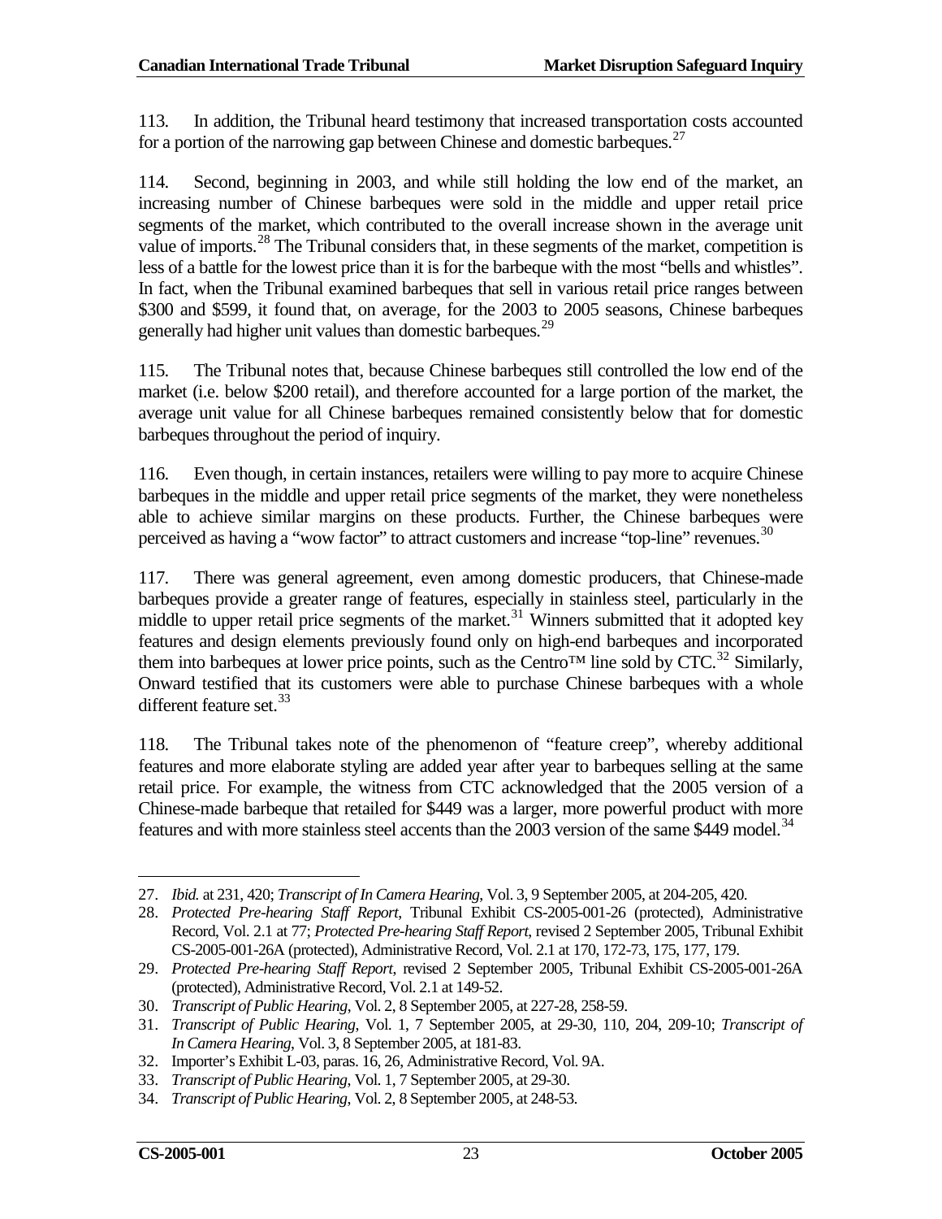113. In addition, the Tribunal heard testimony that increased transportation costs accounted for a portion of the narrowing gap between Chinese and domestic barbeques.[27]

114. Second, beginning in 2003, and while still holding the low end of the market, an increasing number of Chinese barbeques were sold in the middle and upper retail price segments of the market, which contributed to the overall increase shown in the average unit value of imports.[28] The Tribunal considers that, in these segments of the market, competition is less of a battle for the lowest price than it is for the barbeque with the most "bells and whistles". In fact, when the Tribunal examined barbeques that sell in various retail price ranges between \$300 and \$599, it found that, on average, for the 2003 to 2005 seasons, Chinese barbeques generally had higher unit values than domestic barbeques.[29]

115. The Tribunal notes that, because Chinese barbeques still controlled the low end of the market (i.e. below \$200 retail), and therefore accounted for a large portion of the market, the average unit value for all Chinese barbeques remained consistently below that for domestic barbeques throughout the period of inquiry.

116. Even though, in certain instances, retailers were willing to pay more to acquire Chinese barbeques in the middle and upper retail price segments of the market, they were nonetheless able to achieve similar margins on these products. Further, the Chinese barbeques were perceived as having a "wow factor" to attract customers and increase "top-line" revenues.[30]

117. There was general agreement, even among domestic producers, that Chinese-made barbeques provide a greater range of features, especially in stainless steel, particularly in the middle to upper retail price segments of the market.[31] Winners submitted that it adopted key features and design elements previously found only on high-end barbeques and incorporated them into barbeques at lower price points, such as the Centro™ line sold by CTC.[32] Similarly, Onward testified that its customers were able to purchase Chinese barbeques with a whole different feature set.[33]

118. The Tribunal takes note of the phenomenon of "feature creep", whereby additional features and more elaborate styling are added year after year to barbeques selling at the same retail price. For example, the witness from CTC acknowledged that the 2005 version of a Chinese-made barbeque that retailed for \$449 was a larger, more powerful product with more features and with more stainless steel accents than the 2003 version of the same \$449 model.[34]

---

27. *Ibid.* at 231, 420; *Transcript of In Camera Hearing*, Vol. 3, 9 September 2005, at 204-205, 420.
28. *Protected Pre-hearing Staff Report*, Tribunal Exhibit CS-2005-001-26 (protected), Administrative Record, Vol. 2.1 at 77; *Protected Pre-hearing Staff Report*, revised 2 September 2005, Tribunal Exhibit CS-2005-001-26A (protected), Administrative Record, Vol. 2.1 at 170, 172-73, 175, 177, 179.
29. *Protected Pre-hearing Staff Report*, revised 2 September 2005, Tribunal Exhibit CS-2005-001-26A (protected), Administrative Record, Vol. 2.1 at 149-52.
30. *Transcript of Public Hearing*, Vol. 2, 8 September 2005, at 227-28, 258-59.
31. *Transcript of Public Hearing*, Vol. 1, 7 September 2005, at 29-30, 110, 204, 209-10; *Transcript of In Camera Hearing*, Vol. 3, 8 September 2005, at 181-83.
32. Importer's Exhibit L-03, paras. 16, 26, Administrative Record, Vol. 9A.
33. *Transcript of Public Hearing*, Vol. 1, 7 September 2005, at 29-30.
34. *Transcript of Public Hearing*, Vol. 2, 8 September 2005, at 248-53.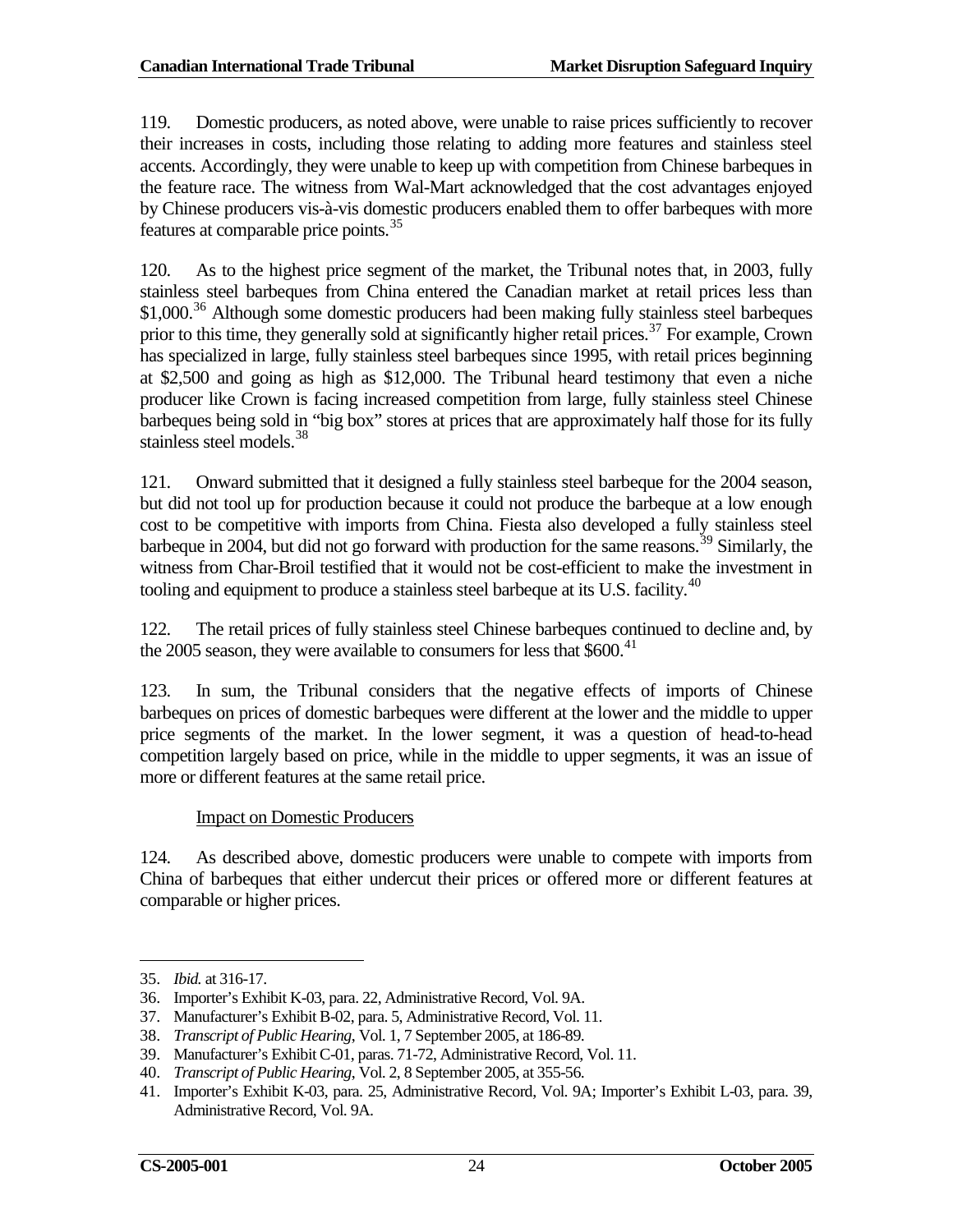119. Domestic producers, as noted above, were unable to raise prices sufficiently to recover their increases in costs, including those relating to adding more features and stainless steel accents. Accordingly, they were unable to keep up with competition from Chinese barbeques in the feature race. The witness from Wal-Mart acknowledged that the cost advantages enjoyed by Chinese producers vis-à-vis domestic producers enabled them to offer barbeques with more features at comparable price points.[35]

120. As to the highest price segment of the market, the Tribunal notes that, in 2003, fully stainless steel barbeques from China entered the Canadian market at retail prices less than $1,000.[36] Although some domestic producers had been making fully stainless steel barbeques prior to this time, they generally sold at significantly higher retail prices.[37] For example, Crown has specialized in large, fully stainless steel barbeques since 1995, with retail prices beginning at $2,500 and going as high as $12,000. The Tribunal heard testimony that even a niche producer like Crown is facing increased competition from large, fully stainless steel Chinese barbeques being sold in "big box" stores at prices that are approximately half those for its fully stainless steel models.[38]

121. Onward submitted that it designed a fully stainless steel barbeque for the 2004 season, but did not tool up for production because it could not produce the barbeque at a low enough cost to be competitive with imports from China. Fiesta also developed a fully stainless steel barbeque in 2004, but did not go forward with production for the same reasons.[39] Similarly, the witness from Char-Broil testified that it would not be cost-efficient to make the investment in tooling and equipment to produce a stainless steel barbeque at its U.S. facility.[40]

122. The retail prices of fully stainless steel Chinese barbeques continued to decline and, by the 2005 season, they were available to consumers for less that $600.[41]

123. In sum, the Tribunal considers that the negative effects of imports of Chinese barbeques on prices of domestic barbeques were different at the lower and the middle to upper price segments of the market. In the lower segment, it was a question of head-to-head competition largely based on price, while in the middle to upper segments, it was an issue of more or different features at the same retail price.

Impact on Domestic Producers

124. As described above, domestic producers were unable to compete with imports from China of barbeques that either undercut their prices or offered more or different features at comparable or higher prices.

---

35. *Ibid.* at 316-17.
36. Importer's Exhibit K-03, para. 22, Administrative Record, Vol. 9A.
37. Manufacturer's Exhibit B-02, para. 5, Administrative Record, Vol. 11.
38. *Transcript of Public Hearing*, Vol. 1, 7 September 2005, at 186-89.
39. Manufacturer's Exhibit C-01, paras. 71-72, Administrative Record, Vol. 11.
40. *Transcript of Public Hearing*, Vol. 2, 8 September 2005, at 355-56.
41. Importer's Exhibit K-03, para. 25, Administrative Record, Vol. 9A; Importer's Exhibit L-03, para. 39, Administrative Record, Vol. 9A.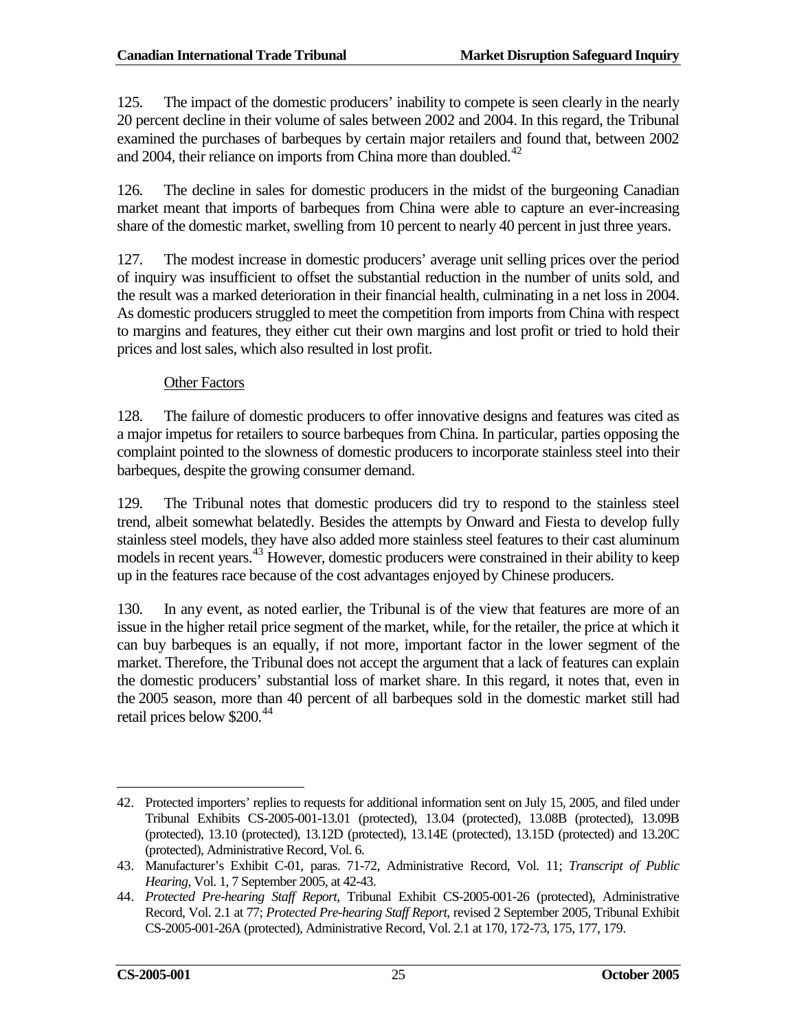125. The impact of the domestic producers' inability to compete is seen clearly in the nearly 20 percent decline in their volume of sales between 2002 and 2004. In this regard, the Tribunal examined the purchases of barbeques by certain major retailers and found that, between 2002 and 2004, their reliance on imports from China more than doubled.[42]

126. The decline in sales for domestic producers in the midst of the burgeoning Canadian market meant that imports of barbeques from China were able to capture an ever-increasing share of the domestic market, swelling from 10 percent to nearly 40 percent in just three years.

127. The modest increase in domestic producers' average unit selling prices over the period of inquiry was insufficient to offset the substantial reduction in the number of units sold, and the result was a marked deterioration in their financial health, culminating in a net loss in 2004. As domestic producers struggled to meet the competition from imports from China with respect to margins and features, they either cut their own margins and lost profit or tried to hold their prices and lost sales, which also resulted in lost profit.

Other Factors

128. The failure of domestic producers to offer innovative designs and features was cited as a major impetus for retailers to source barbeques from China. In particular, parties opposing the complaint pointed to the slowness of domestic producers to incorporate stainless steel into their barbeques, despite the growing consumer demand.

129. The Tribunal notes that domestic producers did try to respond to the stainless steel trend, albeit somewhat belatedly. Besides the attempts by Onward and Fiesta to develop fully stainless steel models, they have also added more stainless steel features to their cast aluminum models in recent years.[43] However, domestic producers were constrained in their ability to keep up in the features race because of the cost advantages enjoyed by Chinese producers.

130. In any event, as noted earlier, the Tribunal is of the view that features are more of an issue in the higher retail price segment of the market, while, for the retailer, the price at which it can buy barbeques is an equally, if not more, important factor in the lower segment of the market. Therefore, the Tribunal does not accept the argument that a lack of features can explain the domestic producers' substantial loss of market share. In this regard, it notes that, even in the 2005 season, more than 40 percent of all barbeques sold in the domestic market still had retail prices below $200.[44]

---

42. Protected importers' replies to requests for additional information sent on July 15, 2005, and filed under Tribunal Exhibits CS-2005-001-13.01 (protected), 13.04 (protected), 13.08B (protected), 13.09B (protected), 13.10 (protected), 13.12D (protected), 13.14E (protected), 13.15D (protected) and 13.20C (protected), Administrative Record, Vol. 6.

43. Manufacturer's Exhibit C-01, paras. 71-72, Administrative Record, Vol. 11; *Transcript of Public Hearing*, Vol. 1, 7 September 2005, at 42-43.

44. *Protected Pre-hearing Staff Report*, Tribunal Exhibit CS-2005-001-26 (protected), Administrative Record, Vol. 2.1 at 77; *Protected Pre-hearing Staff Report*, revised 2 September 2005, Tribunal Exhibit CS-2005-001-26A (protected), Administrative Record, Vol. 2.1 at 170, 172-73, 175, 177, 179.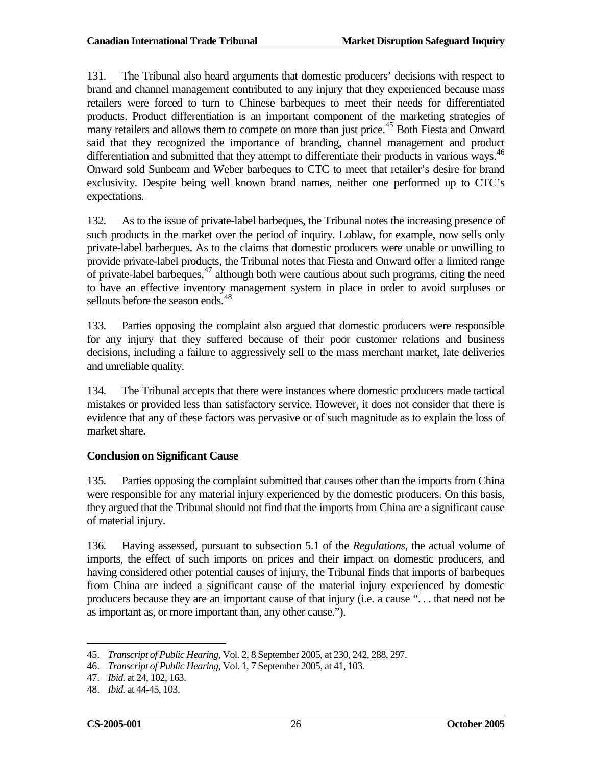131. The Tribunal also heard arguments that domestic producers' decisions with respect to brand and channel management contributed to any injury that they experienced because mass retailers were forced to turn to Chinese barbeques to meet their needs for differentiated products. Product differentiation is an important component of the marketing strategies of many retailers and allows them to compete on more than just price.[45] Both Fiesta and Onward said that they recognized the importance of branding, channel management and product differentiation and submitted that they attempt to differentiate their products in various ways.[46] Onward sold Sunbeam and Weber barbeques to CTC to meet that retailer's desire for brand exclusivity. Despite being well known brand names, neither one performed up to CTC's expectations.

132. As to the issue of private-label barbeques, the Tribunal notes the increasing presence of such products in the market over the period of inquiry. Loblaw, for example, now sells only private-label barbeques. As to the claims that domestic producers were unable or unwilling to provide private-label products, the Tribunal notes that Fiesta and Onward offer a limited range of private-label barbeques,[47] although both were cautious about such programs, citing the need to have an effective inventory management system in place in order to avoid surpluses or sellouts before the season ends.[48]

133. Parties opposing the complaint also argued that domestic producers were responsible for any injury that they suffered because of their poor customer relations and business decisions, including a failure to aggressively sell to the mass merchant market, late deliveries and unreliable quality.

134. The Tribunal accepts that there were instances where domestic producers made tactical mistakes or provided less than satisfactory service. However, it does not consider that there is evidence that any of these factors was pervasive or of such magnitude as to explain the loss of market share.

### Conclusion on Significant Cause

135. Parties opposing the complaint submitted that causes other than the imports from China were responsible for any material injury experienced by the domestic producers. On this basis, they argued that the Tribunal should not find that the imports from China are a significant cause of material injury.

136. Having assessed, pursuant to subsection 5.1 of the *Regulations*, the actual volume of imports, the effect of such imports on prices and their impact on domestic producers, and having considered other potential causes of injury, the Tribunal finds that imports of barbeques from China are indeed a significant cause of the material injury experienced by domestic producers because they are an important cause of that injury (i.e. a cause ". . . that need not be as important as, or more important than, any other cause.").

---

45. *Transcript of Public Hearing*, Vol. 2, 8 September 2005, at 230, 242, 288, 297.
46. *Transcript of Public Hearing*, Vol. 1, 7 September 2005, at 41, 103.
47. *Ibid.* at 24, 102, 163.
48. *Ibid.* at 44-45, 103.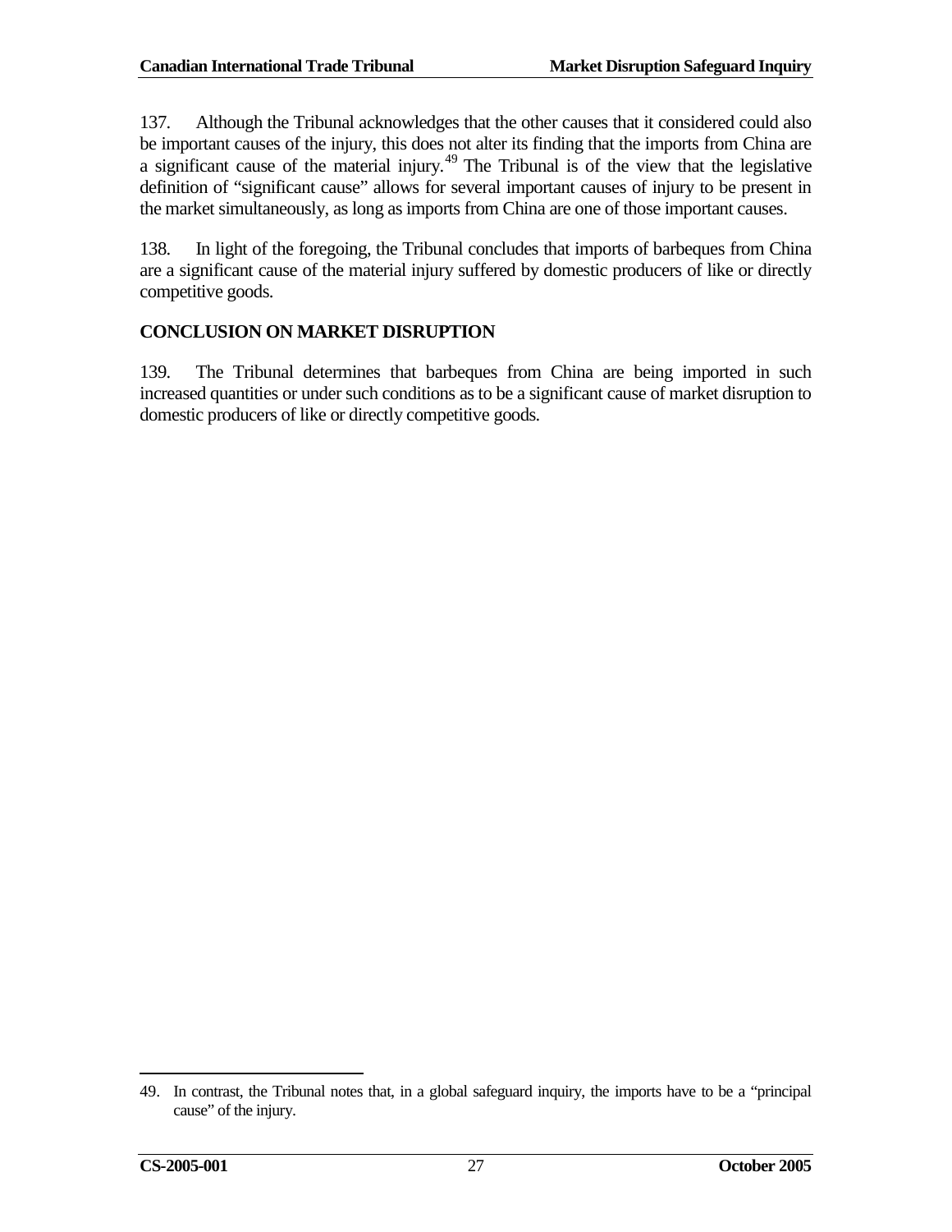137. Although the Tribunal acknowledges that the other causes that it considered could also be important causes of the injury, this does not alter its finding that the imports from China are a significant cause of the material injury.[49] The Tribunal is of the view that the legislative definition of "significant cause" allows for several important causes of injury to be present in the market simultaneously, as long as imports from China are one of those important causes.

138. In light of the foregoing, the Tribunal concludes that imports of barbeques from China are a significant cause of the material injury suffered by domestic producers of like or directly competitive goods.

## CONCLUSION ON MARKET DISRUPTION

139. The Tribunal determines that barbeques from China are being imported in such increased quantities or under such conditions as to be a significant cause of market disruption to domestic producers of like or directly competitive goods.

---

49. In contrast, the Tribunal notes that, in a global safeguard inquiry, the imports have to be a "principal cause" of the injury.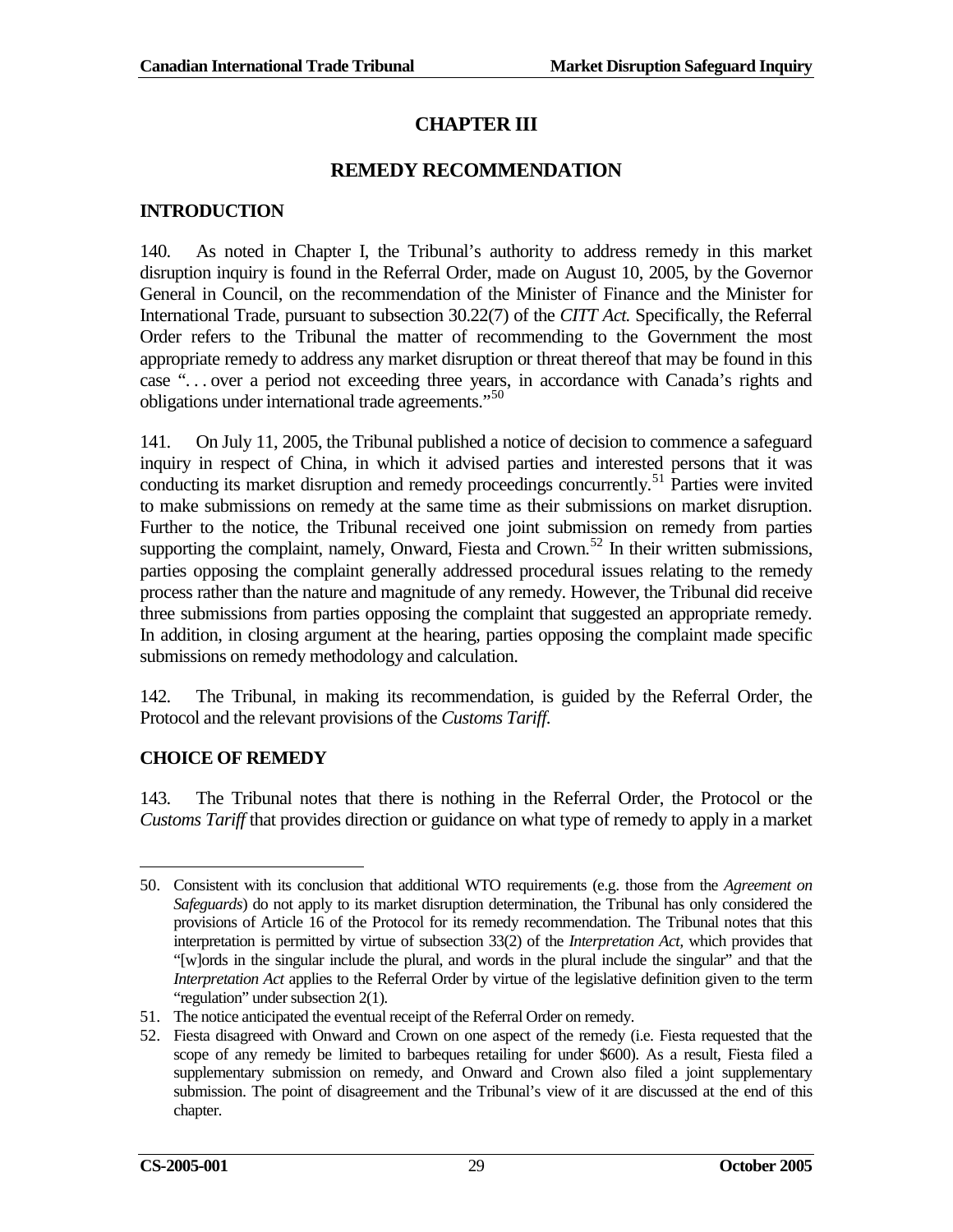# CHAPTER III

## REMEDY RECOMMENDATION

### INTRODUCTION

140. As noted in Chapter I, the Tribunal's authority to address remedy in this market disruption inquiry is found in the Referral Order, made on August 10, 2005, by the Governor General in Council, on the recommendation of the Minister of Finance and the Minister for International Trade, pursuant to subsection 30.22(7) of the *CITT Act*. Specifically, the Referral Order refers to the Tribunal the matter of recommending to the Government the most appropriate remedy to address any market disruption or threat thereof that may be found in this case ". . . over a period not exceeding three years, in accordance with Canada's rights and obligations under international trade agreements."[50]

141. On July 11, 2005, the Tribunal published a notice of decision to commence a safeguard inquiry in respect of China, in which it advised parties and interested persons that it was conducting its market disruption and remedy proceedings concurrently.[51] Parties were invited to make submissions on remedy at the same time as their submissions on market disruption. Further to the notice, the Tribunal received one joint submission on remedy from parties supporting the complaint, namely, Onward, Fiesta and Crown.[52] In their written submissions, parties opposing the complaint generally addressed procedural issues relating to the remedy process rather than the nature and magnitude of any remedy. However, the Tribunal did receive three submissions from parties opposing the complaint that suggested an appropriate remedy. In addition, in closing argument at the hearing, parties opposing the complaint made specific submissions on remedy methodology and calculation.

142. The Tribunal, in making its recommendation, is guided by the Referral Order, the Protocol and the relevant provisions of the *Customs Tariff*.

### CHOICE OF REMEDY

143. The Tribunal notes that there is nothing in the Referral Order, the Protocol or the *Customs Tariff* that provides direction or guidance on what type of remedy to apply in a market

---

50. Consistent with its conclusion that additional WTO requirements (e.g. those from the *Agreement on Safeguards*) do not apply to its market disruption determination, the Tribunal has only considered the provisions of Article 16 of the Protocol for its remedy recommendation. The Tribunal notes that this interpretation is permitted by virtue of subsection 33(2) of the *Interpretation Act*, which provides that "[w]ords in the singular include the plural, and words in the plural include the singular" and that the *Interpretation Act* applies to the Referral Order by virtue of the legislative definition given to the term "regulation" under subsection 2(1).

51. The notice anticipated the eventual receipt of the Referral Order on remedy.

52. Fiesta disagreed with Onward and Crown on one aspect of the remedy (i.e. Fiesta requested that the scope of any remedy be limited to barbeques retailing for under $600). As a result, Fiesta filed a supplementary submission on remedy, and Onward and Crown also filed a joint supplementary submission. The point of disagreement and the Tribunal's view of it are discussed at the end of this chapter.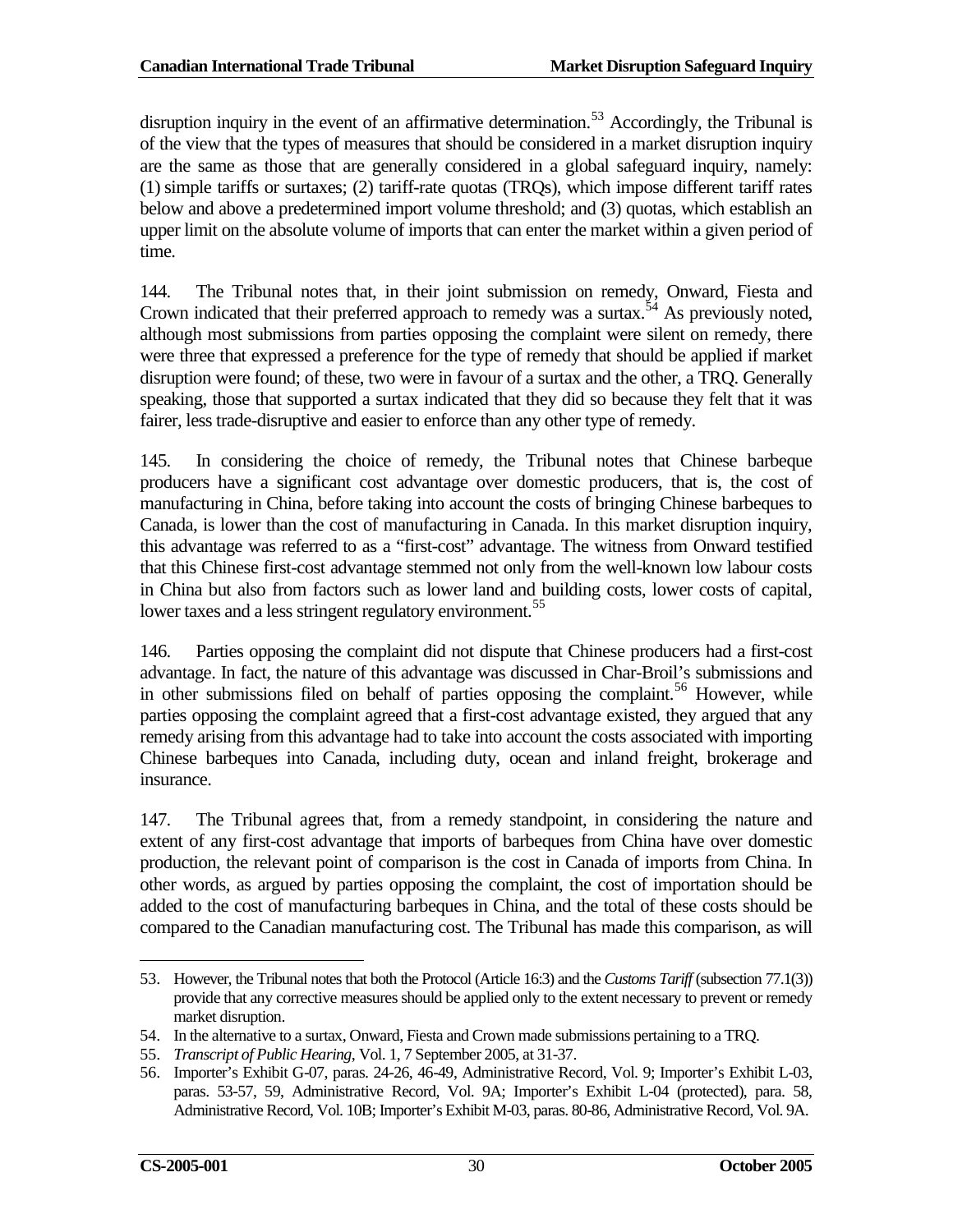disruption inquiry in the event of an affirmative determination.[53] Accordingly, the Tribunal is of the view that the types of measures that should be considered in a market disruption inquiry are the same as those that are generally considered in a global safeguard inquiry, namely: (1) simple tariffs or surtaxes; (2) tariff-rate quotas (TRQs), which impose different tariff rates below and above a predetermined import volume threshold; and (3) quotas, which establish an upper limit on the absolute volume of imports that can enter the market within a given period of time.

144. The Tribunal notes that, in their joint submission on remedy, Onward, Fiesta and Crown indicated that their preferred approach to remedy was a surtax.[54] As previously noted, although most submissions from parties opposing the complaint were silent on remedy, there were three that expressed a preference for the type of remedy that should be applied if market disruption were found; of these, two were in favour of a surtax and the other, a TRQ. Generally speaking, those that supported a surtax indicated that they did so because they felt that it was fairer, less trade-disruptive and easier to enforce than any other type of remedy.

145. In considering the choice of remedy, the Tribunal notes that Chinese barbeque producers have a significant cost advantage over domestic producers, that is, the cost of manufacturing in China, before taking into account the costs of bringing Chinese barbeques to Canada, is lower than the cost of manufacturing in Canada. In this market disruption inquiry, this advantage was referred to as a "first-cost" advantage. The witness from Onward testified that this Chinese first-cost advantage stemmed not only from the well-known low labour costs in China but also from factors such as lower land and building costs, lower costs of capital, lower taxes and a less stringent regulatory environment.[55]

146. Parties opposing the complaint did not dispute that Chinese producers had a first-cost advantage. In fact, the nature of this advantage was discussed in Char-Broil's submissions and in other submissions filed on behalf of parties opposing the complaint.[56] However, while parties opposing the complaint agreed that a first-cost advantage existed, they argued that any remedy arising from this advantage had to take into account the costs associated with importing Chinese barbeques into Canada, including duty, ocean and inland freight, brokerage and insurance.

147. The Tribunal agrees that, from a remedy standpoint, in considering the nature and extent of any first-cost advantage that imports of barbeques from China have over domestic production, the relevant point of comparison is the cost in Canada of imports from China. In other words, as argued by parties opposing the complaint, the cost of importation should be added to the cost of manufacturing barbeques in China, and the total of these costs should be compared to the Canadian manufacturing cost. The Tribunal has made this comparison, as will

---

53. However, the Tribunal notes that both the Protocol (Article 16:3) and the *Customs Tariff* (subsection 77.1(3)) provide that any corrective measures should be applied only to the extent necessary to prevent or remedy market disruption.

54. In the alternative to a surtax, Onward, Fiesta and Crown made submissions pertaining to a TRQ.

55. *Transcript of Public Hearing*, Vol. 1, 7 September 2005, at 31-37.

56. Importer's Exhibit G-07, paras. 24-26, 46-49, Administrative Record, Vol. 9; Importer's Exhibit L-03, paras. 53-57, 59, Administrative Record, Vol. 9A; Importer's Exhibit L-04 (protected), para. 58, Administrative Record, Vol. 10B; Importer's Exhibit M-03, paras. 80-86, Administrative Record, Vol. 9A.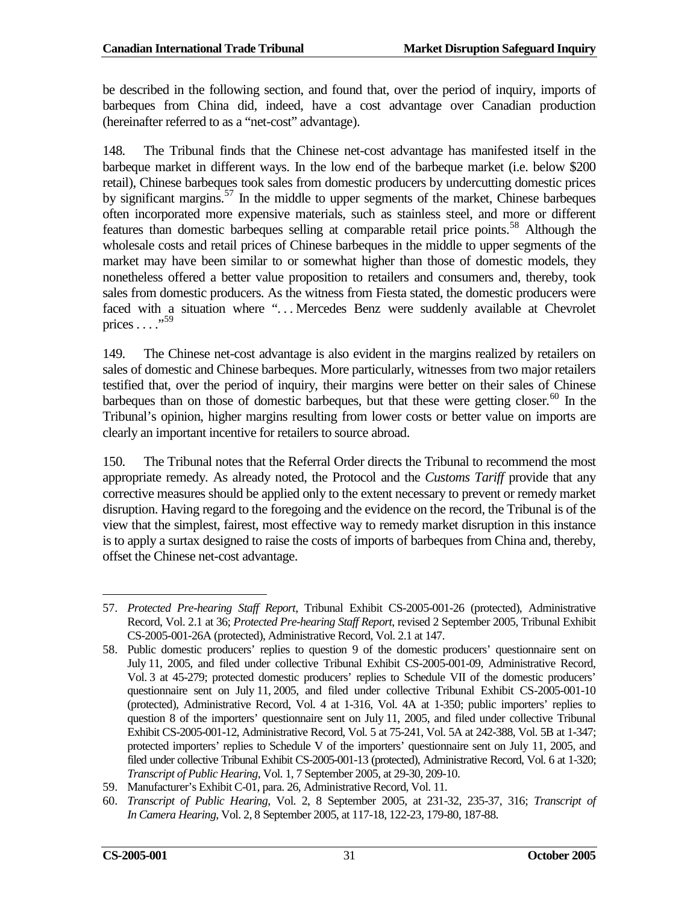be described in the following section, and found that, over the period of inquiry, imports of barbeques from China did, indeed, have a cost advantage over Canadian production (hereinafter referred to as a "net-cost" advantage).

148. The Tribunal finds that the Chinese net-cost advantage has manifested itself in the barbeque market in different ways. In the low end of the barbeque market (i.e. below $200 retail), Chinese barbeques took sales from domestic producers by undercutting domestic prices by significant margins.[57] In the middle to upper segments of the market, Chinese barbeques often incorporated more expensive materials, such as stainless steel, and more or different features than domestic barbeques selling at comparable retail price points.[58] Although the wholesale costs and retail prices of Chinese barbeques in the middle to upper segments of the market may have been similar to or somewhat higher than those of domestic models, they nonetheless offered a better value proposition to retailers and consumers and, thereby, took sales from domestic producers. As the witness from Fiesta stated, the domestic producers were faced with a situation where ". . . Mercedes Benz were suddenly available at Chevrolet prices . . . ."[59]

149. The Chinese net-cost advantage is also evident in the margins realized by retailers on sales of domestic and Chinese barbeques. More particularly, witnesses from two major retailers testified that, over the period of inquiry, their margins were better on their sales of Chinese barbeques than on those of domestic barbeques, but that these were getting closer.[60] In the Tribunal's opinion, higher margins resulting from lower costs or better value on imports are clearly an important incentive for retailers to source abroad.

150. The Tribunal notes that the Referral Order directs the Tribunal to recommend the most appropriate remedy. As already noted, the Protocol and the *Customs Tariff* provide that any corrective measures should be applied only to the extent necessary to prevent or remedy market disruption. Having regard to the foregoing and the evidence on the record, the Tribunal is of the view that the simplest, fairest, most effective way to remedy market disruption in this instance is to apply a surtax designed to raise the costs of imports of barbeques from China and, thereby, offset the Chinese net-cost advantage.

---

57. *Protected Pre-hearing Staff Report*, Tribunal Exhibit CS-2005-001-26 (protected), Administrative Record, Vol. 2.1 at 36; *Protected Pre-hearing Staff Report*, revised 2 September 2005, Tribunal Exhibit CS-2005-001-26A (protected), Administrative Record, Vol. 2.1 at 147.

58. Public domestic producers' replies to question 9 of the domestic producers' questionnaire sent on July 11, 2005, and filed under collective Tribunal Exhibit CS-2005-001-09, Administrative Record, Vol. 3 at 45-279; protected domestic producers' replies to Schedule VII of the domestic producers' questionnaire sent on July 11, 2005, and filed under collective Tribunal Exhibit CS-2005-001-10 (protected), Administrative Record, Vol. 4 at 1-316, Vol. 4A at 1-350; public importers' replies to question 8 of the importers' questionnaire sent on July 11, 2005, and filed under collective Tribunal Exhibit CS-2005-001-12, Administrative Record, Vol. 5 at 75-241, Vol. 5A at 242-388, Vol. 5B at 1-347; protected importers' replies to Schedule V of the importers' questionnaire sent on July 11, 2005, and filed under collective Tribunal Exhibit CS-2005-001-13 (protected), Administrative Record, Vol. 6 at 1-320; *Transcript of Public Hearing*, Vol. 1, 7 September 2005, at 29-30, 209-10.

59. Manufacturer's Exhibit C-01, para. 26, Administrative Record, Vol. 11.

60. *Transcript of Public Hearing*, Vol. 2, 8 September 2005, at 231-32, 235-37, 316; *Transcript of In Camera Hearing*, Vol. 2, 8 September 2005, at 117-18, 122-23, 179-80, 187-88.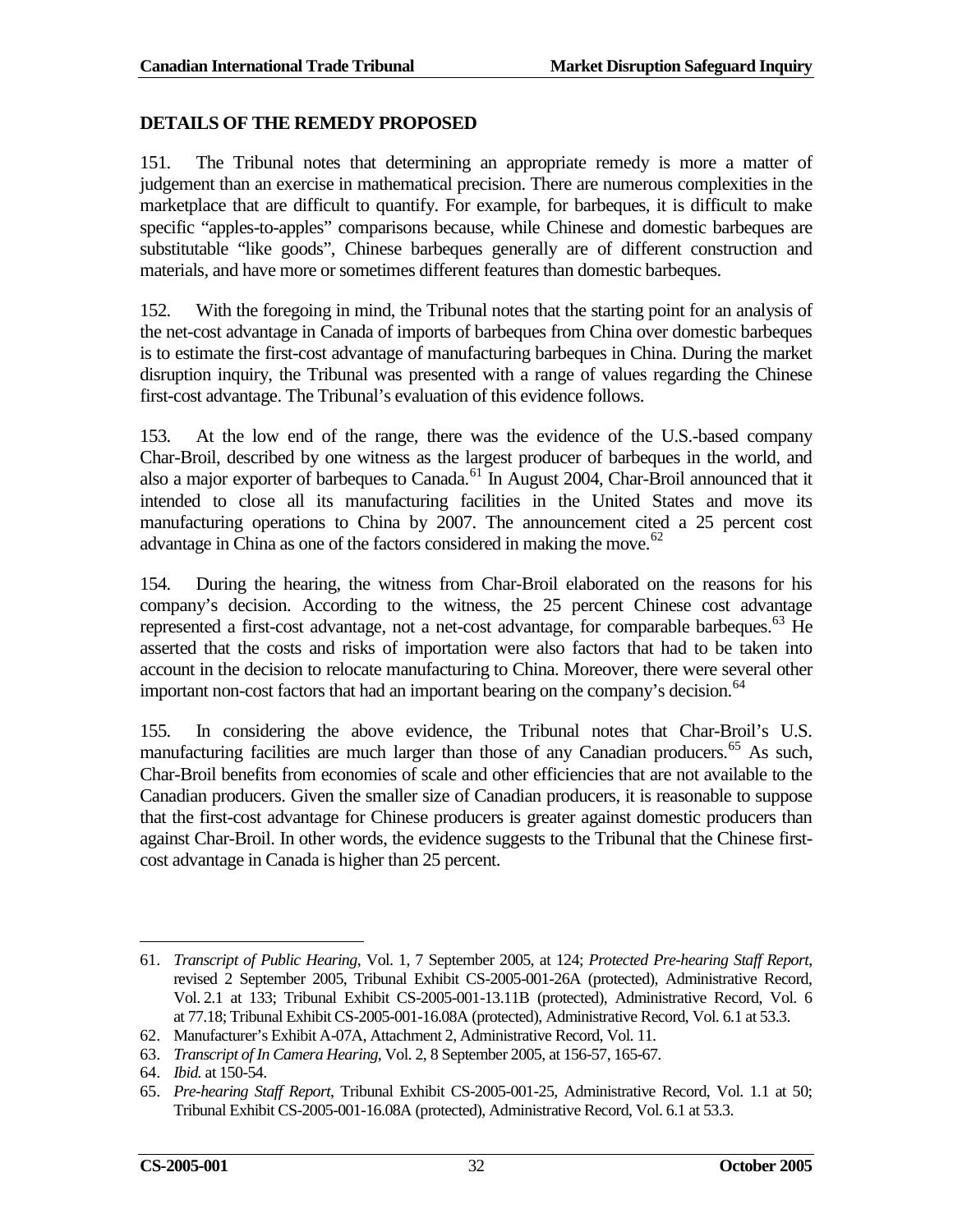## DETAILS OF THE REMEDY PROPOSED

151. The Tribunal notes that determining an appropriate remedy is more a matter of judgement than an exercise in mathematical precision. There are numerous complexities in the marketplace that are difficult to quantify. For example, for barbeques, it is difficult to make specific "apples-to-apples" comparisons because, while Chinese and domestic barbeques are substitutable "like goods", Chinese barbeques generally are of different construction and materials, and have more or sometimes different features than domestic barbeques.

152. With the foregoing in mind, the Tribunal notes that the starting point for an analysis of the net-cost advantage in Canada of imports of barbeques from China over domestic barbeques is to estimate the first-cost advantage of manufacturing barbeques in China. During the market disruption inquiry, the Tribunal was presented with a range of values regarding the Chinese first-cost advantage. The Tribunal's evaluation of this evidence follows.

153. At the low end of the range, there was the evidence of the U.S.-based company Char-Broil, described by one witness as the largest producer of barbeques in the world, and also a major exporter of barbeques to Canada.[61] In August 2004, Char-Broil announced that it intended to close all its manufacturing facilities in the United States and move its manufacturing operations to China by 2007. The announcement cited a 25 percent cost advantage in China as one of the factors considered in making the move.[62]

154. During the hearing, the witness from Char-Broil elaborated on the reasons for his company's decision. According to the witness, the 25 percent Chinese cost advantage represented a first-cost advantage, not a net-cost advantage, for comparable barbeques.[63] He asserted that the costs and risks of importation were also factors that had to be taken into account in the decision to relocate manufacturing to China. Moreover, there were several other important non-cost factors that had an important bearing on the company's decision.[64]

155. In considering the above evidence, the Tribunal notes that Char-Broil's U.S. manufacturing facilities are much larger than those of any Canadian producers.[65] As such, Char-Broil benefits from economies of scale and other efficiencies that are not available to the Canadian producers. Given the smaller size of Canadian producers, it is reasonable to suppose that the first-cost advantage for Chinese producers is greater against domestic producers than against Char-Broil. In other words, the evidence suggests to the Tribunal that the Chinese first-cost advantage in Canada is higher than 25 percent.

---

61. *Transcript of Public Hearing*, Vol. 1, 7 September 2005, at 124; *Protected Pre-hearing Staff Report*, revised 2 September 2005, Tribunal Exhibit CS-2005-001-26A (protected), Administrative Record, Vol. 2.1 at 133; Tribunal Exhibit CS-2005-001-13.11B (protected), Administrative Record, Vol. 6 at 77.18; Tribunal Exhibit CS-2005-001-16.08A (protected), Administrative Record, Vol. 6.1 at 53.3.
62. Manufacturer's Exhibit A-07A, Attachment 2, Administrative Record, Vol. 11.
63. *Transcript of In Camera Hearing*, Vol. 2, 8 September 2005, at 156-57, 165-67.
64. *Ibid.* at 150-54.
65. *Pre-hearing Staff Report*, Tribunal Exhibit CS-2005-001-25, Administrative Record, Vol. 1.1 at 50; Tribunal Exhibit CS-2005-001-16.08A (protected), Administrative Record, Vol. 6.1 at 53.3.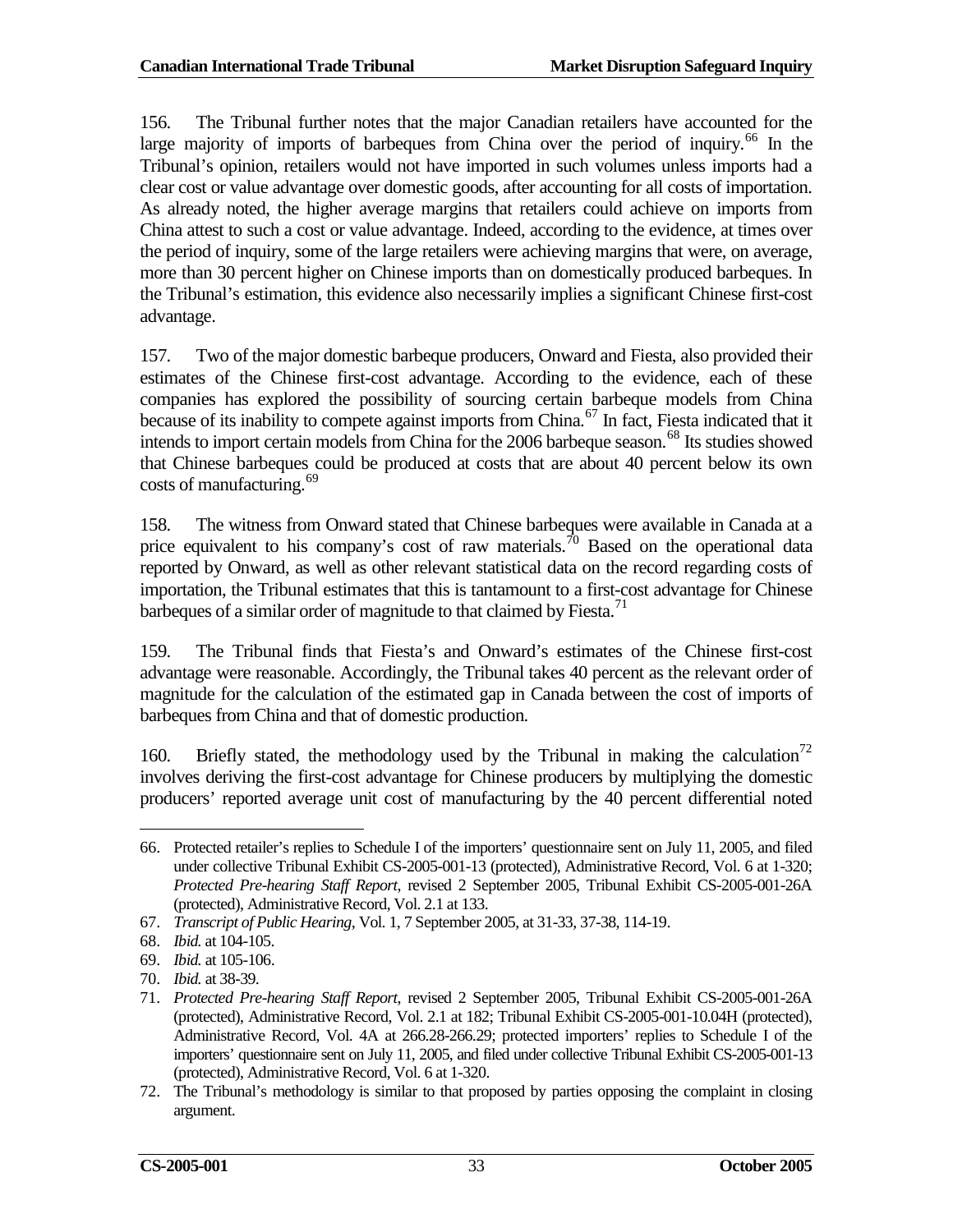156. The Tribunal further notes that the major Canadian retailers have accounted for the large majority of imports of barbeques from China over the period of inquiry.[66] In the Tribunal's opinion, retailers would not have imported in such volumes unless imports had a clear cost or value advantage over domestic goods, after accounting for all costs of importation. As already noted, the higher average margins that retailers could achieve on imports from China attest to such a cost or value advantage. Indeed, according to the evidence, at times over the period of inquiry, some of the large retailers were achieving margins that were, on average, more than 30 percent higher on Chinese imports than on domestically produced barbeques. In the Tribunal's estimation, this evidence also necessarily implies a significant Chinese first-cost advantage.

157. Two of the major domestic barbeque producers, Onward and Fiesta, also provided their estimates of the Chinese first-cost advantage. According to the evidence, each of these companies has explored the possibility of sourcing certain barbeque models from China because of its inability to compete against imports from China.[67] In fact, Fiesta indicated that it intends to import certain models from China for the 2006 barbeque season.[68] Its studies showed that Chinese barbeques could be produced at costs that are about 40 percent below its own costs of manufacturing.[69]

158. The witness from Onward stated that Chinese barbeques were available in Canada at a price equivalent to his company's cost of raw materials.[70] Based on the operational data reported by Onward, as well as other relevant statistical data on the record regarding costs of importation, the Tribunal estimates that this is tantamount to a first-cost advantage for Chinese barbeques of a similar order of magnitude to that claimed by Fiesta.[71]

159. The Tribunal finds that Fiesta's and Onward's estimates of the Chinese first-cost advantage were reasonable. Accordingly, the Tribunal takes 40 percent as the relevant order of magnitude for the calculation of the estimated gap in Canada between the cost of imports of barbeques from China and that of domestic production.

160. Briefly stated, the methodology used by the Tribunal in making the calculation[72] involves deriving the first-cost advantage for Chinese producers by multiplying the domestic producers' reported average unit cost of manufacturing by the 40 percent differential noted

---

66. Protected retailer's replies to Schedule I of the importers' questionnaire sent on July 11, 2005, and filed under collective Tribunal Exhibit CS-2005-001-13 (protected), Administrative Record, Vol. 6 at 1-320; *Protected Pre-hearing Staff Report*, revised 2 September 2005, Tribunal Exhibit CS-2005-001-26A (protected), Administrative Record, Vol. 2.1 at 133.

67. *Transcript of Public Hearing*, Vol. 1, 7 September 2005, at 31-33, 37-38, 114-19.

68. *Ibid.* at 104-105.

69. *Ibid.* at 105-106.

70. *Ibid.* at 38-39.

71. *Protected Pre-hearing Staff Report*, revised 2 September 2005, Tribunal Exhibit CS-2005-001-26A (protected), Administrative Record, Vol. 2.1 at 182; Tribunal Exhibit CS-2005-001-10.04H (protected), Administrative Record, Vol. 4A at 266.28-266.29; protected importers' replies to Schedule I of the importers' questionnaire sent on July 11, 2005, and filed under collective Tribunal Exhibit CS-2005-001-13 (protected), Administrative Record, Vol. 6 at 1-320.

72. The Tribunal's methodology is similar to that proposed by parties opposing the complaint in closing argument.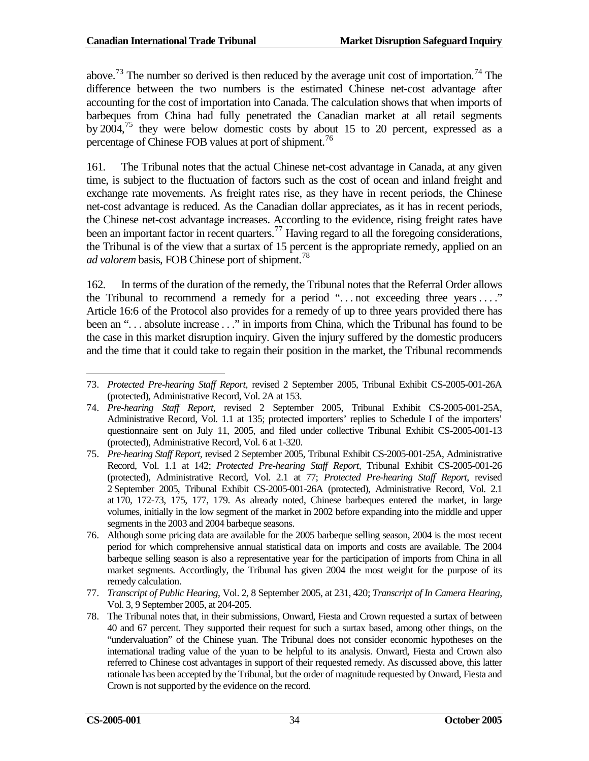above.[73] The number so derived is then reduced by the average unit cost of importation.[74] The difference between the two numbers is the estimated Chinese net-cost advantage after accounting for the cost of importation into Canada. The calculation shows that when imports of barbeques from China had fully penetrated the Canadian market at all retail segments by 2004,[75] they were below domestic costs by about 15 to 20 percent, expressed as a percentage of Chinese FOB values at port of shipment.[76]

161. The Tribunal notes that the actual Chinese net-cost advantage in Canada, at any given time, is subject to the fluctuation of factors such as the cost of ocean and inland freight and exchange rate movements. As freight rates rise, as they have in recent periods, the Chinese net-cost advantage is reduced. As the Canadian dollar appreciates, as it has in recent periods, the Chinese net-cost advantage increases. According to the evidence, rising freight rates have been an important factor in recent quarters.[77] Having regard to all the foregoing considerations, the Tribunal is of the view that a surtax of 15 percent is the appropriate remedy, applied on an *ad valorem* basis, FOB Chinese port of shipment.[78]

162. In terms of the duration of the remedy, the Tribunal notes that the Referral Order allows the Tribunal to recommend a remedy for a period ". . . not exceeding three years . . . ." Article 16:6 of the Protocol also provides for a remedy of up to three years provided there has been an ". . . absolute increase . . ." in imports from China, which the Tribunal has found to be the case in this market disruption inquiry. Given the injury suffered by the domestic producers and the time that it could take to regain their position in the market, the Tribunal recommends

---

73. *Protected Pre-hearing Staff Report*, revised 2 September 2005, Tribunal Exhibit CS-2005-001-26A (protected), Administrative Record, Vol. 2A at 153.

74. *Pre-hearing Staff Report*, revised 2 September 2005, Tribunal Exhibit CS-2005-001-25A, Administrative Record, Vol. 1.1 at 135; protected importers' replies to Schedule I of the importers' questionnaire sent on July 11, 2005, and filed under collective Tribunal Exhibit CS-2005-001-13 (protected), Administrative Record, Vol. 6 at 1-320.

75. *Pre-hearing Staff Report*, revised 2 September 2005, Tribunal Exhibit CS-2005-001-25A, Administrative Record, Vol. 1.1 at 142; *Protected Pre-hearing Staff Report*, Tribunal Exhibit CS-2005-001-26 (protected), Administrative Record, Vol. 2.1 at 77; *Protected Pre-hearing Staff Report*, revised 2 September 2005, Tribunal Exhibit CS-2005-001-26A (protected), Administrative Record, Vol. 2.1 at 170, 172-73, 175, 177, 179. As already noted, Chinese barbeques entered the market, in large volumes, initially in the low segment of the market in 2002 before expanding into the middle and upper segments in the 2003 and 2004 barbeque seasons.

76. Although some pricing data are available for the 2005 barbeque selling season, 2004 is the most recent period for which comprehensive annual statistical data on imports and costs are available. The 2004 barbeque selling season is also a representative year for the participation of imports from China in all market segments. Accordingly, the Tribunal has given 2004 the most weight for the purpose of its remedy calculation.

77. *Transcript of Public Hearing*, Vol. 2, 8 September 2005, at 231, 420; *Transcript of In Camera Hearing*, Vol. 3, 9 September 2005, at 204-205.

78. The Tribunal notes that, in their submissions, Onward, Fiesta and Crown requested a surtax of between 40 and 67 percent. They supported their request for such a surtax based, among other things, on the "undervaluation" of the Chinese yuan. The Tribunal does not consider economic hypotheses on the international trading value of the yuan to be helpful to its analysis. Onward, Fiesta and Crown also referred to Chinese cost advantages in support of their requested remedy. As discussed above, this latter rationale has been accepted by the Tribunal, but the order of magnitude requested by Onward, Fiesta and Crown is not supported by the evidence on the record.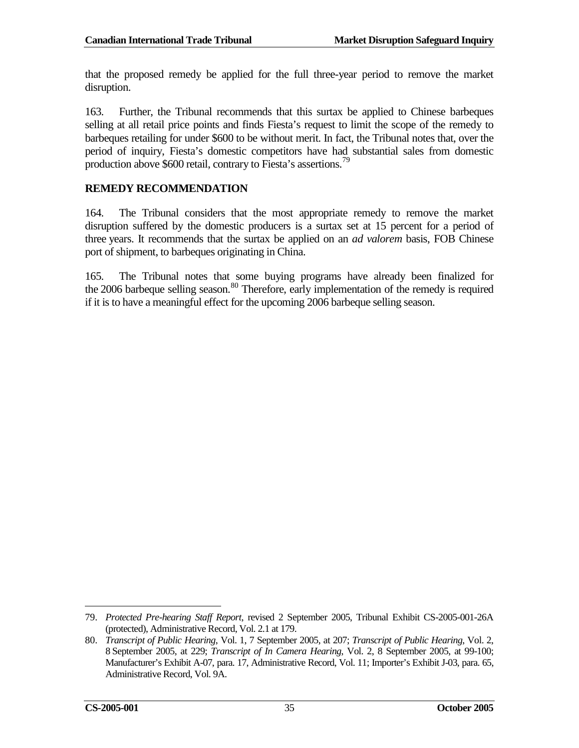that the proposed remedy be applied for the full three-year period to remove the market disruption.

163. Further, the Tribunal recommends that this surtax be applied to Chinese barbeques selling at all retail price points and finds Fiesta's request to limit the scope of the remedy to barbeques retailing for under $600 to be without merit. In fact, the Tribunal notes that, over the period of inquiry, Fiesta's domestic competitors have had substantial sales from domestic production above $600 retail, contrary to Fiesta's assertions.[79]

## REMEDY RECOMMENDATION

164. The Tribunal considers that the most appropriate remedy to remove the market disruption suffered by the domestic producers is a surtax set at 15 percent for a period of three years. It recommends that the surtax be applied on an *ad valorem* basis, FOB Chinese port of shipment, to barbeques originating in China.

165. The Tribunal notes that some buying programs have already been finalized for the 2006 barbeque selling season.[80] Therefore, early implementation of the remedy is required if it is to have a meaningful effect for the upcoming 2006 barbeque selling season.

---

79. *Protected Pre-hearing Staff Report*, revised 2 September 2005, Tribunal Exhibit CS-2005-001-26A (protected), Administrative Record, Vol. 2.1 at 179.

80. *Transcript of Public Hearing*, Vol. 1, 7 September 2005, at 207; *Transcript of Public Hearing*, Vol. 2, 8 September 2005, at 229; *Transcript of In Camera Hearing*, Vol. 2, 8 September 2005, at 99-100; Manufacturer's Exhibit A-07, para. 17, Administrative Record, Vol. 11; Importer's Exhibit J-03, para. 65, Administrative Record, Vol. 9A.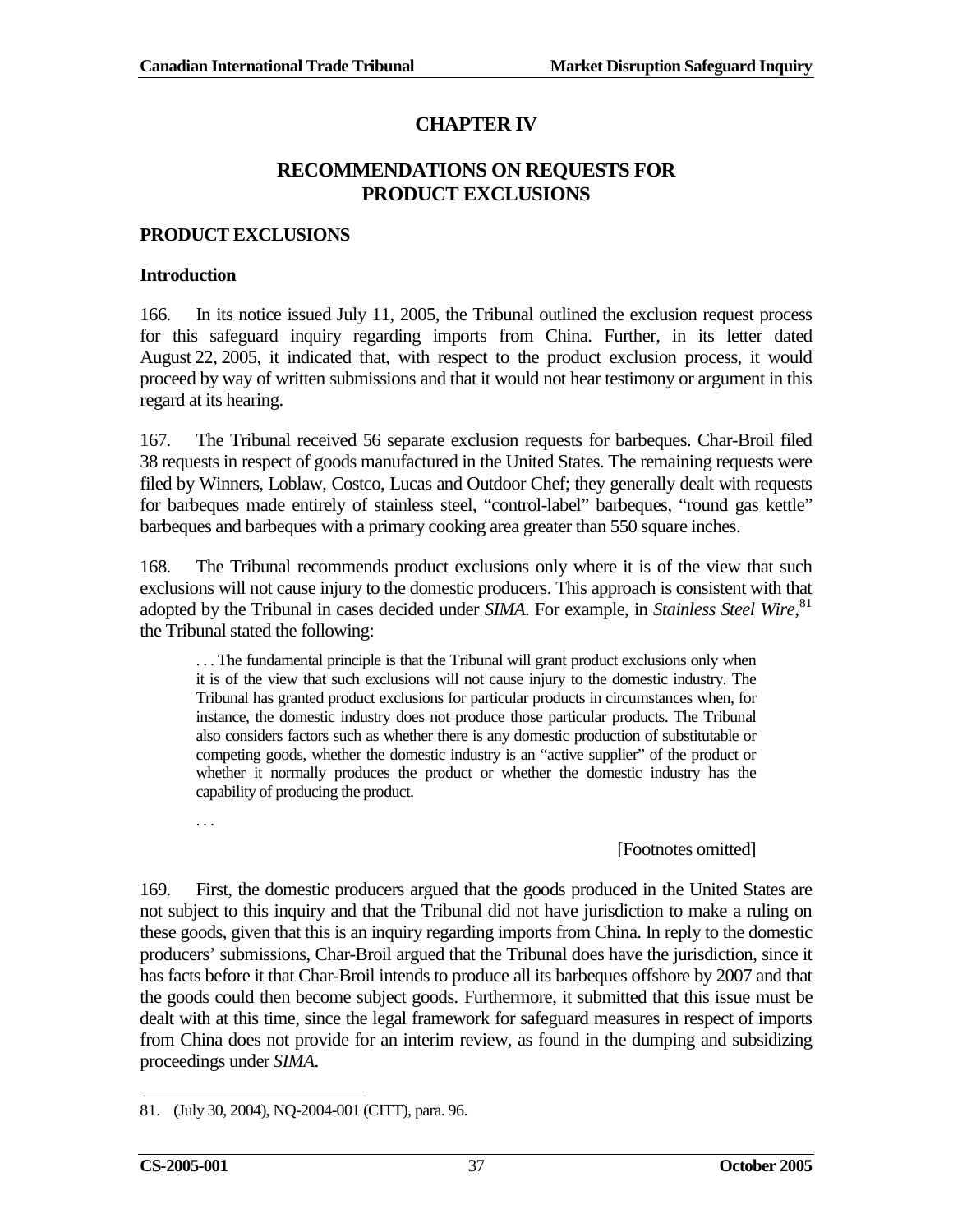# CHAPTER IV

## RECOMMENDATIONS ON REQUESTS FOR PRODUCT EXCLUSIONS

### PRODUCT EXCLUSIONS

#### Introduction

166. In its notice issued July 11, 2005, the Tribunal outlined the exclusion request process for this safeguard inquiry regarding imports from China. Further, in its letter dated August 22, 2005, it indicated that, with respect to the product exclusion process, it would proceed by way of written submissions and that it would not hear testimony or argument in this regard at its hearing.

167. The Tribunal received 56 separate exclusion requests for barbeques. Char-Broil filed 38 requests in respect of goods manufactured in the United States. The remaining requests were filed by Winners, Loblaw, Costco, Lucas and Outdoor Chef; they generally dealt with requests for barbeques made entirely of stainless steel, "control-label" barbeques, "round gas kettle" barbeques and barbeques with a primary cooking area greater than 550 square inches.

168. The Tribunal recommends product exclusions only where it is of the view that such exclusions will not cause injury to the domestic producers. This approach is consistent with that adopted by the Tribunal in cases decided under *SIMA*. For example, in *Stainless Steel Wire*,[81] the Tribunal stated the following:

> . . . The fundamental principle is that the Tribunal will grant product exclusions only when it is of the view that such exclusions will not cause injury to the domestic industry. The Tribunal has granted product exclusions for particular products in circumstances when, for instance, the domestic industry does not produce those particular products. The Tribunal also considers factors such as whether there is any domestic production of substitutable or competing goods, whether the domestic industry is an "active supplier" of the product or whether it normally produces the product or whether the domestic industry has the capability of producing the product.
>
> . . .
>
> [Footnotes omitted]

169. First, the domestic producers argued that the goods produced in the United States are not subject to this inquiry and that the Tribunal did not have jurisdiction to make a ruling on these goods, given that this is an inquiry regarding imports from China. In reply to the domestic producers' submissions, Char-Broil argued that the Tribunal does have the jurisdiction, since it has facts before it that Char-Broil intends to produce all its barbeques offshore by 2007 and that the goods could then become subject goods. Furthermore, it submitted that this issue must be dealt with at this time, since the legal framework for safeguard measures in respect of imports from China does not provide for an interim review, as found in the dumping and subsidizing proceedings under *SIMA*.

---

81. (July 30, 2004), NQ-2004-001 (CITT), para. 96.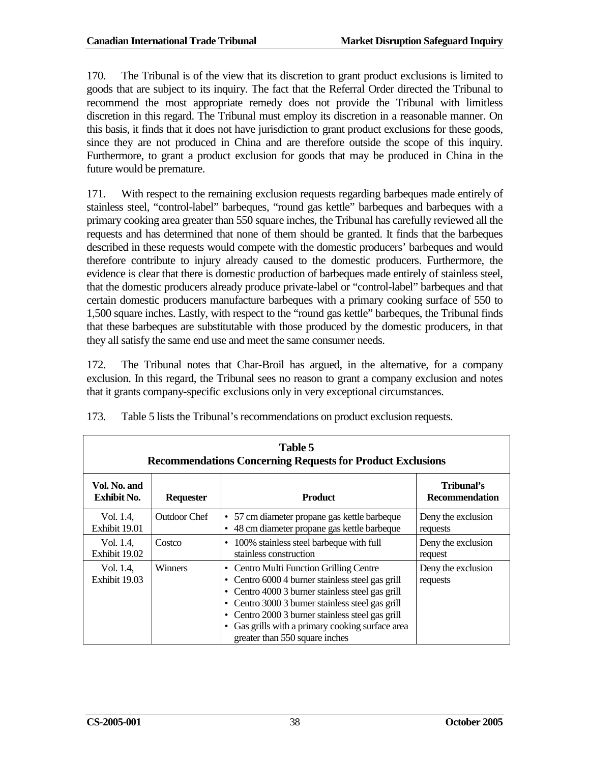170. The Tribunal is of the view that its discretion to grant product exclusions is limited to goods that are subject to its inquiry. The fact that the Referral Order directed the Tribunal to recommend the most appropriate remedy does not provide the Tribunal with limitless discretion in this regard. The Tribunal must employ its discretion in a reasonable manner. On this basis, it finds that it does not have jurisdiction to grant product exclusions for these goods, since they are not produced in China and are therefore outside the scope of this inquiry. Furthermore, to grant a product exclusion for goods that may be produced in China in the future would be premature.

171. With respect to the remaining exclusion requests regarding barbeques made entirely of stainless steel, "control-label" barbeques, "round gas kettle" barbeques and barbeques with a primary cooking area greater than 550 square inches, the Tribunal has carefully reviewed all the requests and has determined that none of them should be granted. It finds that the barbeques described in these requests would compete with the domestic producers' barbeques and would therefore contribute to injury already caused to the domestic producers. Furthermore, the evidence is clear that there is domestic production of barbeques made entirely of stainless steel, that the domestic producers already produce private-label or "control-label" barbeques and that certain domestic producers manufacture barbeques with a primary cooking surface of 550 to 1,500 square inches. Lastly, with respect to the "round gas kettle" barbeques, the Tribunal finds that these barbeques are substitutable with those produced by the domestic producers, in that they all satisfy the same end use and meet the same consumer needs.

172. The Tribunal notes that Char-Broil has argued, in the alternative, for a company exclusion. In this regard, the Tribunal sees no reason to grant a company exclusion and notes that it grants company-specific exclusions only in very exceptional circumstances.

173. Table 5 lists the Tribunal's recommendations on product exclusion requests.

**Table 5**
**Recommendations Concerning Requests for Product Exclusions**

| Vol. No. and Exhibit No. | Requester | Product | Tribunal's Recommendation |
|---|---|---|---|
| Vol. 1.4, Exhibit 19.01 | Outdoor Chef | • 57 cm diameter propane gas kettle barbeque<br>• 48 cm diameter propane gas kettle barbeque | Deny the exclusion requests |
| Vol. 1.4, Exhibit 19.02 | Costco | • 100% stainless steel barbeque with full stainless construction | Deny the exclusion request |
| Vol. 1.4, Exhibit 19.03 | Winners | • Centro Multi Function Grilling Centre<br>• Centro 6000 4 burner stainless steel gas grill<br>• Centro 4000 3 burner stainless steel gas grill<br>• Centro 3000 3 burner stainless steel gas grill<br>• Centro 2000 3 burner stainless steel gas grill<br>• Gas grills with a primary cooking surface area greater than 550 square inches | Deny the exclusion requests |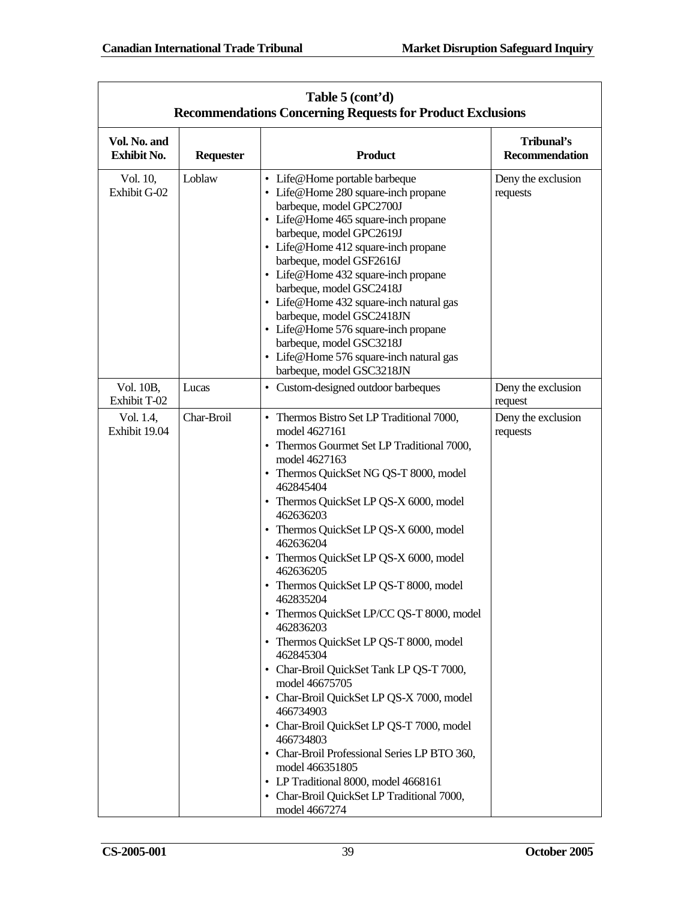**Table 5 (cont'd)**
**Recommendations Concerning Requests for Product Exclusions**

| Vol. No. and Exhibit No. | Requester | Product | Tribunal's Recommendation |
|---|---|---|---|
| Vol. 10, Exhibit G-02 | Loblaw | • Life@Home portable barbeque<br>• Life@Home 280 square-inch propane barbeque, model GPC2700J<br>• Life@Home 465 square-inch propane barbeque, model GPC2619J<br>• Life@Home 412 square-inch propane barbeque, model GSF2616J<br>• Life@Home 432 square-inch propane barbeque, model GSC2418J<br>• Life@Home 432 square-inch natural gas barbeque, model GSC2418JN<br>• Life@Home 576 square-inch propane barbeque, model GSC3218J<br>• Life@Home 576 square-inch natural gas barbeque, model GSC3218JN | Deny the exclusion requests |
| Vol. 10B, Exhibit T-02 | Lucas | • Custom-designed outdoor barbeques | Deny the exclusion request |
| Vol. 1.4, Exhibit 19.04 | Char-Broil | • Thermos Bistro Set LP Traditional 7000, model 4627161<br>• Thermos Gourmet Set LP Traditional 7000, model 4627163<br>• Thermos QuickSet NG QS-T 8000, model 462845404<br>• Thermos QuickSet LP QS-X 6000, model 462636203<br>• Thermos QuickSet LP QS-X 6000, model 462636204<br>• Thermos QuickSet LP QS-X 6000, model 462636205<br>• Thermos QuickSet LP QS-T 8000, model 462835204<br>• Thermos QuickSet LP/CC QS-T 8000, model 462836203<br>• Thermos QuickSet LP QS-T 8000, model 462845304<br>• Char-Broil QuickSet Tank LP QS-T 7000, model 46675705<br>• Char-Broil QuickSet LP QS-X 7000, model 466734903<br>• Char-Broil QuickSet LP QS-T 7000, model 466734803<br>• Char-Broil Professional Series LP BTO 360, model 466351805<br>• LP Traditional 8000, model 4668161<br>• Char-Broil QuickSet LP Traditional 7000, model 4667274 | Deny the exclusion requests |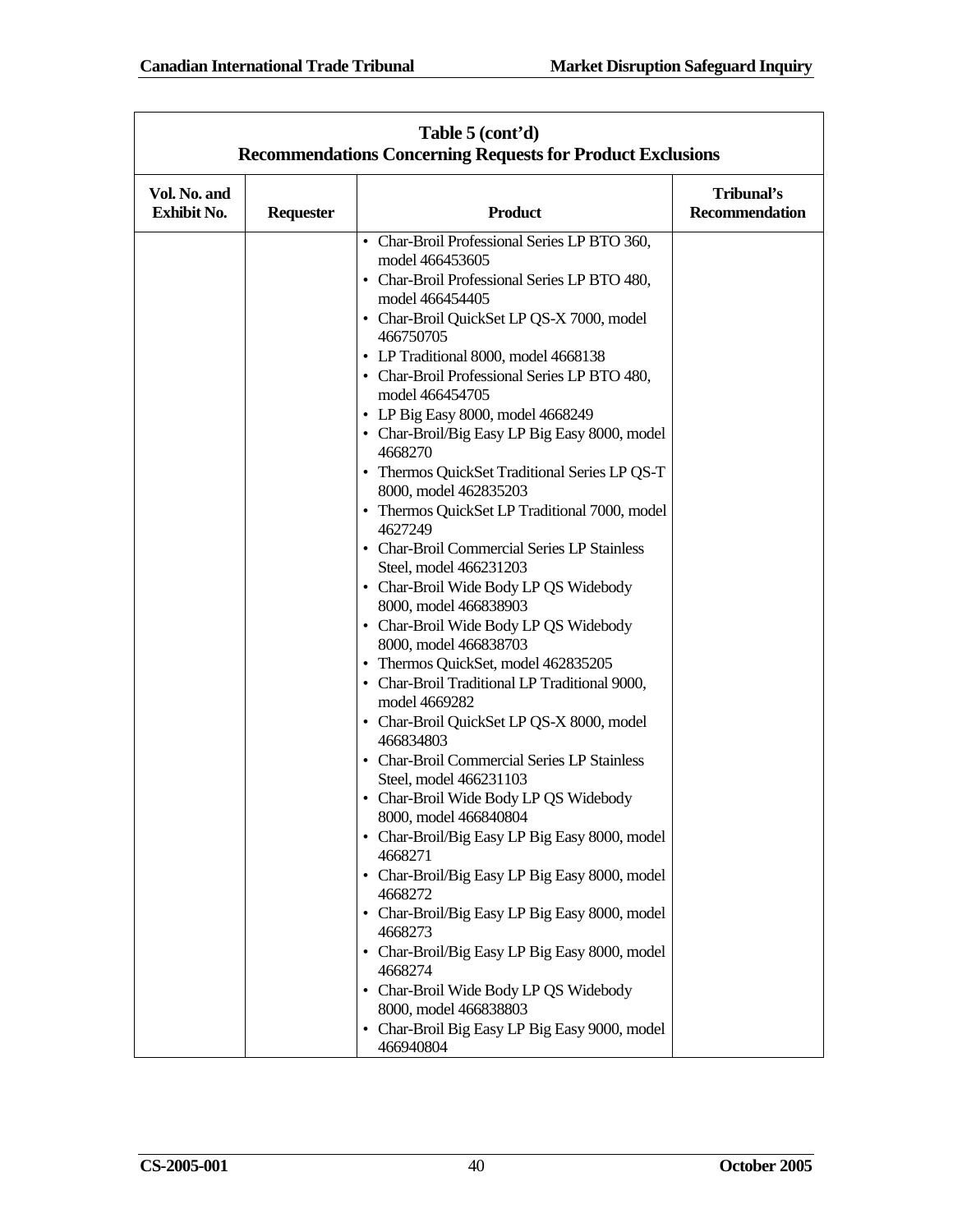| Table 5 (cont'd) Recommendations Concerning Requests for Product Exclusions | | | |
|---|---|---|---|
| **Vol. No. and Exhibit No.** | **Requester** | **Product** | **Tribunal's Recommendation** |
| | | • Char-Broil Professional Series LP BTO 360, model 466453605<br>• Char-Broil Professional Series LP BTO 480, model 466454405<br>• Char-Broil QuickSet LP QS-X 7000, model 466750705<br>• LP Traditional 8000, model 4668138<br>• Char-Broil Professional Series LP BTO 480, model 466454705<br>• LP Big Easy 8000, model 4668249<br>• Char-Broil/Big Easy LP Big Easy 8000, model 4668270<br>• Thermos QuickSet Traditional Series LP QS-T 8000, model 462835203<br>• Thermos QuickSet LP Traditional 7000, model 4627249<br>• Char-Broil Commercial Series LP Stainless Steel, model 466231203<br>• Char-Broil Wide Body LP QS Widebody 8000, model 466838903<br>• Char-Broil Wide Body LP QS Widebody 8000, model 466838703<br>• Thermos QuickSet, model 462835205<br>• Char-Broil Traditional LP Traditional 9000, model 4669282<br>• Char-Broil QuickSet LP QS-X 8000, model 466834803<br>• Char-Broil Commercial Series LP Stainless Steel, model 466231103<br>• Char-Broil Wide Body LP QS Widebody 8000, model 466840804<br>• Char-Broil/Big Easy LP Big Easy 8000, model 4668271<br>• Char-Broil/Big Easy LP Big Easy 8000, model 4668272<br>• Char-Broil/Big Easy LP Big Easy 8000, model 4668273<br>• Char-Broil/Big Easy LP Big Easy 8000, model 4668274<br>• Char-Broil Wide Body LP QS Widebody 8000, model 466838803<br>• Char-Broil Big Easy LP Big Easy 9000, model 466940804 | |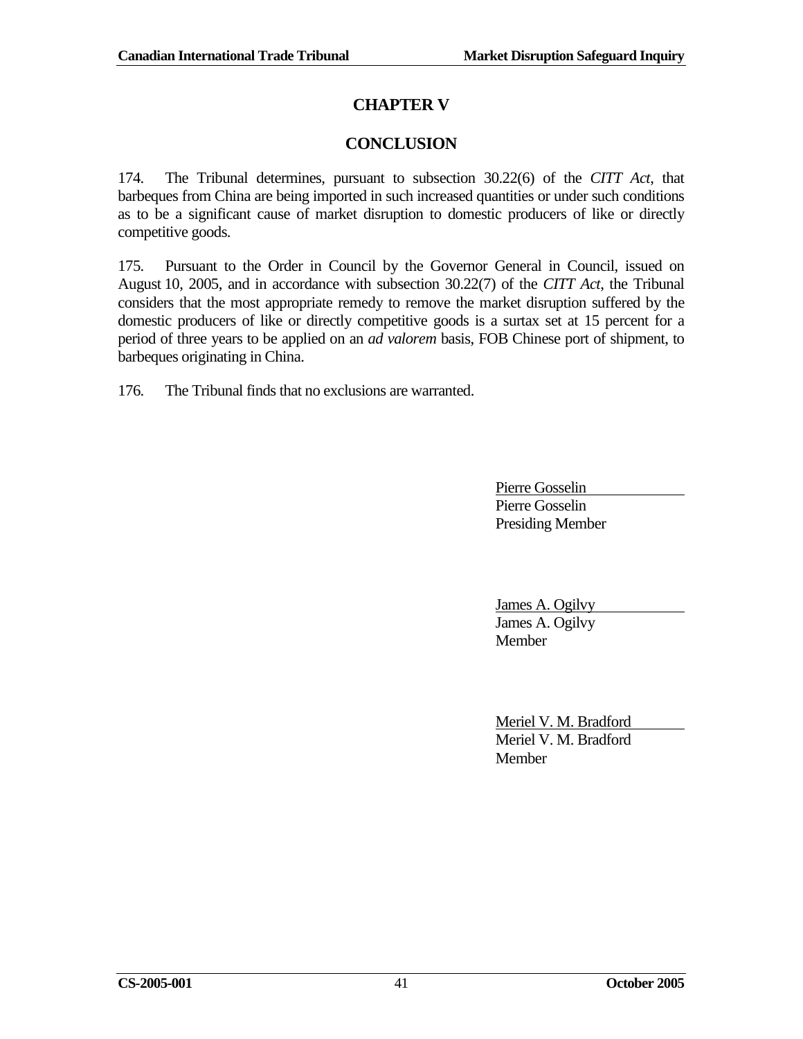# CHAPTER V

## CONCLUSION

174. The Tribunal determines, pursuant to subsection 30.22(6) of the *CITT Act*, that barbeques from China are being imported in such increased quantities or under such conditions as to be a significant cause of market disruption to domestic producers of like or directly competitive goods.

175. Pursuant to the Order in Council by the Governor General in Council, issued on August 10, 2005, and in accordance with subsection 30.22(7) of the *CITT Act*, the Tribunal considers that the most appropriate remedy to remove the market disruption suffered by the domestic producers of like or directly competitive goods is a surtax set at 15 percent for a period of three years to be applied on an *ad valorem* basis, FOB Chinese port of shipment, to barbeques originating in China.

176. The Tribunal finds that no exclusions are warranted.

Pierre Gosselin
Pierre Gosselin
Presiding Member

James A. Ogilvy
James A. Ogilvy
Member

Meriel V. M. Bradford
Meriel V. M. Bradford
Member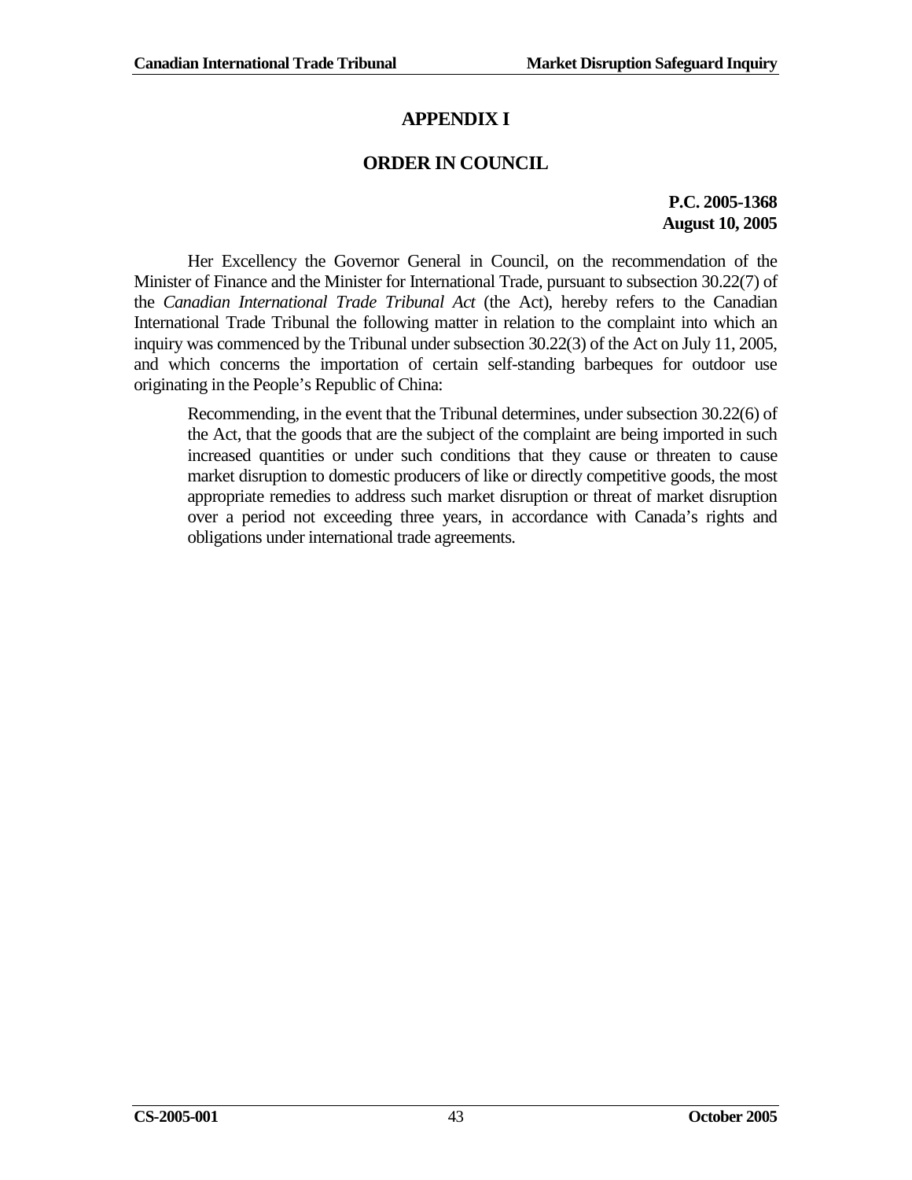# APPENDIX I

## ORDER IN COUNCIL

**P.C. 2005-1368**
**August 10, 2005**

Her Excellency the Governor General in Council, on the recommendation of the Minister of Finance and the Minister for International Trade, pursuant to subsection 30.22(7) of the *Canadian International Trade Tribunal Act* (the Act), hereby refers to the Canadian International Trade Tribunal the following matter in relation to the complaint into which an inquiry was commenced by the Tribunal under subsection 30.22(3) of the Act on July 11, 2005, and which concerns the importation of certain self-standing barbeques for outdoor use originating in the People's Republic of China:

> Recommending, in the event that the Tribunal determines, under subsection 30.22(6) of the Act, that the goods that are the subject of the complaint are being imported in such increased quantities or under such conditions that they cause or threaten to cause market disruption to domestic producers of like or directly competitive goods, the most appropriate remedies to address such market disruption or threat of market disruption over a period not exceeding three years, in accordance with Canada's rights and obligations under international trade agreements.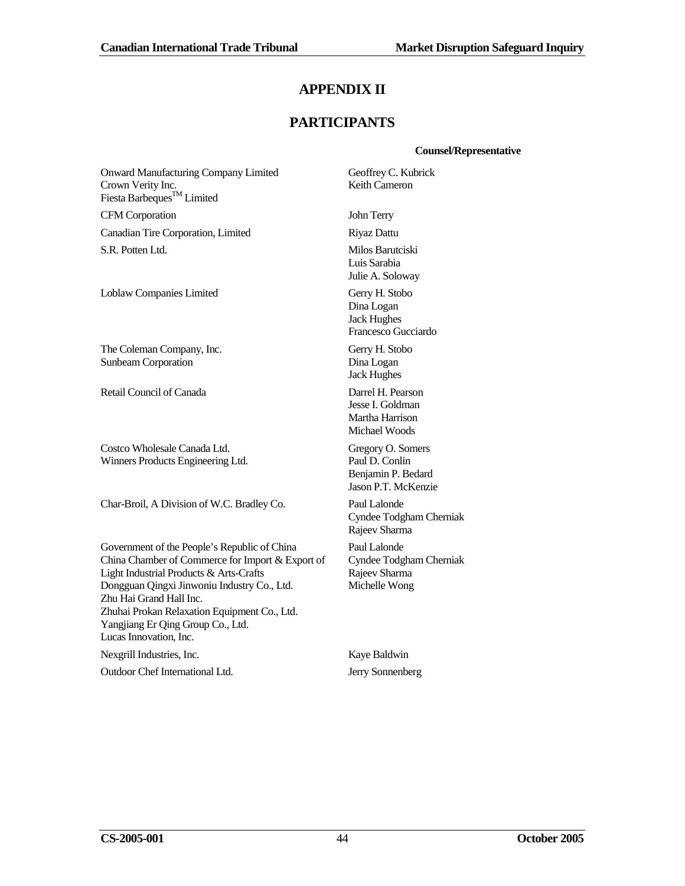# APPENDIX II

## PARTICIPANTS

| | Counsel/Representative |
|---|---|
| Onward Manufacturing Company Limited<br>Crown Verity Inc.<br>Fiesta Barbeques™ Limited | Geoffrey C. Kubrick<br>Keith Cameron |
| CFM Corporation | John Terry |
| Canadian Tire Corporation, Limited | Riyaz Dattu |
| S.R. Potten Ltd. | Milos Barutciski<br>Luis Sarabia<br>Julie A. Soloway |
| Loblaw Companies Limited | Gerry H. Stobo<br>Dina Logan<br>Jack Hughes<br>Francesco Gucciardo |
| The Coleman Company, Inc.<br>Sunbeam Corporation | Gerry H. Stobo<br>Dina Logan<br>Jack Hughes |
| Retail Council of Canada | Darrel H. Pearson<br>Jesse I. Goldman<br>Martha Harrison<br>Michael Woods |
| Costco Wholesale Canada Ltd.<br>Winners Products Engineering Ltd. | Gregory O. Somers<br>Paul D. Conlin<br>Benjamin P. Bedard<br>Jason P.T. McKenzie |
| Char-Broil, A Division of W.C. Bradley Co. | Paul Lalonde<br>Cyndee Todgham Cherniak<br>Rajeev Sharma |
| Government of the People's Republic of China<br>China Chamber of Commerce for Import & Export of Light Industrial Products & Arts-Crafts<br>Dongguan Qingxi Jinwoniu Industry Co., Ltd.<br>Zhu Hai Grand Hall Inc.<br>Zhuhai Prokan Relaxation Equipment Co., Ltd.<br>Yangjiang Er Qing Group Co., Ltd.<br>Lucas Innovation, Inc. | Paul Lalonde<br>Cyndee Todgham Cherniak<br>Rajeev Sharma<br>Michelle Wong |
| Nexgrill Industries, Inc. | Kaye Baldwin |
| Outdoor Chef International Ltd. | Jerry Sonnenberg |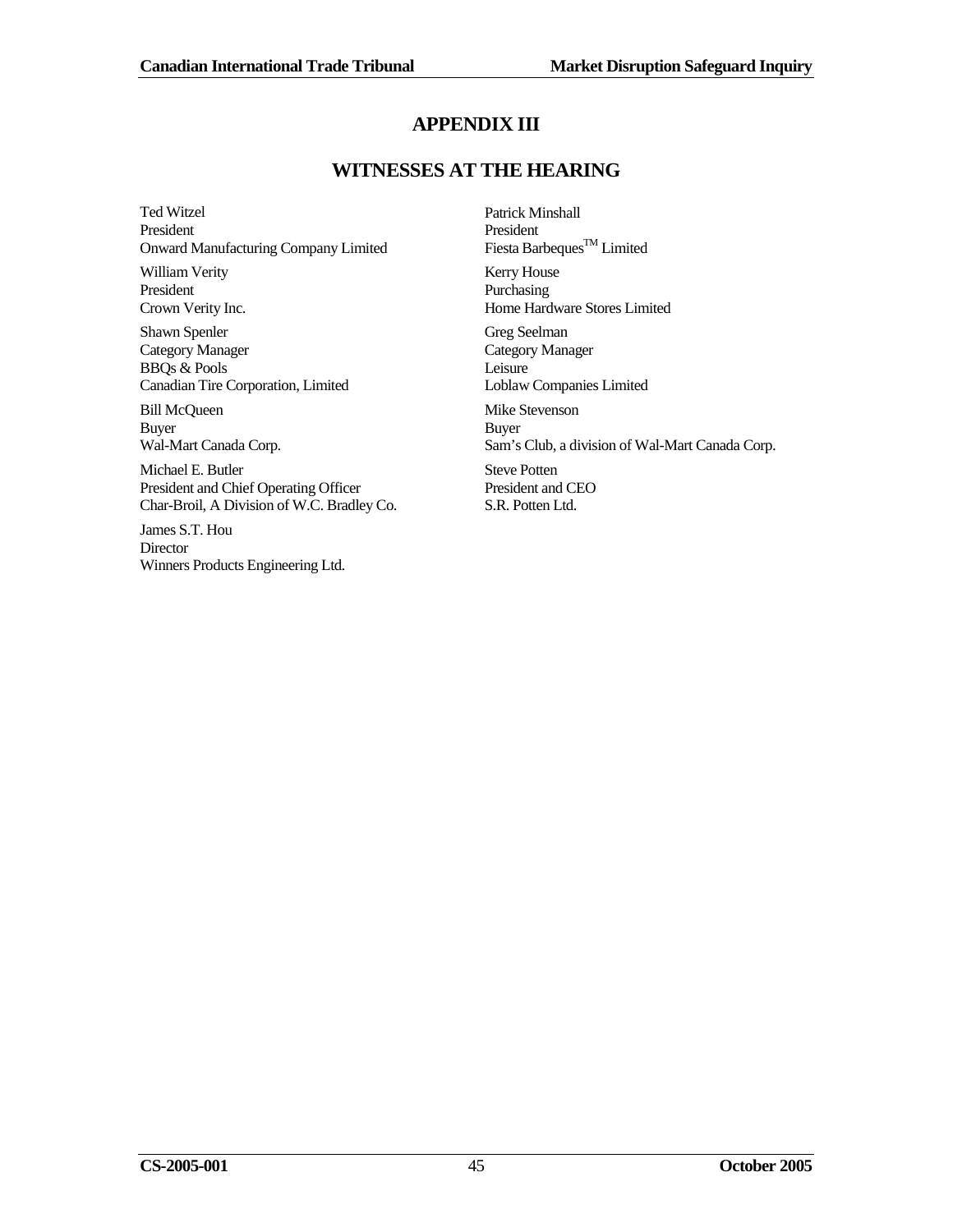# APPENDIX III

## WITNESSES AT THE HEARING

Ted Witzel
President
Onward Manufacturing Company Limited

William Verity
President
Crown Verity Inc.

Shawn Spenler
Category Manager
BBQs & Pools
Canadian Tire Corporation, Limited

Bill McQueen
Buyer
Wal-Mart Canada Corp.

Michael E. Butler
President and Chief Operating Officer
Char-Broil, A Division of W.C. Bradley Co.

James S.T. Hou
Director
Winners Products Engineering Ltd.

Patrick Minshall
President
Fiesta Barbeques™ Limited

Kerry House
Purchasing
Home Hardware Stores Limited

Greg Seelman
Category Manager
Leisure
Loblaw Companies Limited

Mike Stevenson
Buyer
Sam's Club, a division of Wal-Mart Canada Corp.

Steve Potten
President and CEO
S.R. Potten Ltd.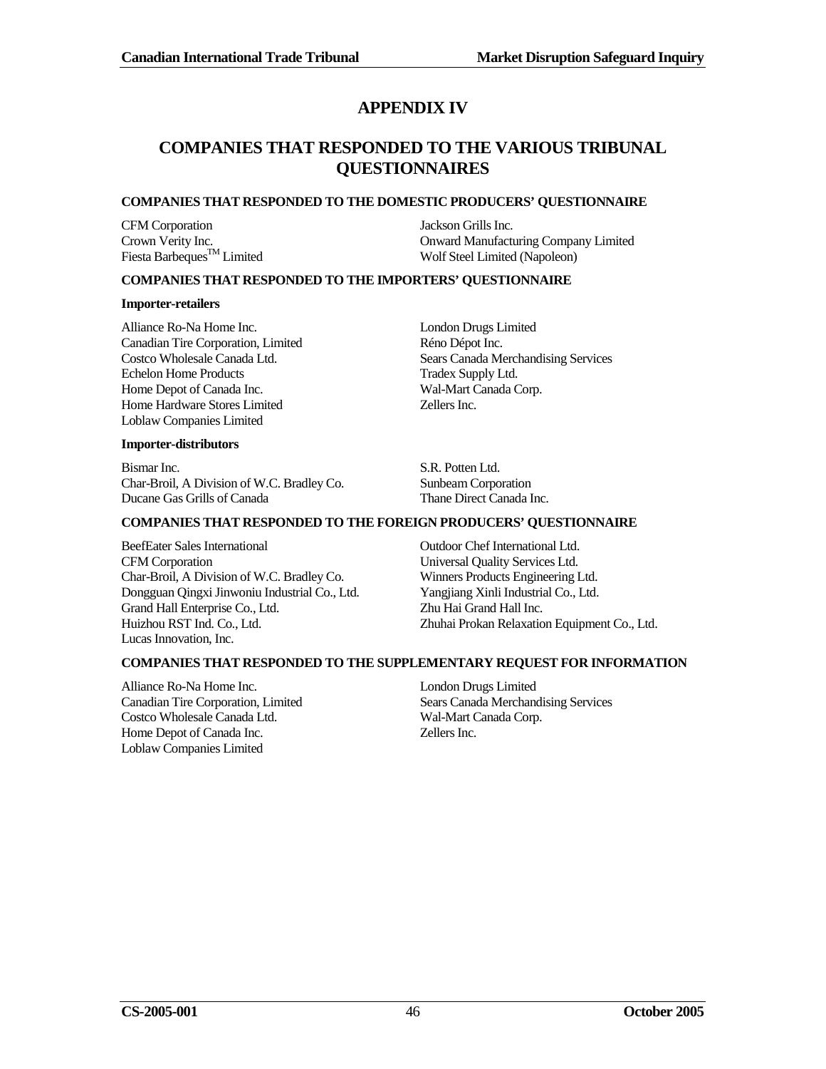# APPENDIX IV

# COMPANIES THAT RESPONDED TO THE VARIOUS TRIBUNAL QUESTIONNAIRES

### COMPANIES THAT RESPONDED TO THE DOMESTIC PRODUCERS' QUESTIONNAIRE

CFM Corporation
Crown Verity Inc.
Fiesta Barbeques™ Limited
Jackson Grills Inc.
Onward Manufacturing Company Limited
Wolf Steel Limited (Napoleon)

### COMPANIES THAT RESPONDED TO THE IMPORTERS' QUESTIONNAIRE

**Importer-retailers**

Alliance Ro-Na Home Inc.
Canadian Tire Corporation, Limited
Costco Wholesale Canada Ltd.
Echelon Home Products
Home Depot of Canada Inc.
Home Hardware Stores Limited
Loblaw Companies Limited
London Drugs Limited
Réno Dépot Inc.
Sears Canada Merchandising Services
Tradex Supply Ltd.
Wal-Mart Canada Corp.
Zellers Inc.

**Importer-distributors**

Bismar Inc.
Char-Broil, A Division of W.C. Bradley Co.
Ducane Gas Grills of Canada
S.R. Potten Ltd.
Sunbeam Corporation
Thane Direct Canada Inc.

### COMPANIES THAT RESPONDED TO THE FOREIGN PRODUCERS' QUESTIONNAIRE

BeefEater Sales International
CFM Corporation
Char-Broil, A Division of W.C. Bradley Co.
Dongguan Qingxi Jinwoniu Industrial Co., Ltd.
Grand Hall Enterprise Co., Ltd.
Huizhou RST Ind. Co., Ltd.
Lucas Innovation, Inc.
Outdoor Chef International Ltd.
Universal Quality Services Ltd.
Winners Products Engineering Ltd.
Yangjiang Xinli Industrial Co., Ltd.
Zhu Hai Grand Hall Inc.
Zhuhai Prokan Relaxation Equipment Co., Ltd.

### COMPANIES THAT RESPONDED TO THE SUPPLEMENTARY REQUEST FOR INFORMATION

Alliance Ro-Na Home Inc.
Canadian Tire Corporation, Limited
Costco Wholesale Canada Ltd.
Home Depot of Canada Inc.
Loblaw Companies Limited
London Drugs Limited
Sears Canada Merchandising Services
Wal-Mart Canada Corp.
Zellers Inc.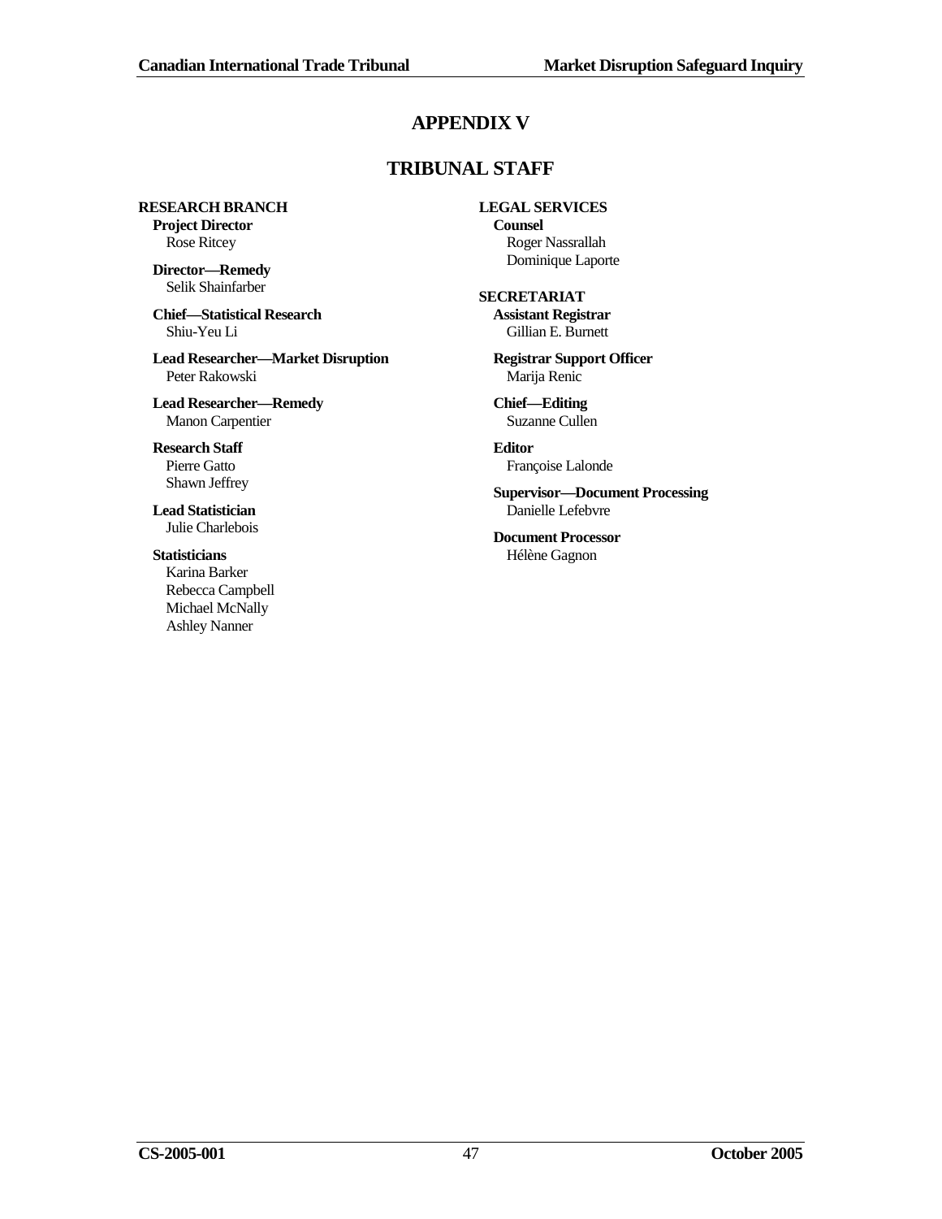# APPENDIX V

## TRIBUNAL STAFF

**RESEARCH BRANCH**

**Project Director**
Rose Ritcey

**Director—Remedy**
Selik Shainfarber

**Chief—Statistical Research**
Shiu-Yeu Li

**Lead Researcher—Market Disruption**
Peter Rakowski

**Lead Researcher—Remedy**
Manon Carpentier

**Research Staff**
Pierre Gatto
Shawn Jeffrey

**Lead Statistician**
Julie Charlebois

**Statisticians**
Karina Barker
Rebecca Campbell
Michael McNally
Ashley Nanner

**LEGAL SERVICES**

**Counsel**
Roger Nassrallah
Dominique Laporte

**SECRETARIAT**

**Assistant Registrar**
Gillian E. Burnett

**Registrar Support Officer**
Marija Renic

**Chief—Editing**
Suzanne Cullen

**Editor**
Françoise Lalonde

**Supervisor—Document Processing**
Danielle Lefebvre

**Document Processor**
Hélène Gagnon